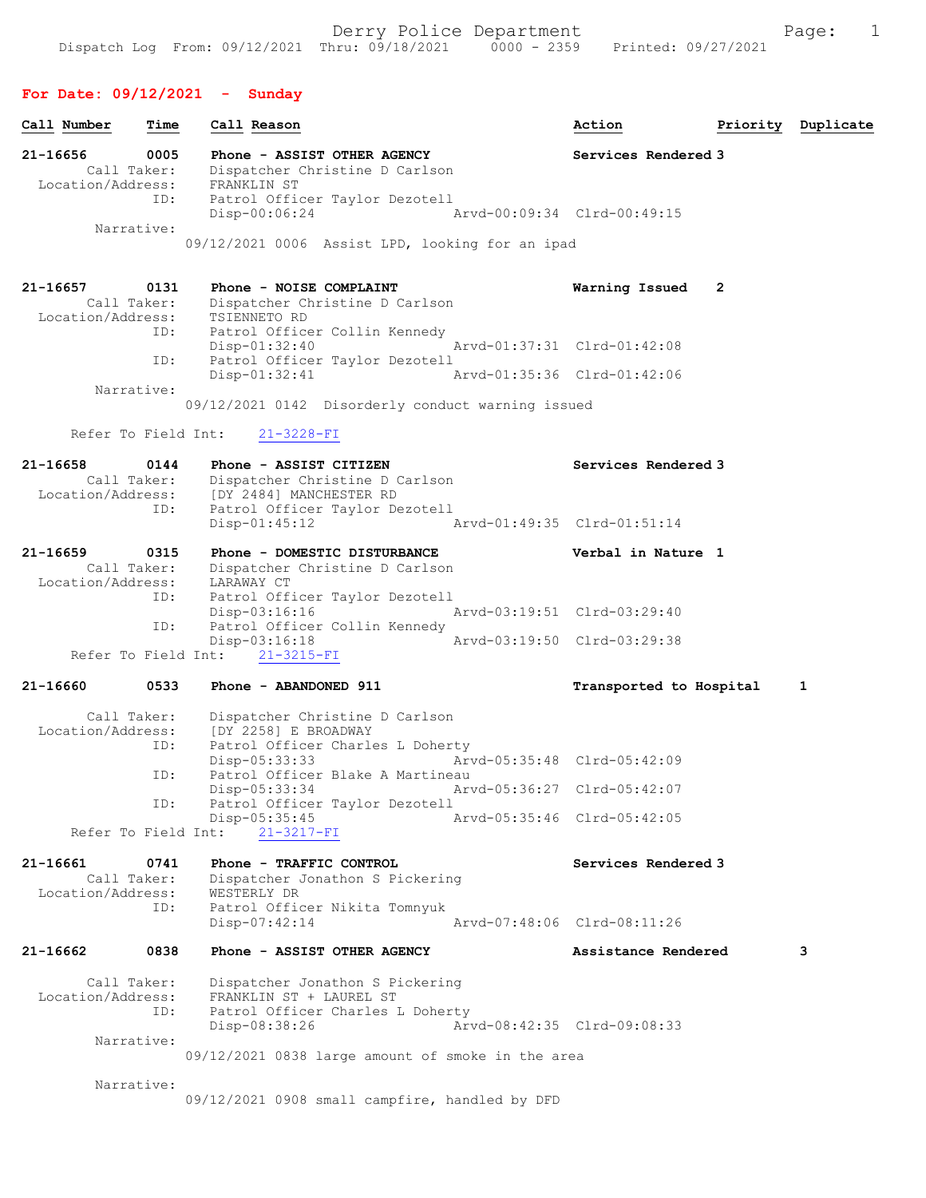Derry Police Department

Dispatch Log From: 09/12/2021 Thru: 09/18/2021 0000 - 2359 Printed: 09/27/2021

## For Date: 09/12/2021 - Sunday

| Call Number | Time | Call Reason | Action | Priority | Duplicate |
|---|---|---|---|---|---|

**21-16656** 0005 Phone - ASSIST OTHER AGENCY — Services Rendered 3
Call Taker: Dispatcher Christine D Carlson
Location/Address: FRANKLIN ST
ID: Patrol Officer Taylor Dezotell
Disp-00:06:24 Arvd-00:09:34 Clrd-00:49:15
Narrative:
09/12/2021 0006 Assist LPD, looking for an ipad

**21-16657** 0131 Phone - NOISE COMPLAINT — Warning Issued 2
Call Taker: Dispatcher Christine D Carlson
Location/Address: TSIENNETO RD
ID: Patrol Officer Collin Kennedy
Disp-01:32:40 Arvd-01:37:31 Clrd-01:42:08
ID: Patrol Officer Taylor Dezotell
Disp-01:32:41 Arvd-01:35:36 Clrd-01:42:06
Narrative:
09/12/2021 0142 Disorderly conduct warning issued

Refer To Field Int: 21-3228-FI

**21-16658** 0144 Phone - ASSIST CITIZEN — Services Rendered 3
Call Taker: Dispatcher Christine D Carlson
Location/Address: [DY 2484] MANCHESTER RD
ID: Patrol Officer Taylor Dezotell
Disp-01:45:12 Arvd-01:49:35 Clrd-01:51:14

**21-16659** 0315 Phone - DOMESTIC DISTURBANCE — Verbal in Nature 1
Call Taker: Dispatcher Christine D Carlson
Location/Address: LARAWAY CT
ID: Patrol Officer Taylor Dezotell
Disp-03:16:16 Arvd-03:19:51 Clrd-03:29:40
ID: Patrol Officer Collin Kennedy
Disp-03:16:18 Arvd-03:19:50 Clrd-03:29:38
Refer To Field Int: 21-3215-FI

**21-16660** 0533 Phone - ABANDONED 911 — Transported to Hospital 1
Call Taker: Dispatcher Christine D Carlson
Location/Address: [DY 2258] E BROADWAY
ID: Patrol Officer Charles L Doherty
Disp-05:33:33 Arvd-05:35:48 Clrd-05:42:09
ID: Patrol Officer Blake A Martineau
Disp-05:33:34 Arvd-05:36:27 Clrd-05:42:07
ID: Patrol Officer Taylor Dezotell
Disp-05:35:45 Arvd-05:35:46 Clrd-05:42:05
Refer To Field Int: 21-3217-FI

**21-16661** 0741 Phone - TRAFFIC CONTROL — Services Rendered 3
Call Taker: Dispatcher Jonathon S Pickering
Location/Address: WESTERLY DR
ID: Patrol Officer Nikita Tomnyuk
Disp-07:42:14 Arvd-07:48:06 Clrd-08:11:26

**21-16662** 0838 Phone - ASSIST OTHER AGENCY — Assistance Rendered 3
Call Taker: Dispatcher Jonathon S Pickering
Location/Address: FRANKLIN ST + LAUREL ST
ID: Patrol Officer Charles L Doherty
Disp-08:38:26 Arvd-08:42:35 Clrd-09:08:33
Narrative:
09/12/2021 0838 large amount of smoke in the area
Narrative:
09/12/2021 0908 small campfire, handled by DFD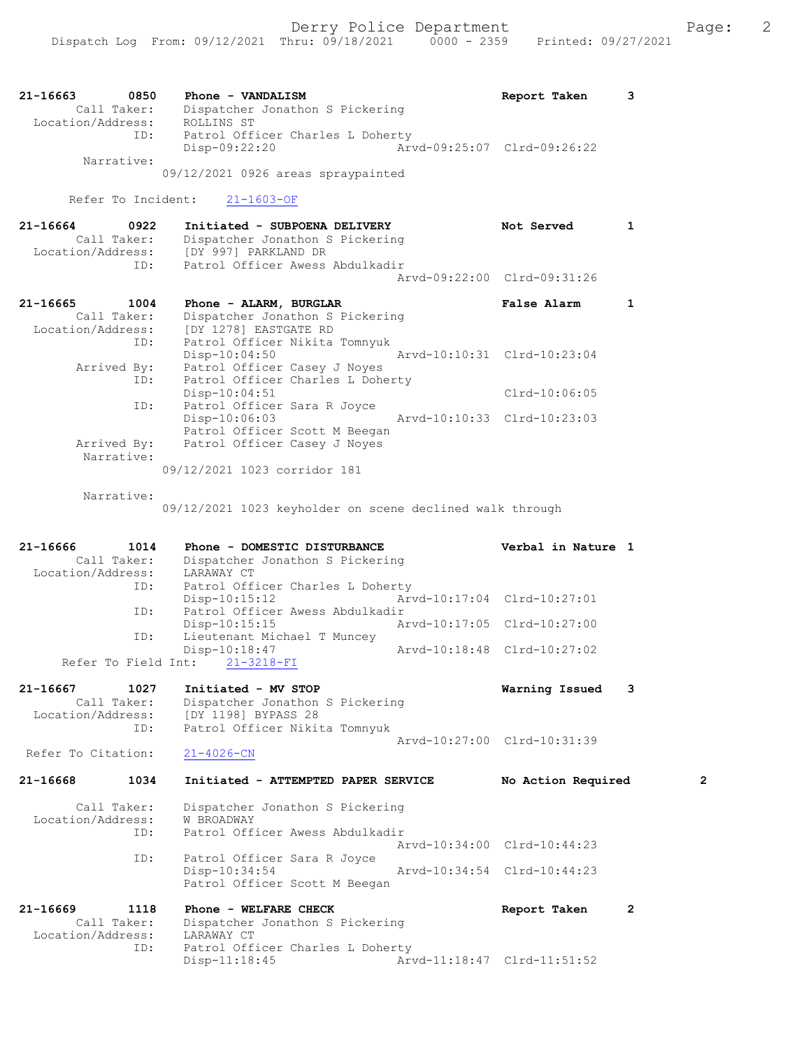Derry Police Department

Dispatch Log From: 09/12/2021 Thru: 09/18/2021 0000 - 2359 Printed: 09/27/2021

```
21-16663        0850    Phone - VANDALISM                          Report Taken      3
        Call Taker:     Dispatcher Jonathon S Pickering
  Location/Address:     ROLLINS ST
                ID:     Patrol Officer Charles L Doherty
                        Disp-09:22:20              Arvd-09:25:07  Clrd-09:26:22
         Narrative:
                      09/12/2021 0926 areas spraypainted

       Refer To Incident:    21-1603-OF

21-16664        0922    Initiated - SUBPOENA DELIVERY              Not Served        1
        Call Taker:     Dispatcher Jonathon S Pickering
  Location/Address:     [DY 997] PARKLAND DR
                ID:     Patrol Officer Awess Abdulkadir
                                                   Arvd-09:22:00  Clrd-09:31:26

21-16665        1004    Phone - ALARM, BURGLAR                     False Alarm       1
        Call Taker:     Dispatcher Jonathon S Pickering
  Location/Address:     [DY 1278] EASTGATE RD
                ID:     Patrol Officer Nikita Tomnyuk
                        Disp-10:04:50              Arvd-10:10:31  Clrd-10:23:04
        Arrived By:     Patrol Officer Casey J Noyes
                ID:     Patrol Officer Charles L Doherty
                        Disp-10:04:51                             Clrd-10:06:05
                ID:     Patrol Officer Sara R Joyce
                        Disp-10:06:03              Arvd-10:10:33  Clrd-10:23:03
                        Patrol Officer Scott M Beegan
        Arrived By:     Patrol Officer Casey J Noyes
         Narrative:
                      09/12/2021 1023 corridor 181

         Narrative:
                      09/12/2021 1023 keyholder on scene declined walk through

21-16666        1014    Phone - DOMESTIC DISTURBANCE               Verbal in Nature 1
        Call Taker:     Dispatcher Jonathon S Pickering
  Location/Address:     LARAWAY CT
                ID:     Patrol Officer Charles L Doherty
                        Disp-10:15:12              Arvd-10:17:04  Clrd-10:27:01
                ID:     Patrol Officer Awess Abdulkadir
                        Disp-10:15:15              Arvd-10:17:05  Clrd-10:27:00
                ID:     Lieutenant Michael T Muncey
                        Disp-10:18:47              Arvd-10:18:48  Clrd-10:27:02
     Refer To Field Int:    21-3218-FI

21-16667        1027    Initiated - MV STOP                        Warning Issued    3
        Call Taker:     Dispatcher Jonathon S Pickering
  Location/Address:     [DY 1198] BYPASS 28
                ID:     Patrol Officer Nikita Tomnyuk
                                                   Arvd-10:27:00  Clrd-10:31:39
  Refer To Citation:    21-4026-CN

21-16668        1034    Initiated - ATTEMPTED PAPER SERVICE        No Action Required      2

        Call Taker:     Dispatcher Jonathon S Pickering
  Location/Address:     W BROADWAY
                ID:     Patrol Officer Awess Abdulkadir
                                                   Arvd-10:34:00  Clrd-10:44:23
                ID:     Patrol Officer Sara R Joyce
                        Disp-10:34:54              Arvd-10:34:54  Clrd-10:44:23
                        Patrol Officer Scott M Beegan

21-16669        1118    Phone - WELFARE CHECK                      Report Taken      2
        Call Taker:     Dispatcher Jonathon S Pickering
  Location/Address:     LARAWAY CT
                ID:     Patrol Officer Charles L Doherty
                        Disp-11:18:45              Arvd-11:18:47  Clrd-11:51:52
```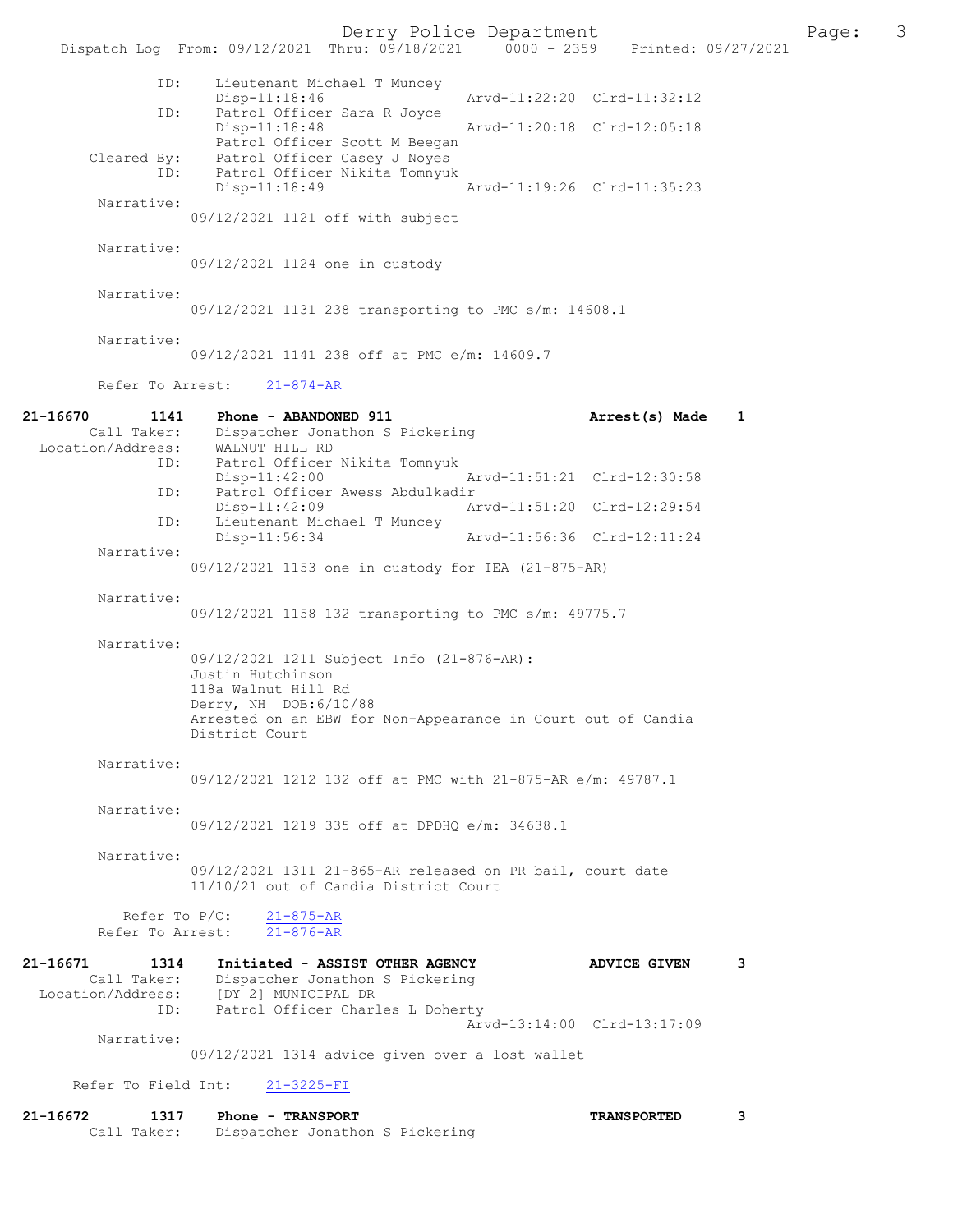```
            ID:     Lieutenant Michael T Muncey
                    Disp-11:18:46                Arvd-11:22:20  Clrd-11:32:12
            ID:     Patrol Officer Sara R Joyce
                    Disp-11:18:48                Arvd-11:20:18  Clrd-12:05:18
                    Patrol Officer Scott M Beegan
    Cleared By:     Patrol Officer Casey J Noyes
            ID:     Patrol Officer Nikita Tomnyuk
                    Disp-11:18:49                Arvd-11:19:26  Clrd-11:35:23
     Narrative:
                  09/12/2021 1121 off with subject

     Narrative:
                  09/12/2021 1124 one in custody

     Narrative:
                  09/12/2021 1131 238 transporting to PMC s/m: 14608.1

     Narrative:
                  09/12/2021 1141 238 off at PMC e/m: 14609.7

     Refer To Arrest:    21-874-AR

21-16670        1141    Phone - ABANDONED 911                    Arrest(s) Made    1
      Call Taker:      Dispatcher Jonathon S Pickering
 Location/Address:     WALNUT HILL RD
            ID:     Patrol Officer Nikita Tomnyuk
                    Disp-11:42:00                Arvd-11:51:21  Clrd-12:30:58
            ID:     Patrol Officer Awess Abdulkadir
                    Disp-11:42:09                Arvd-11:51:20  Clrd-12:29:54
            ID:     Lieutenant Michael T Muncey
                    Disp-11:56:34                Arvd-11:56:36  Clrd-12:11:24
     Narrative:
                  09/12/2021 1153 one in custody for IEA (21-875-AR)

     Narrative:
                  09/12/2021 1158 132 transporting to PMC s/m: 49775.7

     Narrative:
                  09/12/2021 1211 Subject Info (21-876-AR):
                  Justin Hutchinson
                  118a Walnut Hill Rd
                  Derry, NH  DOB:6/10/88
                  Arrested on an EBW for Non-Appearance in Court out of Candia
                  District Court

     Narrative:
                  09/12/2021 1212 132 off at PMC with 21-875-AR e/m: 49787.1

     Narrative:
                  09/12/2021 1219 335 off at DPDHQ e/m: 34638.1

     Narrative:
                  09/12/2021 1311 21-865-AR released on PR bail, court date
                  11/10/21 out of Candia District Court

        Refer To P/C:    21-875-AR
     Refer To Arrest:    21-876-AR

21-16671        1314    Initiated - ASSIST OTHER AGENCY          ADVICE GIVEN      3
      Call Taker:      Dispatcher Jonathon S Pickering
 Location/Address:     [DY 2] MUNICIPAL DR
            ID:     Patrol Officer Charles L Doherty
                                                 Arvd-13:14:00  Clrd-13:17:09
     Narrative:
                  09/12/2021 1314 advice given over a lost wallet

   Refer To Field Int:    21-3225-FI

21-16672        1317    Phone - TRANSPORT                        TRANSPORTED       3
      Call Taker:      Dispatcher Jonathon S Pickering
```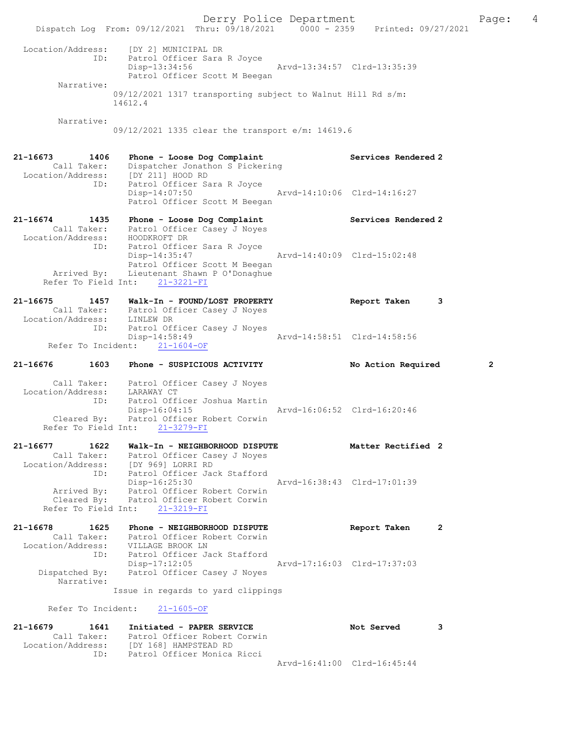```
 Location/Address:    [DY 2] MUNICIPAL DR
               ID:    Patrol Officer Sara R Joyce
                      Disp-13:34:56                 Arvd-13:34:57  Clrd-13:35:39
                      Patrol Officer Scott M Beegan
        Narrative:
                  09/12/2021 1317 transporting subject to Walnut Hill Rd s/m:
                  14612.4

        Narrative:
                  09/12/2021 1335 clear the transport e/m: 14619.6


21-16673        1406    Phone - Loose Dog Complaint                 Services Rendered 2
         Call Taker:    Dispatcher Jonathon S Pickering
   Location/Address:    [DY 211] HOOD RD
                ID:     Patrol Officer Sara R Joyce
                        Disp-14:07:50                 Arvd-14:10:06  Clrd-14:16:27
                        Patrol Officer Scott M Beegan

21-16674        1435    Phone - Loose Dog Complaint                 Services Rendered 2
         Call Taker:    Patrol Officer Casey J Noyes
   Location/Address:    HOODKROFT DR
                ID:     Patrol Officer Sara R Joyce
                        Disp-14:35:47                 Arvd-14:40:09  Clrd-15:02:48
                        Patrol Officer Scott M Beegan
        Arrived By:     Lieutenant Shawn P O'Donaghue
     Refer To Field Int:    21-3221-FI

21-16675        1457    Walk-In - FOUND/LOST PROPERTY               Report Taken      3
         Call Taker:    Patrol Officer Casey J Noyes
   Location/Address:    LINLEW DR
                ID:     Patrol Officer Casey J Noyes
                        Disp-14:58:49                 Arvd-14:58:51  Clrd-14:58:56
      Refer To Incident:    21-1604-OF

21-16676        1603    Phone - SUSPICIOUS ACTIVITY                 No Action Required        2

         Call Taker:    Patrol Officer Casey J Noyes
   Location/Address:    LARAWAY CT
                ID:     Patrol Officer Joshua Martin
                        Disp-16:04:15                 Arvd-16:06:52  Clrd-16:20:46
        Cleared By:     Patrol Officer Robert Corwin
     Refer To Field Int:    21-3279-FI

21-16677        1622    Walk-In - NEIGHBORHOOD DISPUTE              Matter Rectified 2
         Call Taker:    Patrol Officer Casey J Noyes
   Location/Address:    [DY 969] LORRI RD
                ID:     Patrol Officer Jack Stafford
                        Disp-16:25:30                 Arvd-16:38:43  Clrd-17:01:39
        Arrived By:     Patrol Officer Robert Corwin
        Cleared By:     Patrol Officer Robert Corwin
     Refer To Field Int:    21-3219-FI

21-16678        1625    Phone - NEIGHBORHOOD DISPUTE                Report Taken      2
         Call Taker:    Patrol Officer Robert Corwin
   Location/Address:    VILLAGE BROOK LN
                ID:     Patrol Officer Jack Stafford
                        Disp-17:12:05                 Arvd-17:16:03  Clrd-17:37:03
     Dispatched By:     Patrol Officer Casey J Noyes
        Narrative:
                  Issue in regards to yard clippings

      Refer To Incident:    21-1605-OF

21-16679        1641    Initiated - PAPER SERVICE                   Not Served        3
         Call Taker:    Patrol Officer Robert Corwin
   Location/Address:    [DY 168] HAMPSTEAD RD
                ID:     Patrol Officer Monica Ricci
                                                      Arvd-16:41:00  Clrd-16:45:44
```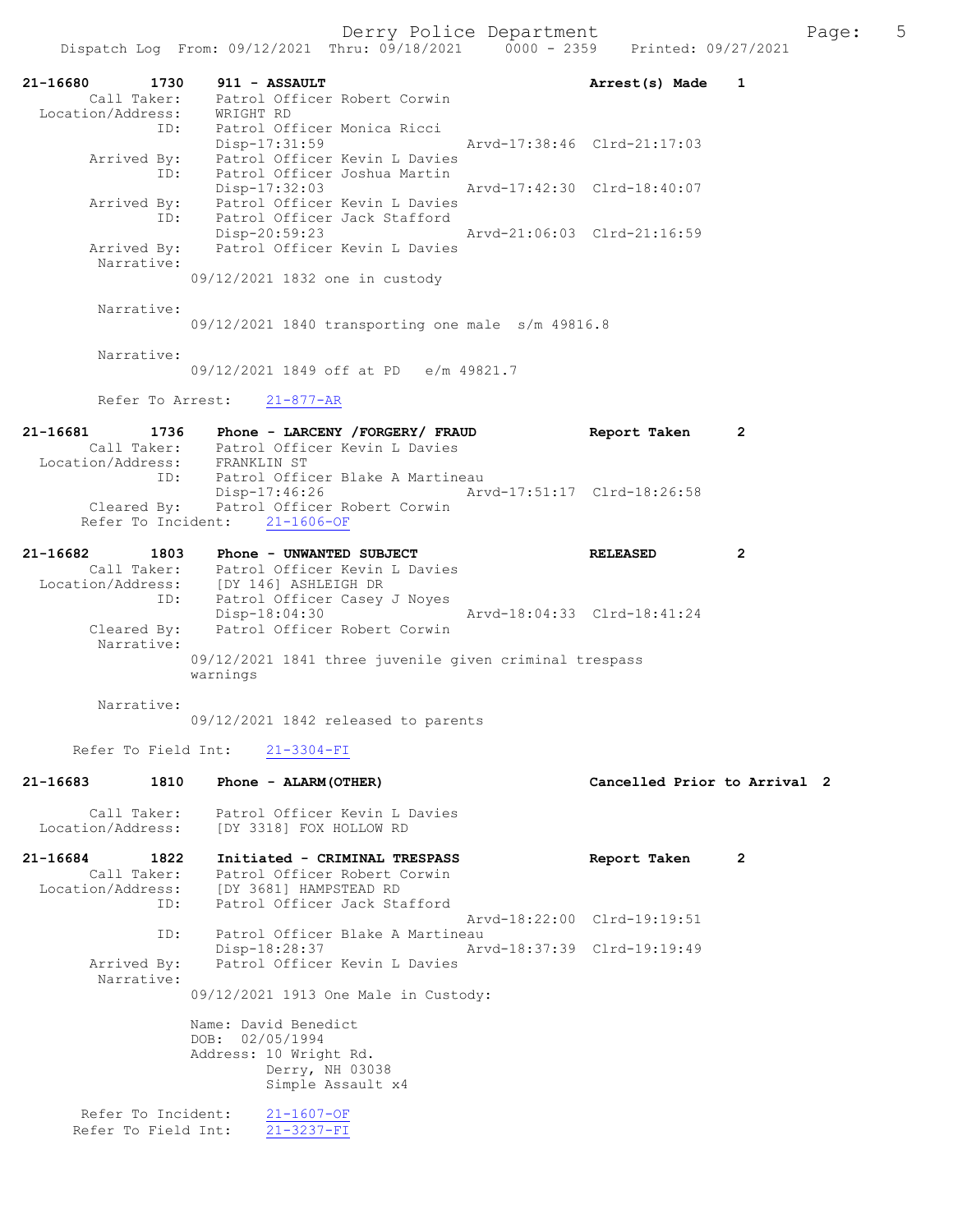21-16680 1730 911 - ASSAULT Arrest(s) Made 1
Call Taker: Patrol Officer Robert Corwin
Location/Address: WRIGHT RD
ID: Patrol Officer Monica Ricci
Disp-17:31:59 Arvd-17:38:46 Clrd-21:17:03
Arrived By: Patrol Officer Kevin L Davies
ID: Patrol Officer Joshua Martin
Disp-17:32:03 Arvd-17:42:30 Clrd-18:40:07
Arrived By: Patrol Officer Kevin L Davies
ID: Patrol Officer Jack Stafford
Disp-20:59:23 Arvd-21:06:03 Clrd-21:16:59
Arrived By: Patrol Officer Kevin L Davies
Narrative:
09/12/2021 1832 one in custody

Narrative:
09/12/2021 1840 transporting one male s/m 49816.8

Narrative:
09/12/2021 1849 off at PD e/m 49821.7

Refer To Arrest: 21-877-AR

21-16681 1736 Phone - LARCENY /FORGERY/ FRAUD Report Taken 2
Call Taker: Patrol Officer Kevin L Davies
Location/Address: FRANKLIN ST
ID: Patrol Officer Blake A Martineau
Disp-17:46:26 Arvd-17:51:17 Clrd-18:26:58
Cleared By: Patrol Officer Robert Corwin
Refer To Incident: 21-1606-OF

21-16682 1803 Phone - UNWANTED SUBJECT RELEASED 2
Call Taker: Patrol Officer Kevin L Davies
Location/Address: [DY 146] ASHLEIGH DR
ID: Patrol Officer Casey J Noyes
Disp-18:04:30 Arvd-18:04:33 Clrd-18:41:24
Cleared By: Patrol Officer Robert Corwin
Narrative:
09/12/2021 1841 three juvenile given criminal trespass warnings

Narrative:
09/12/2021 1842 released to parents

Refer To Field Int: 21-3304-FI

21-16683 1810 Phone - ALARM(OTHER) Cancelled Prior to Arrival 2
Call Taker: Patrol Officer Kevin L Davies
Location/Address: [DY 3318] FOX HOLLOW RD

21-16684 1822 Initiated - CRIMINAL TRESPASS Report Taken 2
Call Taker: Patrol Officer Robert Corwin
Location/Address: [DY 3681] HAMPSTEAD RD
ID: Patrol Officer Jack Stafford
Arvd-18:22:00 Clrd-19:19:51
ID: Patrol Officer Blake A Martineau
Disp-18:28:37 Arvd-18:37:39 Clrd-19:19:49
Arrived By: Patrol Officer Kevin L Davies
Narrative:
09/12/2021 1913 One Male in Custody:

Name: David Benedict
DOB: 02/05/1994
Address: 10 Wright Rd.
Derry, NH 03038
Simple Assault x4

Refer To Incident: 21-1607-OF
Refer To Field Int: 21-3237-FI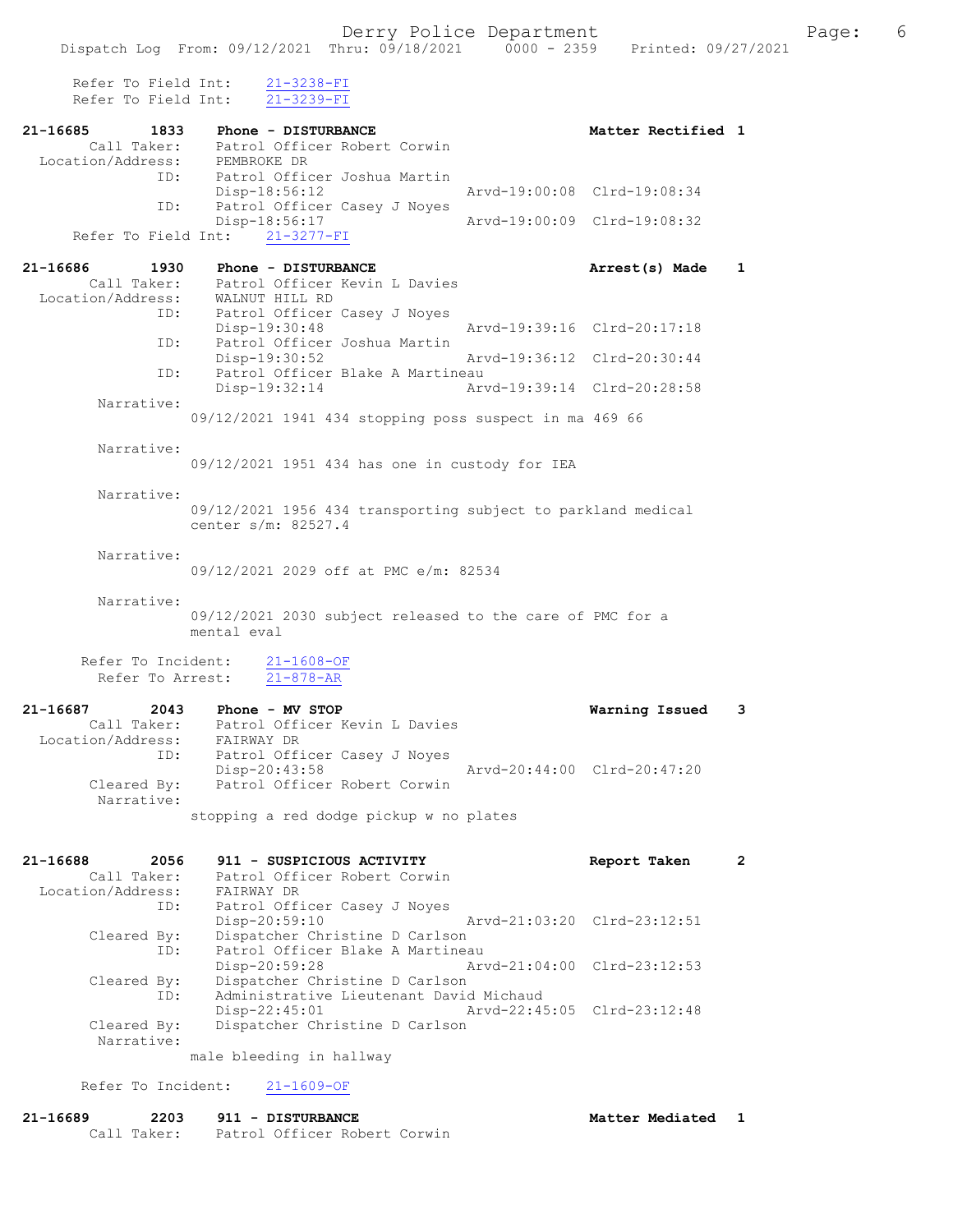```
    Refer To Field Int:    21-3238-FI
    Refer To Field Int:    21-3239-FI

21-16685       1833    Phone - DISTURBANCE                       Matter Rectified 1
       Call Taker:     Patrol Officer Robert Corwin
  Location/Address:    PEMBROKE DR
               ID:     Patrol Officer Joshua Martin
                       Disp-18:56:12              Arvd-19:00:08  Clrd-19:08:34
               ID:     Patrol Officer Casey J Noyes
                       Disp-18:56:17              Arvd-19:00:09  Clrd-19:08:32
    Refer To Field Int:    21-3277-FI

21-16686       1930    Phone - DISTURBANCE                       Arrest(s) Made    1
       Call Taker:     Patrol Officer Kevin L Davies
  Location/Address:    WALNUT HILL RD
               ID:     Patrol Officer Casey J Noyes
                       Disp-19:30:48              Arvd-19:39:16  Clrd-20:17:18
               ID:     Patrol Officer Joshua Martin
                       Disp-19:30:52              Arvd-19:36:12  Clrd-20:30:44
               ID:     Patrol Officer Blake A Martineau
                       Disp-19:32:14              Arvd-19:39:14  Clrd-20:28:58
        Narrative:
                 09/12/2021 1941 434 stopping poss suspect in ma 469 66

        Narrative:
                 09/12/2021 1951 434 has one in custody for IEA

        Narrative:
                 09/12/2021 1956 434 transporting subject to parkland medical
                 center s/m: 82527.4

        Narrative:
                 09/12/2021 2029 off at PMC e/m: 82534

        Narrative:
                 09/12/2021 2030 subject released to the care of PMC for a
                 mental eval

      Refer To Incident:    21-1608-OF
        Refer To Arrest:    21-878-AR

21-16687       2043    Phone - MV STOP                           Warning Issued    3
       Call Taker:     Patrol Officer Kevin L Davies
  Location/Address:    FAIRWAY DR
               ID:     Patrol Officer Casey J Noyes
                       Disp-20:43:58              Arvd-20:44:00  Clrd-20:47:20
       Cleared By:     Patrol Officer Robert Corwin
        Narrative:
                 stopping a red dodge pickup w no plates

21-16688       2056    911 - SUSPICIOUS ACTIVITY                 Report Taken      2
       Call Taker:     Patrol Officer Robert Corwin
  Location/Address:    FAIRWAY DR
               ID:     Patrol Officer Casey J Noyes
                       Disp-20:59:10              Arvd-21:03:20  Clrd-23:12:51
       Cleared By:     Dispatcher Christine D Carlson
               ID:     Patrol Officer Blake A Martineau
                       Disp-20:59:28              Arvd-21:04:00  Clrd-23:12:53
       Cleared By:     Dispatcher Christine D Carlson
               ID:     Administrative Lieutenant David Michaud
                       Disp-22:45:01              Arvd-22:45:05  Clrd-23:12:48
       Cleared By:     Dispatcher Christine D Carlson
        Narrative:
                 male bleeding in hallway

      Refer To Incident:    21-1609-OF

21-16689       2203    911 - DISTURBANCE                         Matter Mediated   1
       Call Taker:     Patrol Officer Robert Corwin
```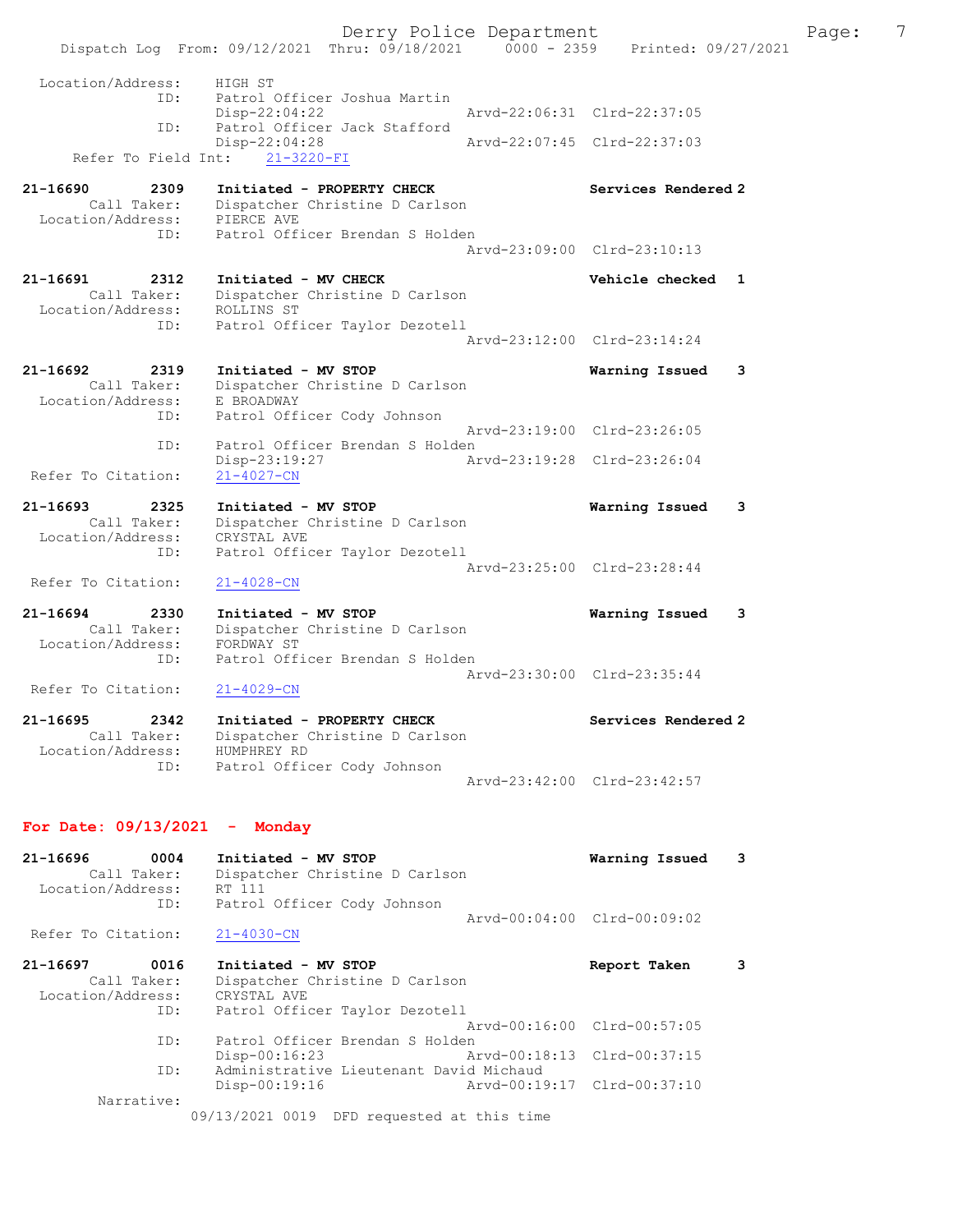```
Location/Address:    HIGH ST
              ID:    Patrol Officer Joshua Martin
                     Disp-22:04:22              Arvd-22:06:31  Clrd-22:37:05
              ID:    Patrol Officer Jack Stafford
                     Disp-22:04:28              Arvd-22:07:45  Clrd-22:37:03
   Refer To Field Int:    21-3220-FI

21-16690        2309    Initiated - PROPERTY CHECK              Services Rendered 2
        Call Taker:    Dispatcher Christine D Carlson
  Location/Address:    PIERCE AVE
              ID:    Patrol Officer Brendan S Holden
                                                Arvd-23:09:00  Clrd-23:10:13

21-16691        2312    Initiated - MV CHECK                    Vehicle checked   1
        Call Taker:    Dispatcher Christine D Carlson
  Location/Address:    ROLLINS ST
              ID:    Patrol Officer Taylor Dezotell
                                                Arvd-23:12:00  Clrd-23:14:24

21-16692        2319    Initiated - MV STOP                     Warning Issued    3
        Call Taker:    Dispatcher Christine D Carlson
  Location/Address:    E BROADWAY
              ID:    Patrol Officer Cody Johnson
                                                Arvd-23:19:00  Clrd-23:26:05
              ID:    Patrol Officer Brendan S Holden
                     Disp-23:19:27              Arvd-23:19:28  Clrd-23:26:04
  Refer To Citation:    21-4027-CN

21-16693        2325    Initiated - MV STOP                     Warning Issued    3
        Call Taker:    Dispatcher Christine D Carlson
  Location/Address:    CRYSTAL AVE
              ID:    Patrol Officer Taylor Dezotell
                                                Arvd-23:25:00  Clrd-23:28:44
  Refer To Citation:    21-4028-CN

21-16694        2330    Initiated - MV STOP                     Warning Issued    3
        Call Taker:    Dispatcher Christine D Carlson
  Location/Address:    FORDWAY ST
              ID:    Patrol Officer Brendan S Holden
                                                Arvd-23:30:00  Clrd-23:35:44
  Refer To Citation:    21-4029-CN

21-16695        2342    Initiated - PROPERTY CHECK              Services Rendered 2
        Call Taker:    Dispatcher Christine D Carlson
  Location/Address:    HUMPHREY RD
              ID:    Patrol Officer Cody Johnson
                                                Arvd-23:42:00  Clrd-23:42:57
```

**For Date: 09/13/2021 - Monday**

```
21-16696        0004    Initiated - MV STOP                     Warning Issued    3
        Call Taker:    Dispatcher Christine D Carlson
  Location/Address:    RT 111
              ID:    Patrol Officer Cody Johnson
                                                Arvd-00:04:00  Clrd-00:09:02
  Refer To Citation:    21-4030-CN

21-16697        0016    Initiated - MV STOP                     Report Taken      3
        Call Taker:    Dispatcher Christine D Carlson
  Location/Address:    CRYSTAL AVE
              ID:    Patrol Officer Taylor Dezotell
                                                Arvd-00:16:00  Clrd-00:57:05
              ID:    Patrol Officer Brendan S Holden
                     Disp-00:16:23              Arvd-00:18:13  Clrd-00:37:15
              ID:    Administrative Lieutenant David Michaud
                     Disp-00:19:16              Arvd-00:19:17  Clrd-00:37:10
         Narrative:
                 09/13/2021 0019  DFD requested at this time
```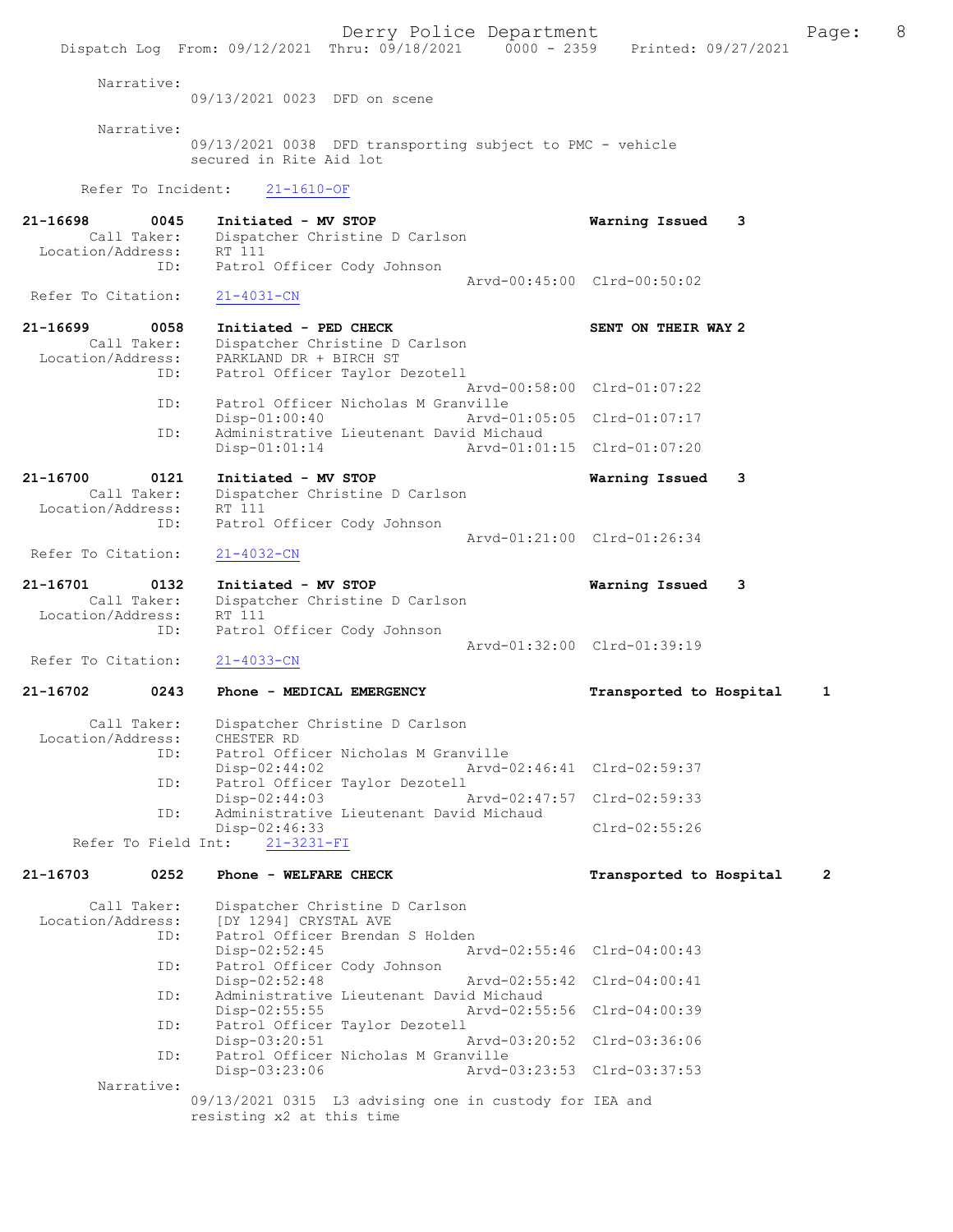Narrative:
09/13/2021 0023 DFD on scene

Narrative:
09/13/2021 0038 DFD transporting subject to PMC - vehicle secured in Rite Aid lot

Refer To Incident: 21-1610-OF

**21-16698 0045 Initiated - MV STOP — Warning Issued 3**
Call Taker: Dispatcher Christine D Carlson
Location/Address: RT 111
ID: Patrol Officer Cody Johnson
Arvd-00:45:00 Clrd-00:50:02
Refer To Citation: 21-4031-CN

**21-16699 0058 Initiated - PED CHECK — SENT ON THEIR WAY 2**
Call Taker: Dispatcher Christine D Carlson
Location/Address: PARKLAND DR + BIRCH ST
ID: Patrol Officer Taylor Dezotell
Arvd-00:58:00 Clrd-01:07:22
ID: Patrol Officer Nicholas M Granville
Disp-01:00:40 Arvd-01:05:05 Clrd-01:07:17
ID: Administrative Lieutenant David Michaud
Disp-01:01:14 Arvd-01:01:15 Clrd-01:07:20

**21-16700 0121 Initiated - MV STOP — Warning Issued 3**
Call Taker: Dispatcher Christine D Carlson
Location/Address: RT 111
ID: Patrol Officer Cody Johnson
Arvd-01:21:00 Clrd-01:26:34
Refer To Citation: 21-4032-CN

**21-16701 0132 Initiated - MV STOP — Warning Issued 3**
Call Taker: Dispatcher Christine D Carlson
Location/Address: RT 111
ID: Patrol Officer Cody Johnson
Arvd-01:32:00 Clrd-01:39:19
Refer To Citation: 21-4033-CN

**21-16702 0243 Phone - MEDICAL EMERGENCY — Transported to Hospital 1**
Call Taker: Dispatcher Christine D Carlson
Location/Address: CHESTER RD
ID: Patrol Officer Nicholas M Granville
Disp-02:44:02 Arvd-02:46:41 Clrd-02:59:37
ID: Patrol Officer Taylor Dezotell
Disp-02:44:03 Arvd-02:47:57 Clrd-02:59:33
ID: Administrative Lieutenant David Michaud
Disp-02:46:33 Clrd-02:55:26
Refer To Field Int: 21-3231-FI

**21-16703 0252 Phone - WELFARE CHECK — Transported to Hospital 2**
Call Taker: Dispatcher Christine D Carlson
Location/Address: [DY 1294] CRYSTAL AVE
ID: Patrol Officer Brendan S Holden
Disp-02:52:45 Arvd-02:55:46 Clrd-04:00:43
ID: Patrol Officer Cody Johnson
Disp-02:52:48 Arvd-02:55:42 Clrd-04:00:41
ID: Administrative Lieutenant David Michaud
Disp-02:55:55 Arvd-02:55:56 Clrd-04:00:39
ID: Patrol Officer Taylor Dezotell
Disp-03:20:51 Arvd-03:20:52 Clrd-03:36:06
ID: Patrol Officer Nicholas M Granville
Disp-03:23:06 Arvd-03:23:53 Clrd-03:37:53
Narrative:
09/13/2021 0315 L3 advising one in custody for IEA and resisting x2 at this time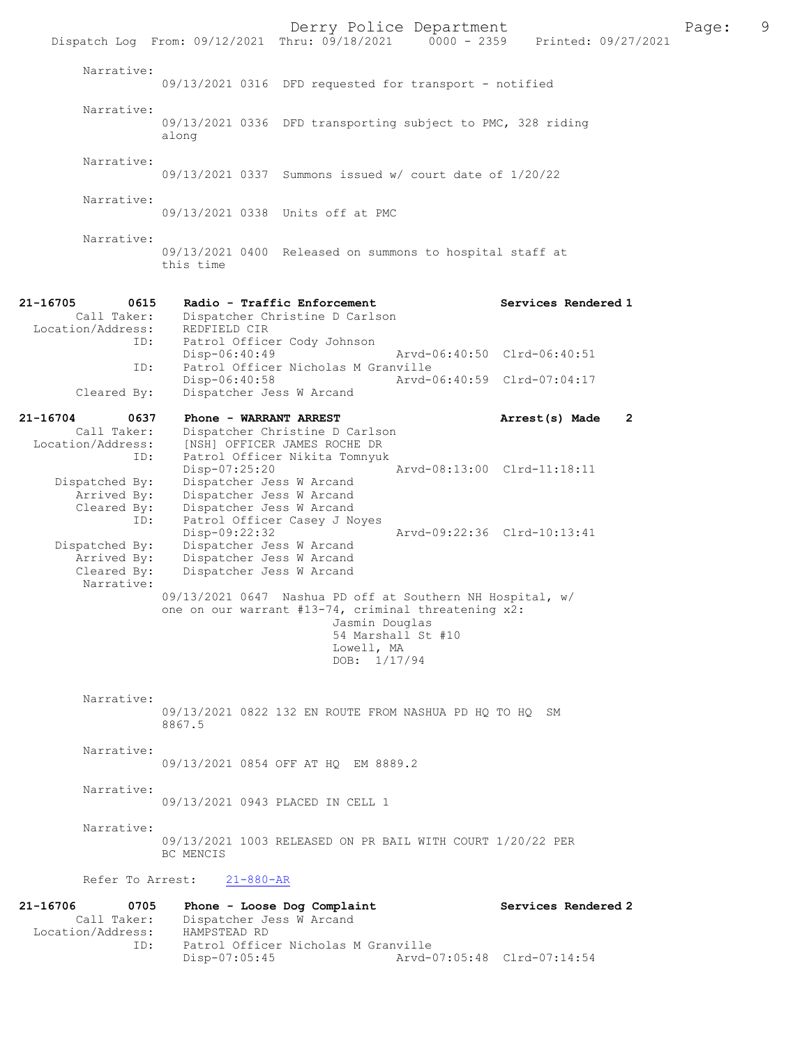Narrative:
09/13/2021 0316 DFD requested for transport - notified

Narrative:
09/13/2021 0336 DFD transporting subject to PMC, 328 riding along

Narrative:
09/13/2021 0337 Summons issued w/ court date of 1/20/22

Narrative:
09/13/2021 0338 Units off at PMC

Narrative:
09/13/2021 0400 Released on summons to hospital staff at this time

**21-16705 0615 Radio - Traffic Enforcement — Services Rendered 1**

Call Taker: Dispatcher Christine D Carlson
Location/Address: REDFIELD CIR
ID: Patrol Officer Cody Johnson
Disp-06:40:49 Arvd-06:40:50 Clrd-06:40:51
ID: Patrol Officer Nicholas M Granville
Disp-06:40:58 Arvd-06:40:59 Clrd-07:04:17
Cleared By: Dispatcher Jess W Arcand

**21-16704 0637 Phone - WARRANT ARREST — Arrest(s) Made 2**

Call Taker: Dispatcher Christine D Carlson
Location/Address: [NSH] OFFICER JAMES ROCHE DR
ID: Patrol Officer Nikita Tomnyuk
Disp-07:25:20 Arvd-08:13:00 Clrd-11:18:11
Dispatched By: Dispatcher Jess W Arcand
Arrived By: Dispatcher Jess W Arcand
Cleared By: Dispatcher Jess W Arcand
ID: Patrol Officer Casey J Noyes
Disp-09:22:32 Arvd-09:22:36 Clrd-10:13:41
Dispatched By: Dispatcher Jess W Arcand
Arrived By: Dispatcher Jess W Arcand
Cleared By: Dispatcher Jess W Arcand
Narrative:
09/13/2021 0647 Nashua PD off at Southern NH Hospital, w/ one on our warrant #13-74, criminal threatening x2:
Jasmin Douglas
54 Marshall St #10
Lowell, MA
DOB: 1/17/94

Narrative:
09/13/2021 0822 132 EN ROUTE FROM NASHUA PD HQ TO HQ SM 8867.5

Narrative:
09/13/2021 0854 OFF AT HQ EM 8889.2

Narrative:
09/13/2021 0943 PLACED IN CELL 1

Narrative:
09/13/2021 1003 RELEASED ON PR BAIL WITH COURT 1/20/22 PER BC MENCIS

Refer To Arrest: 21-880-AR

**21-16706 0705 Phone - Loose Dog Complaint — Services Rendered 2**

Call Taker: Dispatcher Jess W Arcand
Location/Address: HAMPSTEAD RD
ID: Patrol Officer Nicholas M Granville
Disp-07:05:45 Arvd-07:05:48 Clrd-07:14:54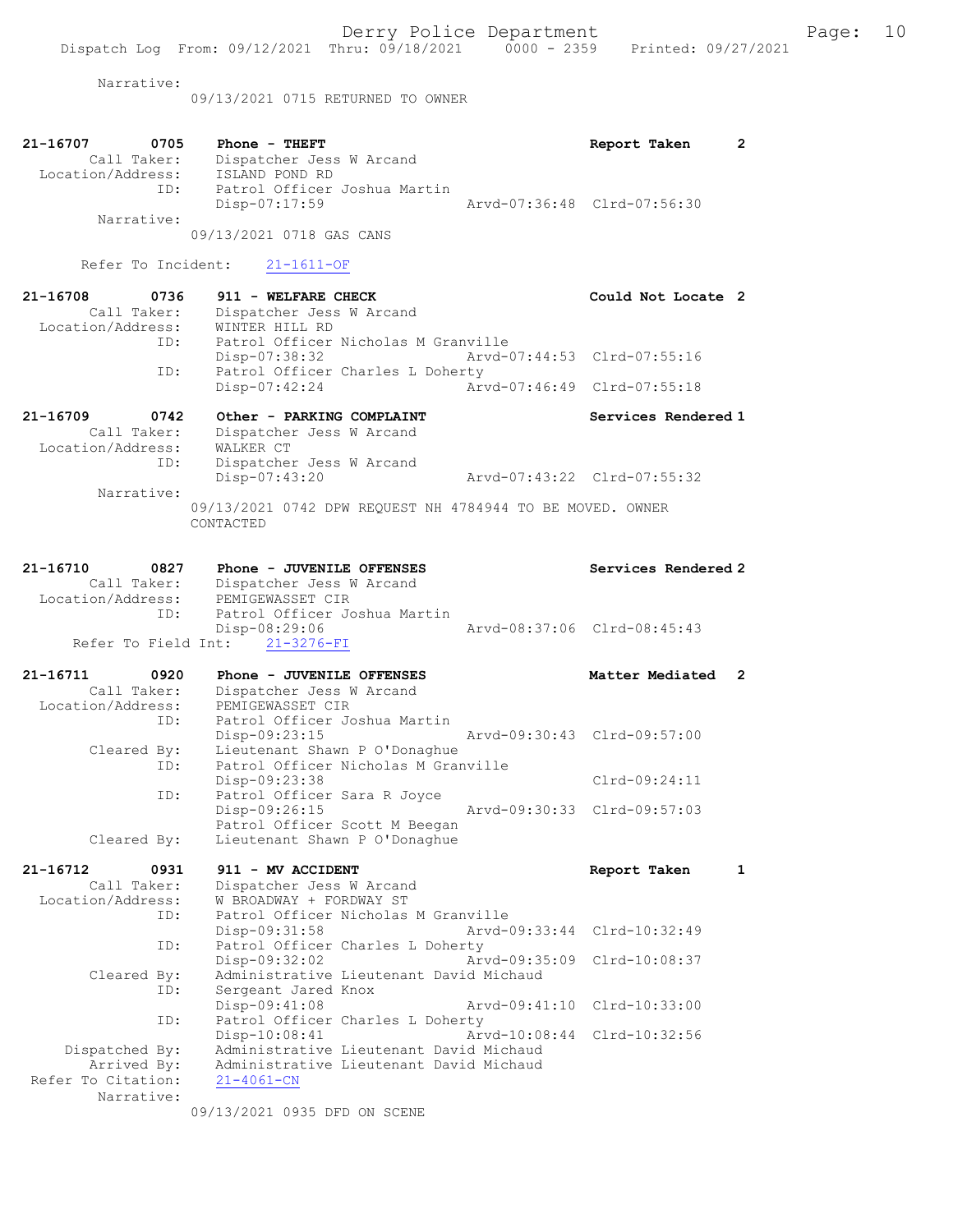Narrative:
09/13/2021 0715 RETURNED TO OWNER

**21-16707 0705 Phone - THEFT** — Report Taken 2

Call Taker: Dispatcher Jess W Arcand
Location/Address: ISLAND POND RD
ID: Patrol Officer Joshua Martin
Disp-07:17:59 Arvd-07:36:48 Clrd-07:56:30
Narrative:
09/13/2021 0718 GAS CANS

Refer To Incident: 21-1611-OF

**21-16708 0736 911 - WELFARE CHECK** — Could Not Locate 2

Call Taker: Dispatcher Jess W Arcand
Location/Address: WINTER HILL RD
ID: Patrol Officer Nicholas M Granville
Disp-07:38:32 Arvd-07:44:53 Clrd-07:55:16
ID: Patrol Officer Charles L Doherty
Disp-07:42:24 Arvd-07:46:49 Clrd-07:55:18

**21-16709 0742 Other - PARKING COMPLAINT** — Services Rendered 1

Call Taker: Dispatcher Jess W Arcand
Location/Address: WALKER CT
ID: Dispatcher Jess W Arcand
Disp-07:43:20 Arvd-07:43:22 Clrd-07:55:32
Narrative:
09/13/2021 0742 DPW REQUEST NH 4784944 TO BE MOVED. OWNER CONTACTED

**21-16710 0827 Phone - JUVENILE OFFENSES** — Services Rendered 2

Call Taker: Dispatcher Jess W Arcand
Location/Address: PEMIGEWASSET CIR
ID: Patrol Officer Joshua Martin
Disp-08:29:06 Arvd-08:37:06 Clrd-08:45:43
Refer To Field Int: 21-3276-FI

**21-16711 0920 Phone - JUVENILE OFFENSES** — Matter Mediated 2

Call Taker: Dispatcher Jess W Arcand
Location/Address: PEMIGEWASSET CIR
ID: Patrol Officer Joshua Martin
Disp-09:23:15 Arvd-09:30:43 Clrd-09:57:00
Cleared By: Lieutenant Shawn P O'Donaghue
ID: Patrol Officer Nicholas M Granville
Disp-09:23:38 Clrd-09:24:11
ID: Patrol Officer Sara R Joyce
Disp-09:26:15 Arvd-09:30:33 Clrd-09:57:03
Patrol Officer Scott M Beegan
Cleared By: Lieutenant Shawn P O'Donaghue

**21-16712 0931 911 - MV ACCIDENT** — Report Taken 1

Call Taker: Dispatcher Jess W Arcand
Location/Address: W BROADWAY + FORDWAY ST
ID: Patrol Officer Nicholas M Granville
Disp-09:31:58 Arvd-09:33:44 Clrd-10:32:49
ID: Patrol Officer Charles L Doherty
Disp-09:32:02 Arvd-09:35:09 Clrd-10:08:37
Cleared By: Administrative Lieutenant David Michaud
ID: Sergeant Jared Knox
Disp-09:41:08 Arvd-09:41:10 Clrd-10:33:00
ID: Patrol Officer Charles L Doherty
Disp-10:08:41 Arvd-10:08:44 Clrd-10:32:56
Dispatched By: Administrative Lieutenant David Michaud
Arrived By: Administrative Lieutenant David Michaud
Refer To Citation: 21-4061-CN
Narrative:
09/13/2021 0935 DFD ON SCENE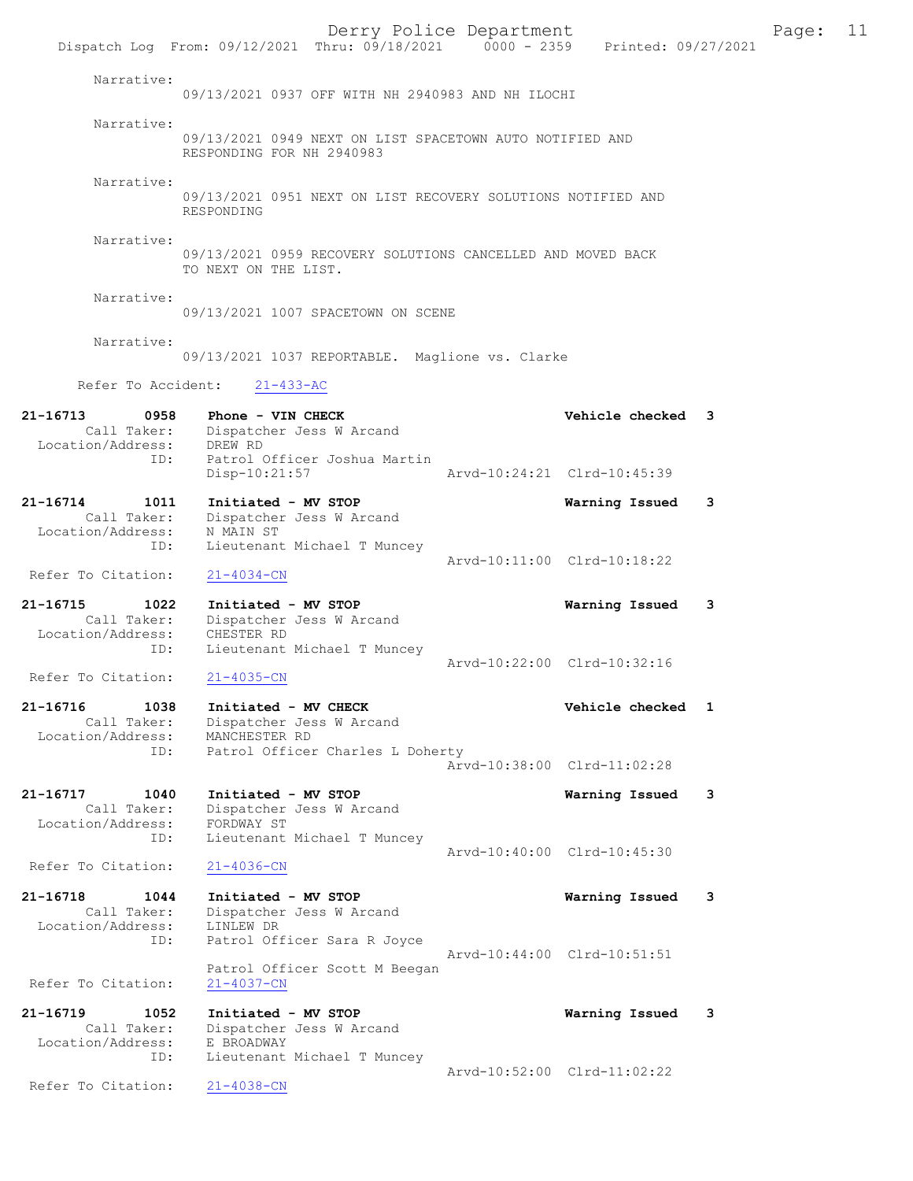Narrative:
09/13/2021 0937 OFF WITH NH 2940983 AND NH ILOCHI

Narrative:
09/13/2021 0949 NEXT ON LIST SPACETOWN AUTO NOTIFIED AND RESPONDING FOR NH 2940983

Narrative:
09/13/2021 0951 NEXT ON LIST RECOVERY SOLUTIONS NOTIFIED AND RESPONDING

Narrative:
09/13/2021 0959 RECOVERY SOLUTIONS CANCELLED AND MOVED BACK TO NEXT ON THE LIST.

Narrative:
09/13/2021 1007 SPACETOWN ON SCENE

Narrative:
09/13/2021 1037 REPORTABLE. Maglione vs. Clarke

Refer To Accident: 21-433-AC

**21-16713 0958 Phone - VIN CHECK** — Vehicle checked 3
Call Taker: Dispatcher Jess W Arcand
Location/Address: DREW RD
ID: Patrol Officer Joshua Martin
Disp-10:21:57 Arvd-10:24:21 Clrd-10:45:39

**21-16714 1011 Initiated - MV STOP** — Warning Issued 3
Call Taker: Dispatcher Jess W Arcand
Location/Address: N MAIN ST
ID: Lieutenant Michael T Muncey
Arvd-10:11:00 Clrd-10:18:22
Refer To Citation: 21-4034-CN

**21-16715 1022 Initiated - MV STOP** — Warning Issued 3
Call Taker: Dispatcher Jess W Arcand
Location/Address: CHESTER RD
ID: Lieutenant Michael T Muncey
Arvd-10:22:00 Clrd-10:32:16
Refer To Citation: 21-4035-CN

**21-16716 1038 Initiated - MV CHECK** — Vehicle checked 1
Call Taker: Dispatcher Jess W Arcand
Location/Address: MANCHESTER RD
ID: Patrol Officer Charles L Doherty
Arvd-10:38:00 Clrd-11:02:28

**21-16717 1040 Initiated - MV STOP** — Warning Issued 3
Call Taker: Dispatcher Jess W Arcand
Location/Address: FORDWAY ST
ID: Lieutenant Michael T Muncey
Arvd-10:40:00 Clrd-10:45:30
Refer To Citation: 21-4036-CN

**21-16718 1044 Initiated - MV STOP** — Warning Issued 3
Call Taker: Dispatcher Jess W Arcand
Location/Address: LINLEW DR
ID: Patrol Officer Sara R Joyce
Arvd-10:44:00 Clrd-10:51:51
Patrol Officer Scott M Beegan
Refer To Citation: 21-4037-CN

**21-16719 1052 Initiated - MV STOP** — Warning Issued 3
Call Taker: Dispatcher Jess W Arcand
Location/Address: E BROADWAY
ID: Lieutenant Michael T Muncey
Arvd-10:52:00 Clrd-11:02:22
Refer To Citation: 21-4038-CN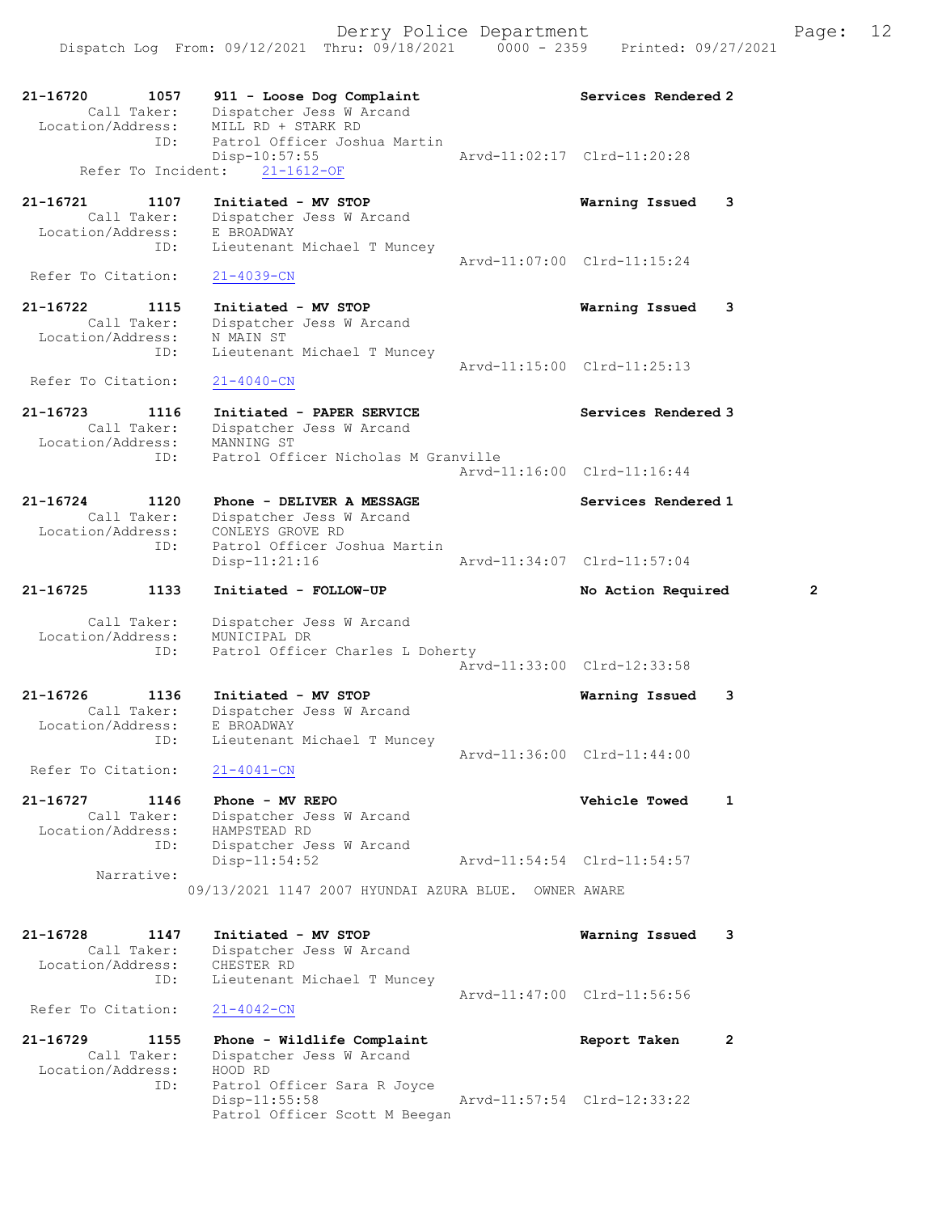```
21-16720        1057    911 - Loose Dog Complaint                    Services Rendered 2
        Call Taker:     Dispatcher Jess W Arcand
  Location/Address:     MILL RD + STARK RD
                ID:     Patrol Officer Joshua Martin
                        Disp-10:57:55                 Arvd-11:02:17  Clrd-11:20:28
      Refer To Incident:    21-1612-OF

21-16721        1107    Initiated - MV STOP                          Warning Issued    3
        Call Taker:     Dispatcher Jess W Arcand
  Location/Address:     E BROADWAY
                ID:     Lieutenant Michael T Muncey
                                                      Arvd-11:07:00  Clrd-11:15:24
  Refer To Citation:    21-4039-CN

21-16722        1115    Initiated - MV STOP                          Warning Issued    3
        Call Taker:     Dispatcher Jess W Arcand
  Location/Address:     N MAIN ST
                ID:     Lieutenant Michael T Muncey
                                                      Arvd-11:15:00  Clrd-11:25:13
  Refer To Citation:    21-4040-CN

21-16723        1116    Initiated - PAPER SERVICE                    Services Rendered 3
        Call Taker:     Dispatcher Jess W Arcand
  Location/Address:     MANNING ST
                ID:     Patrol Officer Nicholas M Granville
                                                      Arvd-11:16:00  Clrd-11:16:44

21-16724        1120    Phone - DELIVER A MESSAGE                    Services Rendered 1
        Call Taker:     Dispatcher Jess W Arcand
  Location/Address:     CONLEYS GROVE RD
                ID:     Patrol Officer Joshua Martin
                        Disp-11:21:16                 Arvd-11:34:07  Clrd-11:57:04

21-16725        1133    Initiated - FOLLOW-UP                        No Action Required          2

        Call Taker:     Dispatcher Jess W Arcand
  Location/Address:     MUNICIPAL DR
                ID:     Patrol Officer Charles L Doherty
                                                      Arvd-11:33:00  Clrd-12:33:58

21-16726        1136    Initiated - MV STOP                          Warning Issued    3
        Call Taker:     Dispatcher Jess W Arcand
  Location/Address:     E BROADWAY
                ID:     Lieutenant Michael T Muncey
                                                      Arvd-11:36:00  Clrd-11:44:00
  Refer To Citation:    21-4041-CN

21-16727        1146    Phone - MV REPO                              Vehicle Towed     1
        Call Taker:     Dispatcher Jess W Arcand
  Location/Address:     HAMPSTEAD RD
                ID:     Dispatcher Jess W Arcand
                        Disp-11:54:52                 Arvd-11:54:54  Clrd-11:54:57
         Narrative:
                    09/13/2021 1147 2007 HYUNDAI AZURA BLUE.  OWNER AWARE

21-16728        1147    Initiated - MV STOP                          Warning Issued    3
        Call Taker:     Dispatcher Jess W Arcand
  Location/Address:     CHESTER RD
                ID:     Lieutenant Michael T Muncey
                                                      Arvd-11:47:00  Clrd-11:56:56
  Refer To Citation:    21-4042-CN

21-16729        1155    Phone - Wildlife Complaint                   Report Taken      2
        Call Taker:     Dispatcher Jess W Arcand
  Location/Address:     HOOD RD
                ID:     Patrol Officer Sara R Joyce
                        Disp-11:55:58                 Arvd-11:57:54  Clrd-12:33:22
                        Patrol Officer Scott M Beegan
```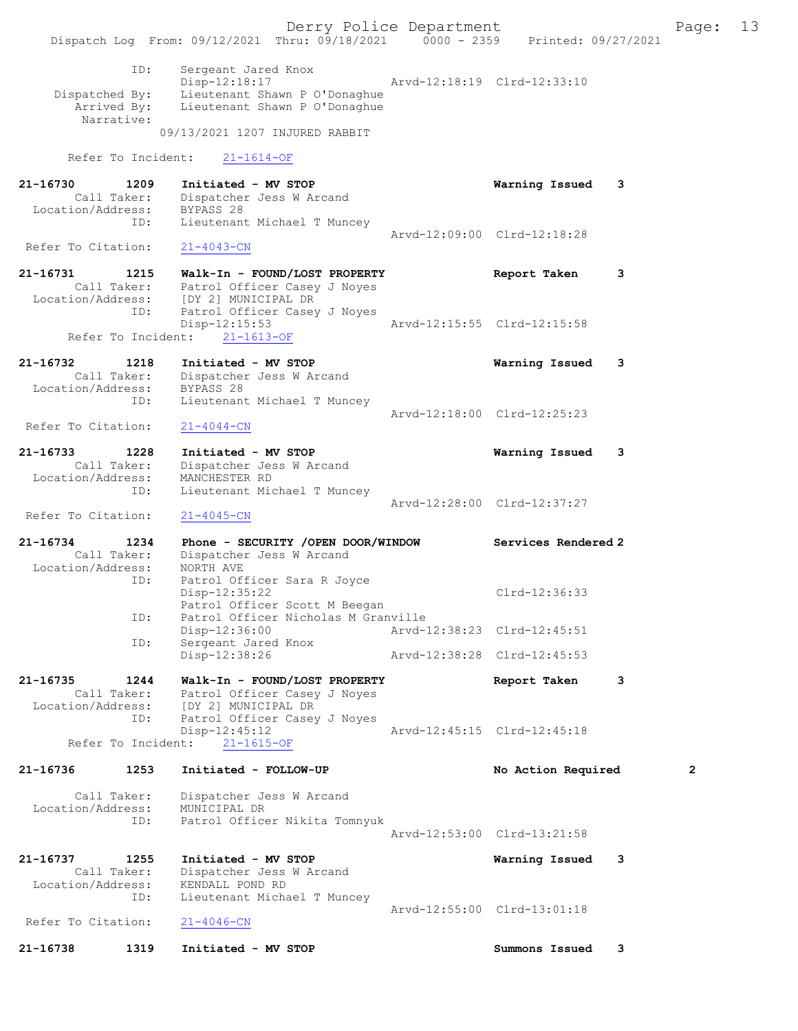```
              ID:    Sergeant Jared Knox
                     Disp-12:18:17                 Arvd-12:18:19  Clrd-12:33:10
   Dispatched By:    Lieutenant Shawn P O'Donaghue
      Arrived By:    Lieutenant Shawn P O'Donaghue
       Narrative:
                 09/13/2021 1207 INJURED RABBIT

     Refer To Incident:    21-1614-OF

21-16730      1209    Initiated - MV STOP                          Warning Issued    3
        Call Taker:    Dispatcher Jess W Arcand
  Location/Address:    BYPASS 28
               ID:    Lieutenant Michael T Muncey
                                                   Arvd-12:09:00  Clrd-12:18:28
  Refer To Citation:    21-4043-CN

21-16731      1215    Walk-In - FOUND/LOST PROPERTY                Report Taken      3
        Call Taker:    Patrol Officer Casey J Noyes
  Location/Address:    [DY 2] MUNICIPAL DR
               ID:    Patrol Officer Casey J Noyes
                     Disp-12:15:53                 Arvd-12:15:55  Clrd-12:15:58
     Refer To Incident:    21-1613-OF

21-16732      1218    Initiated - MV STOP                          Warning Issued    3
        Call Taker:    Dispatcher Jess W Arcand
  Location/Address:    BYPASS 28
               ID:    Lieutenant Michael T Muncey
                                                   Arvd-12:18:00  Clrd-12:25:23
  Refer To Citation:    21-4044-CN

21-16733      1228    Initiated - MV STOP                          Warning Issued    3
        Call Taker:    Dispatcher Jess W Arcand
  Location/Address:    MANCHESTER RD
               ID:    Lieutenant Michael T Muncey
                                                   Arvd-12:28:00  Clrd-12:37:27
  Refer To Citation:    21-4045-CN

21-16734      1234    Phone - SECURITY /OPEN DOOR/WINDOW           Services Rendered 2
        Call Taker:    Dispatcher Jess W Arcand
  Location/Address:    NORTH AVE
               ID:    Patrol Officer Sara R Joyce
                     Disp-12:35:22                                Clrd-12:36:33
                     Patrol Officer Scott M Beegan
               ID:    Patrol Officer Nicholas M Granville
                     Disp-12:36:00                 Arvd-12:38:23  Clrd-12:45:51
               ID:    Sergeant Jared Knox
                     Disp-12:38:26                 Arvd-12:38:28  Clrd-12:45:53

21-16735      1244    Walk-In - FOUND/LOST PROPERTY                Report Taken      3
        Call Taker:    Patrol Officer Casey J Noyes
  Location/Address:    [DY 2] MUNICIPAL DR
               ID:    Patrol Officer Casey J Noyes
                     Disp-12:45:12                 Arvd-12:45:15  Clrd-12:45:18
     Refer To Incident:    21-1615-OF

21-16736      1253    Initiated - FOLLOW-UP                        No Action Required        2

        Call Taker:    Dispatcher Jess W Arcand
  Location/Address:    MUNICIPAL DR
               ID:    Patrol Officer Nikita Tomnyuk
                                                   Arvd-12:53:00  Clrd-13:21:58

21-16737      1255    Initiated - MV STOP                          Warning Issued    3
        Call Taker:    Dispatcher Jess W Arcand
  Location/Address:    KENDALL POND RD
               ID:    Lieutenant Michael T Muncey
                                                   Arvd-12:55:00  Clrd-13:01:18
  Refer To Citation:    21-4046-CN

21-16738      1319    Initiated - MV STOP                          Summons Issued    3
```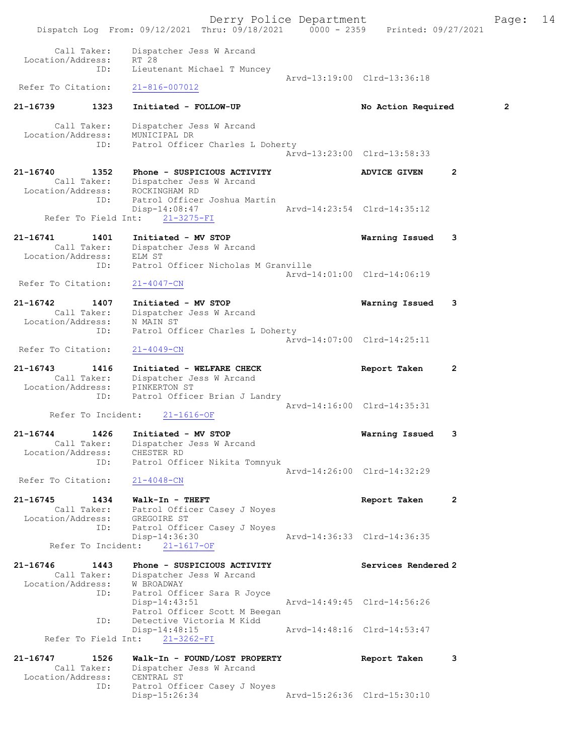```
    Call Taker:    Dispatcher Jess W Arcand
  Location/Address:    RT 28
              ID:    Lieutenant Michael T Muncey
                                              Arvd-13:19:00  Clrd-13:36:18
  Refer To Citation:    21-816-007012

21-16739       1323    Initiated - FOLLOW-UP                No Action Required        2

    Call Taker:    Dispatcher Jess W Arcand
  Location/Address:    MUNICIPAL DR
              ID:    Patrol Officer Charles L Doherty
                                              Arvd-13:23:00  Clrd-13:58:33

21-16740       1352    Phone - SUSPICIOUS ACTIVITY          ADVICE GIVEN      2
    Call Taker:    Dispatcher Jess W Arcand
  Location/Address:    ROCKINGHAM RD
              ID:    Patrol Officer Joshua Martin
                     Disp-14:08:47            Arvd-14:23:54  Clrd-14:35:12
      Refer To Field Int:    21-3275-FI

21-16741       1401    Initiated - MV STOP                  Warning Issued    3
    Call Taker:    Dispatcher Jess W Arcand
  Location/Address:    ELM ST
              ID:    Patrol Officer Nicholas M Granville
                                              Arvd-14:01:00  Clrd-14:06:19
  Refer To Citation:    21-4047-CN

21-16742       1407    Initiated - MV STOP                  Warning Issued    3
    Call Taker:    Dispatcher Jess W Arcand
  Location/Address:    N MAIN ST
              ID:    Patrol Officer Charles L Doherty
                                              Arvd-14:07:00  Clrd-14:25:11
  Refer To Citation:    21-4049-CN

21-16743       1416    Initiated - WELFARE CHECK            Report Taken      2
    Call Taker:    Dispatcher Jess W Arcand
  Location/Address:    PINKERTON ST
              ID:    Patrol Officer Brian J Landry
                                              Arvd-14:16:00  Clrd-14:35:31
      Refer To Incident:    21-1616-OF

21-16744       1426    Initiated - MV STOP                  Warning Issued    3
    Call Taker:    Dispatcher Jess W Arcand
  Location/Address:    CHESTER RD
              ID:    Patrol Officer Nikita Tomnyuk
                                              Arvd-14:26:00  Clrd-14:32:29
  Refer To Citation:    21-4048-CN

21-16745       1434    Walk-In - THEFT                      Report Taken      2
    Call Taker:    Patrol Officer Casey J Noyes
  Location/Address:    GREGOIRE ST
              ID:    Patrol Officer Casey J Noyes
                     Disp-14:36:30            Arvd-14:36:33  Clrd-14:36:35
      Refer To Incident:    21-1617-OF

21-16746       1443    Phone - SUSPICIOUS ACTIVITY          Services Rendered 2
    Call Taker:    Dispatcher Jess W Arcand
  Location/Address:    W BROADWAY
              ID:    Patrol Officer Sara R Joyce
                     Disp-14:43:51            Arvd-14:49:45  Clrd-14:56:26
                     Patrol Officer Scott M Beegan
              ID:    Detective Victoria M Kidd
                     Disp-14:48:15            Arvd-14:48:16  Clrd-14:53:47
      Refer To Field Int:    21-3262-FI

21-16747       1526    Walk-In - FOUND/LOST PROPERTY        Report Taken      3
    Call Taker:    Dispatcher Jess W Arcand
  Location/Address:    CENTRAL ST
              ID:    Patrol Officer Casey J Noyes
                     Disp-15:26:34            Arvd-15:26:36  Clrd-15:30:10
```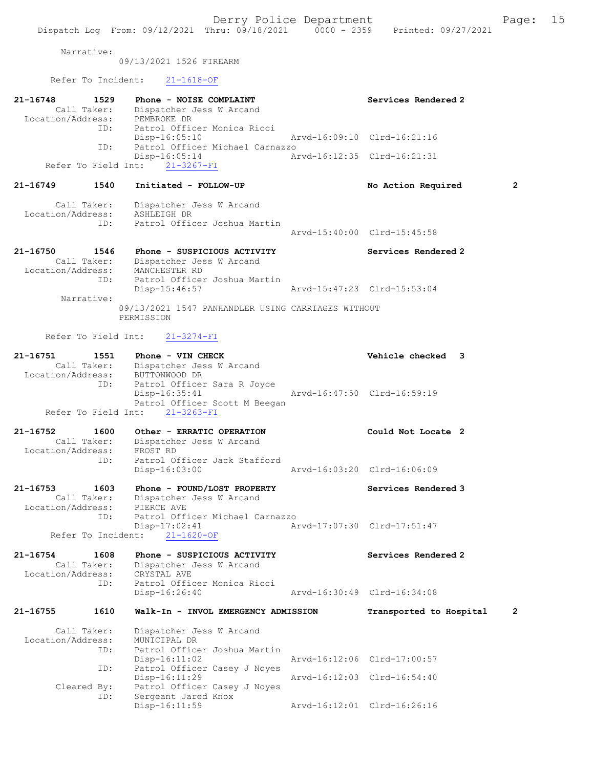Narrative:
09/13/2021 1526 FIREARM

Refer To Incident: 21-1618-OF

**21-16748 1529 Phone - NOISE COMPLAINT — Services Rendered 2**
Call Taker: Dispatcher Jess W Arcand
Location/Address: PEMBROKE DR
ID: Patrol Officer Monica Ricci
Disp-16:05:10 Arvd-16:09:10 Clrd-16:21:16
ID: Patrol Officer Michael Carnazzo
Disp-16:05:14 Arvd-16:12:35 Clrd-16:21:31
Refer To Field Int: 21-3267-FI

**21-16749 1540 Initiated - FOLLOW-UP — No Action Required 2**
Call Taker: Dispatcher Jess W Arcand
Location/Address: ASHLEIGH DR
ID: Patrol Officer Joshua Martin
Arvd-15:40:00 Clrd-15:45:58

**21-16750 1546 Phone - SUSPICIOUS ACTIVITY — Services Rendered 2**
Call Taker: Dispatcher Jess W Arcand
Location/Address: MANCHESTER RD
ID: Patrol Officer Joshua Martin
Disp-15:46:57 Arvd-15:47:23 Clrd-15:53:04
Narrative:
09/13/2021 1547 PANHANDLER USING CARRIAGES WITHOUT PERMISSION

Refer To Field Int: 21-3274-FI

**21-16751 1551 Phone - VIN CHECK — Vehicle checked 3**
Call Taker: Dispatcher Jess W Arcand
Location/Address: BUTTONWOOD DR
ID: Patrol Officer Sara R Joyce
Disp-16:35:41 Arvd-16:47:50 Clrd-16:59:19
Patrol Officer Scott M Beegan
Refer To Field Int: 21-3263-FI

**21-16752 1600 Other - ERRATIC OPERATION — Could Not Locate 2**
Call Taker: Dispatcher Jess W Arcand
Location/Address: FROST RD
ID: Patrol Officer Jack Stafford
Disp-16:03:00 Arvd-16:03:20 Clrd-16:06:09

**21-16753 1603 Phone - FOUND/LOST PROPERTY — Services Rendered 3**
Call Taker: Dispatcher Jess W Arcand
Location/Address: PIERCE AVE
ID: Patrol Officer Michael Carnazzo
Disp-17:02:41 Arvd-17:07:30 Clrd-17:51:47
Refer To Incident: 21-1620-OF

**21-16754 1608 Phone - SUSPICIOUS ACTIVITY — Services Rendered 2**
Call Taker: Dispatcher Jess W Arcand
Location/Address: CRYSTAL AVE
ID: Patrol Officer Monica Ricci
Disp-16:26:40 Arvd-16:30:49 Clrd-16:34:08

**21-16755 1610 Walk-In - INVOL EMERGENCY ADMISSION — Transported to Hospital 2**
Call Taker: Dispatcher Jess W Arcand
Location/Address: MUNICIPAL DR
ID: Patrol Officer Joshua Martin
Disp-16:11:02 Arvd-16:12:06 Clrd-17:00:57
ID: Patrol Officer Casey J Noyes
Disp-16:11:29 Arvd-16:12:03 Clrd-16:54:40
Cleared By: Patrol Officer Casey J Noyes
ID: Sergeant Jared Knox
Disp-16:11:59 Arvd-16:12:01 Clrd-16:26:16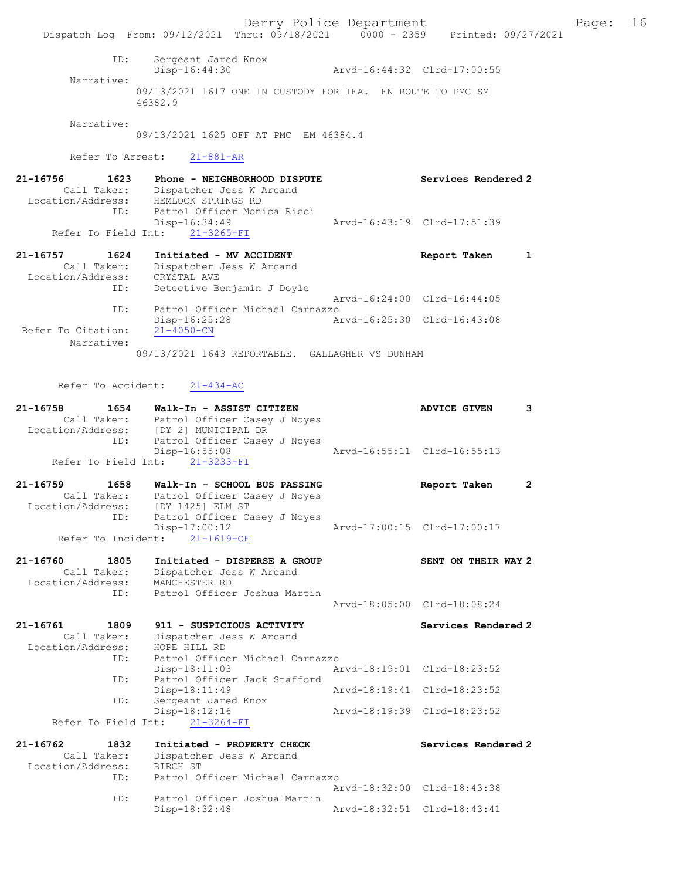```
                ID:      Sergeant Jared Knox
                         Disp-16:44:30               Arvd-16:44:32  Clrd-17:00:55
        Narrative: 
                 09/13/2021 1617 ONE IN CUSTODY FOR IEA.  EN ROUTE TO PMC SM 
                 46382.9

        Narrative: 
                 09/13/2021 1625 OFF AT PMC  EM 46384.4

        Refer To Arrest:    21-881-AR

21-16756        1623    Phone - NEIGHBORHOOD DISPUTE                  Services Rendered 2
         Call Taker:    Dispatcher Jess W Arcand
   Location/Address:    HEMLOCK SPRINGS RD
                ID:     Patrol Officer Monica Ricci
                        Disp-16:34:49                Arvd-16:43:19  Clrd-17:51:39
     Refer To Field Int:    21-3265-FI

21-16757        1624    Initiated - MV ACCIDENT                       Report Taken      1
         Call Taker:    Dispatcher Jess W Arcand
   Location/Address:    CRYSTAL AVE
                ID:     Detective Benjamin J Doyle
                                                     Arvd-16:24:00  Clrd-16:44:05
                ID:     Patrol Officer Michael Carnazzo
                        Disp-16:25:28                Arvd-16:25:30  Clrd-16:43:08
 Refer To Citation:     21-4050-CN
        Narrative: 
                 09/13/2021 1643 REPORTABLE.  GALLAGHER VS DUNHAM

       Refer To Accident:    21-434-AC

21-16758        1654    Walk-In - ASSIST CITIZEN                      ADVICE GIVEN      3
         Call Taker:    Patrol Officer Casey J Noyes
   Location/Address:    [DY 2] MUNICIPAL DR
                ID:     Patrol Officer Casey J Noyes
                        Disp-16:55:08                Arvd-16:55:11  Clrd-16:55:13
     Refer To Field Int:    21-3233-FI

21-16759        1658    Walk-In - SCHOOL BUS PASSING                  Report Taken      2
         Call Taker:    Patrol Officer Casey J Noyes
   Location/Address:    [DY 1425] ELM ST
                ID:     Patrol Officer Casey J Noyes
                        Disp-17:00:12                Arvd-17:00:15  Clrd-17:00:17
      Refer To Incident:    21-1619-OF

21-16760        1805    Initiated - DISPERSE A GROUP                  SENT ON THEIR WAY 2
         Call Taker:    Dispatcher Jess W Arcand
   Location/Address:    MANCHESTER RD
                ID:     Patrol Officer Joshua Martin
                                                     Arvd-18:05:00  Clrd-18:08:24

21-16761        1809    911 - SUSPICIOUS ACTIVITY                     Services Rendered 2
         Call Taker:    Dispatcher Jess W Arcand
   Location/Address:    HOPE HILL RD
                ID:     Patrol Officer Michael Carnazzo
                        Disp-18:11:03                Arvd-18:19:01  Clrd-18:23:52
                ID:     Patrol Officer Jack Stafford
                        Disp-18:11:49                Arvd-18:19:41  Clrd-18:23:52
                ID:     Sergeant Jared Knox
                        Disp-18:12:16                Arvd-18:19:39  Clrd-18:23:52
     Refer To Field Int:    21-3264-FI

21-16762        1832    Initiated - PROPERTY CHECK                    Services Rendered 2
         Call Taker:    Dispatcher Jess W Arcand
   Location/Address:    BIRCH ST
                ID:     Patrol Officer Michael Carnazzo
                                                     Arvd-18:32:00  Clrd-18:43:38
                ID:     Patrol Officer Joshua Martin
                        Disp-18:32:48                Arvd-18:32:51  Clrd-18:43:41
```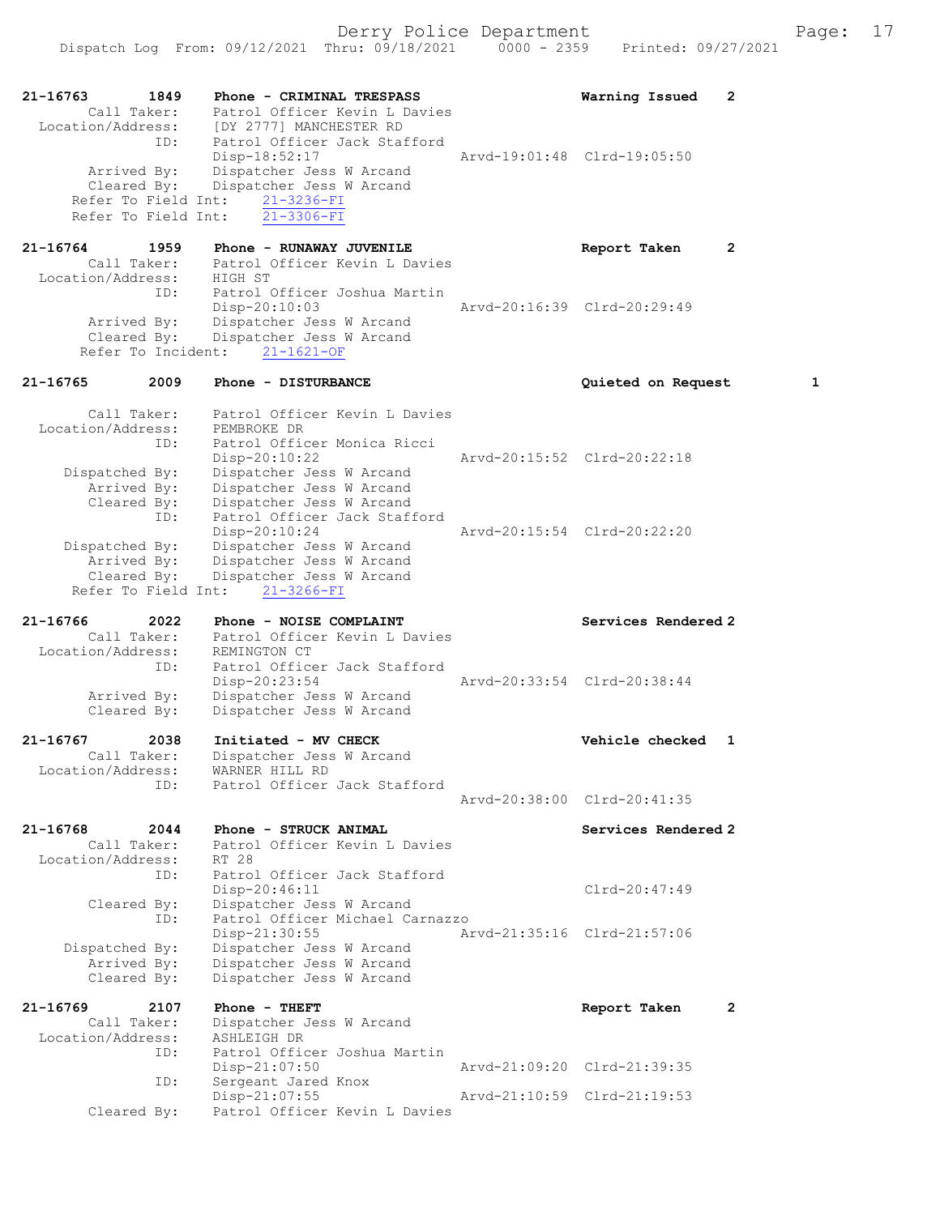```
21-16763        1849    Phone - CRIMINAL TRESPASS                    Warning Issued    2
        Call Taker:     Patrol Officer Kevin L Davies
  Location/Address:     [DY 2777] MANCHESTER RD
                ID:     Patrol Officer Jack Stafford
                        Disp-18:52:17                 Arvd-19:01:48  Clrd-19:05:50
        Arrived By:     Dispatcher Jess W Arcand
        Cleared By:     Dispatcher Jess W Arcand
      Refer To Field Int:     21-3236-FI
      Refer To Field Int:     21-3306-FI

21-16764        1959    Phone - RUNAWAY JUVENILE                     Report Taken      2
        Call Taker:     Patrol Officer Kevin L Davies
  Location/Address:     HIGH ST
                ID:     Patrol Officer Joshua Martin
                        Disp-20:10:03                 Arvd-20:16:39  Clrd-20:29:49
        Arrived By:     Dispatcher Jess W Arcand
        Cleared By:     Dispatcher Jess W Arcand
       Refer To Incident:     21-1621-OF

21-16765        2009    Phone - DISTURBANCE                          Quieted on Request        1

        Call Taker:     Patrol Officer Kevin L Davies
  Location/Address:     PEMBROKE DR
                ID:     Patrol Officer Monica Ricci
                        Disp-20:10:22                 Arvd-20:15:52  Clrd-20:22:18
     Dispatched By:     Dispatcher Jess W Arcand
        Arrived By:     Dispatcher Jess W Arcand
        Cleared By:     Dispatcher Jess W Arcand
                ID:     Patrol Officer Jack Stafford
                        Disp-20:10:24                 Arvd-20:15:54  Clrd-20:22:20
     Dispatched By:     Dispatcher Jess W Arcand
        Arrived By:     Dispatcher Jess W Arcand
        Cleared By:     Dispatcher Jess W Arcand
      Refer To Field Int:     21-3266-FI

21-16766        2022    Phone - NOISE COMPLAINT                      Services Rendered 2
        Call Taker:     Patrol Officer Kevin L Davies
  Location/Address:     REMINGTON CT
                ID:     Patrol Officer Jack Stafford
                        Disp-20:23:54                 Arvd-20:33:54  Clrd-20:38:44
        Arrived By:     Dispatcher Jess W Arcand
        Cleared By:     Dispatcher Jess W Arcand

21-16767        2038    Initiated - MV CHECK                         Vehicle checked   1
        Call Taker:     Dispatcher Jess W Arcand
  Location/Address:     WARNER HILL RD
                ID:     Patrol Officer Jack Stafford
                                                      Arvd-20:38:00  Clrd-20:41:35

21-16768        2044    Phone - STRUCK ANIMAL                        Services Rendered 2
        Call Taker:     Patrol Officer Kevin L Davies
  Location/Address:     RT 28
                ID:     Patrol Officer Jack Stafford
                        Disp-20:46:11                                Clrd-20:47:49
        Cleared By:     Dispatcher Jess W Arcand
                ID:     Patrol Officer Michael Carnazzo
                        Disp-21:30:55                 Arvd-21:35:16  Clrd-21:57:06
     Dispatched By:     Dispatcher Jess W Arcand
        Arrived By:     Dispatcher Jess W Arcand
        Cleared By:     Dispatcher Jess W Arcand

21-16769        2107    Phone - THEFT                                Report Taken      2
        Call Taker:     Dispatcher Jess W Arcand
  Location/Address:     ASHLEIGH DR
                ID:     Patrol Officer Joshua Martin
                        Disp-21:07:50                 Arvd-21:09:20  Clrd-21:39:35
                ID:     Sergeant Jared Knox
                        Disp-21:07:55                 Arvd-21:10:59  Clrd-21:19:53
        Cleared By:     Patrol Officer Kevin L Davies
```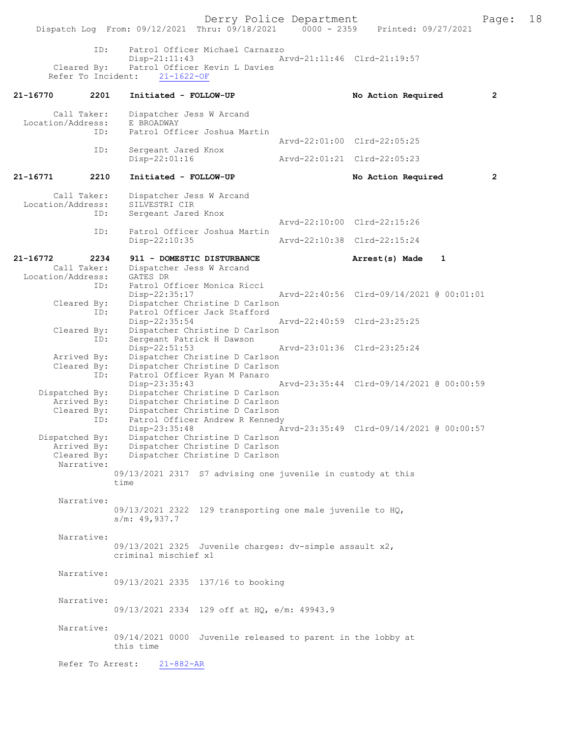```
            ID:     Patrol Officer Michael Carnazzo
                    Disp-21:11:43                 Arvd-21:11:46  Clrd-21:19:57
    Cleared By:     Patrol Officer Kevin L Davies
 Refer To Incident:    21-1622-OF

21-16770       2201    Initiated - FOLLOW-UP                        No Action Required            2

       Call Taker:     Dispatcher Jess W Arcand
 Location/Address:     E BROADWAY
              ID:      Patrol Officer Joshua Martin
                                                  Arvd-22:01:00  Clrd-22:05:25
              ID:      Sergeant Jared Knox
                       Disp-22:01:16              Arvd-22:01:21  Clrd-22:05:23

21-16771       2210    Initiated - FOLLOW-UP                        No Action Required            2

       Call Taker:     Dispatcher Jess W Arcand
 Location/Address:     SILVESTRI CIR
              ID:      Sergeant Jared Knox
                                                  Arvd-22:10:00  Clrd-22:15:26
              ID:      Patrol Officer Joshua Martin
                       Disp-22:10:35              Arvd-22:10:38  Clrd-22:15:24

21-16772       2234    911 - DOMESTIC DISTURBANCE                   Arrest(s) Made    1
       Call Taker:     Dispatcher Jess W Arcand
 Location/Address:     GATES DR
              ID:      Patrol Officer Monica Ricci
                       Disp-22:35:17              Arvd-22:40:56  Clrd-09/14/2021 @ 00:01:01
       Cleared By:     Dispatcher Christine D Carlson
              ID:      Patrol Officer Jack Stafford
                       Disp-22:35:54              Arvd-22:40:59  Clrd-23:25:25
       Cleared By:     Dispatcher Christine D Carlson
              ID:      Sergeant Patrick H Dawson
                       Disp-22:51:53              Arvd-23:01:36  Clrd-23:25:24
       Arrived By:     Dispatcher Christine D Carlson
       Cleared By:     Dispatcher Christine D Carlson
              ID:      Patrol Officer Ryan M Panaro
                       Disp-23:35:43              Arvd-23:35:44  Clrd-09/14/2021 @ 00:00:59
    Dispatched By:     Dispatcher Christine D Carlson
       Arrived By:     Dispatcher Christine D Carlson
       Cleared By:     Dispatcher Christine D Carlson
              ID:      Patrol Officer Andrew R Kennedy
                       Disp-23:35:48              Arvd-23:35:49  Clrd-09/14/2021 @ 00:00:57
    Dispatched By:     Dispatcher Christine D Carlson
       Arrived By:     Dispatcher Christine D Carlson
       Cleared By:     Dispatcher Christine D Carlson
        Narrative:
                 09/13/2021 2317  S7 advising one juvenile in custody at this
                 time

        Narrative:
                 09/13/2021 2322  129 transporting one male juvenile to HQ,
                 s/m: 49,937.7

        Narrative:
                 09/13/2021 2325  Juvenile charges: dv-simple assault x2,
                 criminal mischief x1

        Narrative:
                 09/13/2021 2335  137/16 to booking

        Narrative:
                 09/13/2021 2334  129 off at HQ, e/m: 49943.9

        Narrative:
                 09/14/2021 0000  Juvenile released to parent in the lobby at
                 this time

     Refer To Arrest:    21-882-AR
```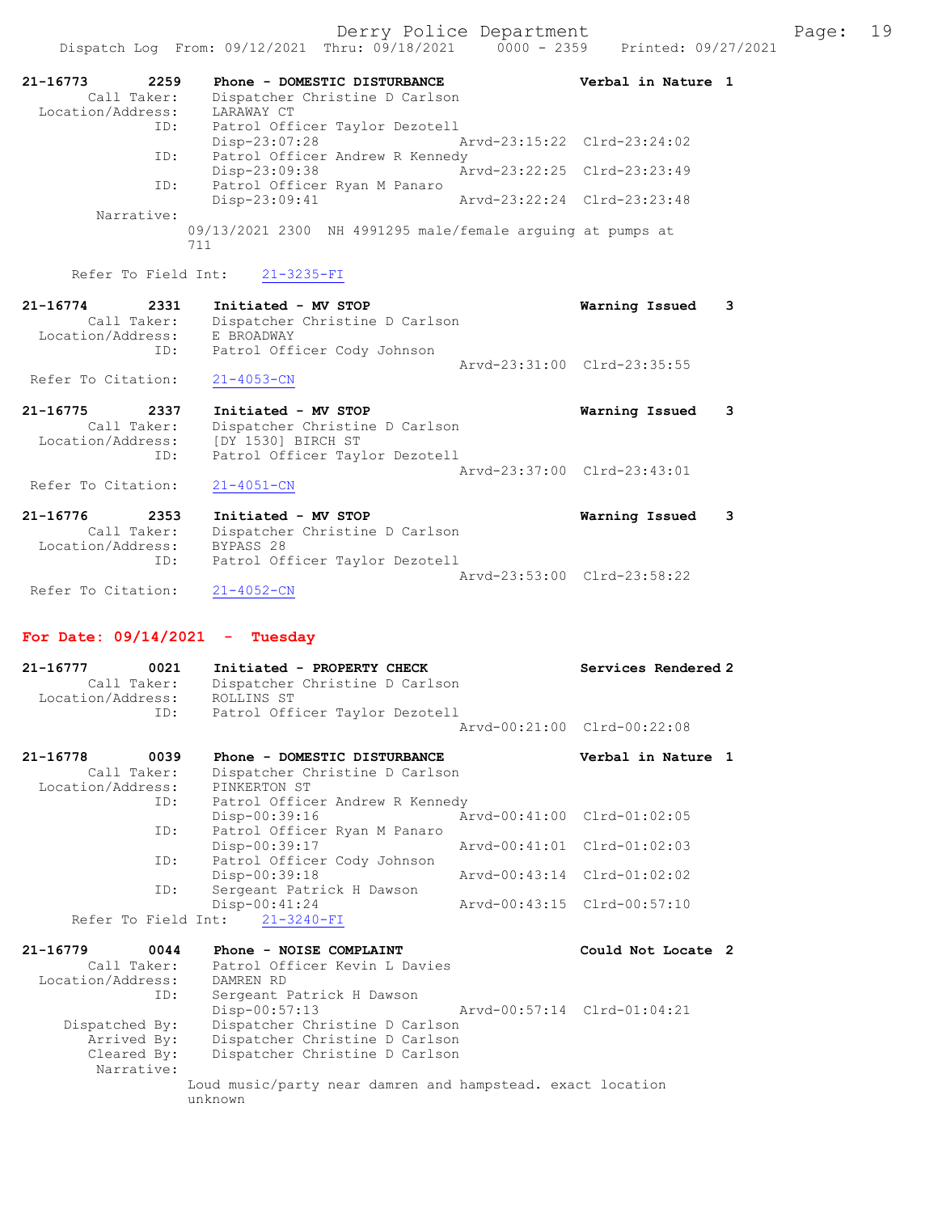```
21-16773        2259     Phone - DOMESTIC DISTURBANCE              Verbal in Nature  1
         Call Taker:     Dispatcher Christine D Carlson
   Location/Address:     LARAWAY CT
                 ID:     Patrol Officer Taylor Dezotell
                         Disp-23:07:28                  Arvd-23:15:22  Clrd-23:24:02
                 ID:     Patrol Officer Andrew R Kennedy
                         Disp-23:09:38                  Arvd-23:22:25  Clrd-23:23:49
                 ID:     Patrol Officer Ryan M Panaro
                         Disp-23:09:41                  Arvd-23:22:24  Clrd-23:23:48
          Narrative:
                       09/13/2021 2300  NH 4991295 male/female arguing at pumps at
                       711

      Refer To Field Int:     21-3235-FI

21-16774        2331     Initiated - MV STOP                       Warning Issued    3
         Call Taker:     Dispatcher Christine D Carlson
   Location/Address:     E BROADWAY
                 ID:     Patrol Officer Cody Johnson
                                                        Arvd-23:31:00  Clrd-23:35:55
  Refer To Citation:     21-4053-CN

21-16775        2337     Initiated - MV STOP                       Warning Issued    3
         Call Taker:     Dispatcher Christine D Carlson
   Location/Address:     [DY 1530] BIRCH ST
                 ID:     Patrol Officer Taylor Dezotell
                                                        Arvd-23:37:00  Clrd-23:43:01
  Refer To Citation:     21-4051-CN

21-16776        2353     Initiated - MV STOP                       Warning Issued    3
         Call Taker:     Dispatcher Christine D Carlson
   Location/Address:     BYPASS 28
                 ID:     Patrol Officer Taylor Dezotell
                                                        Arvd-23:53:00  Clrd-23:58:22
  Refer To Citation:     21-4052-CN
```

**For Date: 09/14/2021 - Tuesday**

```
21-16777        0021     Initiated - PROPERTY CHECK                Services Rendered 2
         Call Taker:     Dispatcher Christine D Carlson
   Location/Address:     ROLLINS ST
                 ID:     Patrol Officer Taylor Dezotell
                                                        Arvd-00:21:00  Clrd-00:22:08

21-16778        0039     Phone - DOMESTIC DISTURBANCE              Verbal in Nature  1
         Call Taker:     Dispatcher Christine D Carlson
   Location/Address:     PINKERTON ST
                 ID:     Patrol Officer Andrew R Kennedy
                         Disp-00:39:16                  Arvd-00:41:00  Clrd-01:02:05
                 ID:     Patrol Officer Ryan M Panaro
                         Disp-00:39:17                  Arvd-00:41:01  Clrd-01:02:03
                 ID:     Patrol Officer Cody Johnson
                         Disp-00:39:18                  Arvd-00:43:14  Clrd-01:02:02
                 ID:     Sergeant Patrick H Dawson
                         Disp-00:41:24                  Arvd-00:43:15  Clrd-00:57:10
      Refer To Field Int:     21-3240-FI

21-16779        0044     Phone - NOISE COMPLAINT                   Could Not Locate  2
         Call Taker:     Patrol Officer Kevin L Davies
   Location/Address:     DAMREN RD
                 ID:     Sergeant Patrick H Dawson
                         Disp-00:57:13                  Arvd-00:57:14  Clrd-01:04:21
      Dispatched By:     Dispatcher Christine D Carlson
         Arrived By:     Dispatcher Christine D Carlson
         Cleared By:     Dispatcher Christine D Carlson
          Narrative:
                       Loud music/party near damren and hampstead. exact location
                       unknown
```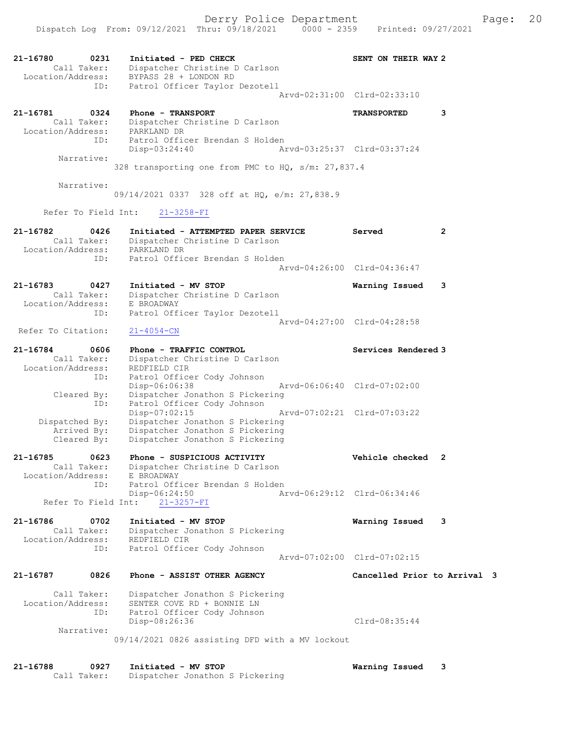21-16780 0231 Initiated - PED CHECK SENT ON THEIR WAY 2
Call Taker: Dispatcher Christine D Carlson
Location/Address: BYPASS 28 + LONDON RD
ID: Patrol Officer Taylor Dezotell
Arvd-02:31:00 Clrd-02:33:10

21-16781 0324 Phone - TRANSPORT TRANSPORTED 3
Call Taker: Dispatcher Christine D Carlson
Location/Address: PARKLAND DR
ID: Patrol Officer Brendan S Holden
Disp-03:24:40 Arvd-03:25:37 Clrd-03:37:24
Narrative:
328 transporting one from PMC to HQ, s/m: 27,837.4

Narrative:
09/14/2021 0337 328 off at HQ, e/m: 27,838.9

Refer To Field Int: 21-3258-FI

21-16782 0426 Initiated - ATTEMPTED PAPER SERVICE Served 2
Call Taker: Dispatcher Christine D Carlson
Location/Address: PARKLAND DR
ID: Patrol Officer Brendan S Holden
Arvd-04:26:00 Clrd-04:36:47

21-16783 0427 Initiated - MV STOP Warning Issued 3
Call Taker: Dispatcher Christine D Carlson
Location/Address: E BROADWAY
ID: Patrol Officer Taylor Dezotell
Arvd-04:27:00 Clrd-04:28:58
Refer To Citation: 21-4054-CN

21-16784 0606 Phone - TRAFFIC CONTROL Services Rendered 3
Call Taker: Dispatcher Christine D Carlson
Location/Address: REDFIELD CIR
ID: Patrol Officer Cody Johnson
Disp-06:06:38 Arvd-06:06:40 Clrd-07:02:00
Cleared By: Dispatcher Jonathon S Pickering
ID: Patrol Officer Cody Johnson
Disp-07:02:15 Arvd-07:02:21 Clrd-07:03:22
Dispatched By: Dispatcher Jonathon S Pickering
Arrived By: Dispatcher Jonathon S Pickering
Cleared By: Dispatcher Jonathon S Pickering

21-16785 0623 Phone - SUSPICIOUS ACTIVITY Vehicle checked 2
Call Taker: Dispatcher Christine D Carlson
Location/Address: E BROADWAY
ID: Patrol Officer Brendan S Holden
Disp-06:24:50 Arvd-06:29:12 Clrd-06:34:46
Refer To Field Int: 21-3257-FI

21-16786 0702 Initiated - MV STOP Warning Issued 3
Call Taker: Dispatcher Jonathon S Pickering
Location/Address: REDFIELD CIR
ID: Patrol Officer Cody Johnson
Arvd-07:02:00 Clrd-07:02:15

21-16787 0826 Phone - ASSIST OTHER AGENCY Cancelled Prior to Arrival 3
Call Taker: Dispatcher Jonathon S Pickering
Location/Address: SENTER COVE RD + BONNIE LN
ID: Patrol Officer Cody Johnson
Disp-08:26:36 Clrd-08:35:44
Narrative:
09/14/2021 0826 assisting DFD with a MV lockout

21-16788 0927 Initiated - MV STOP Warning Issued 3
Call Taker: Dispatcher Jonathon S Pickering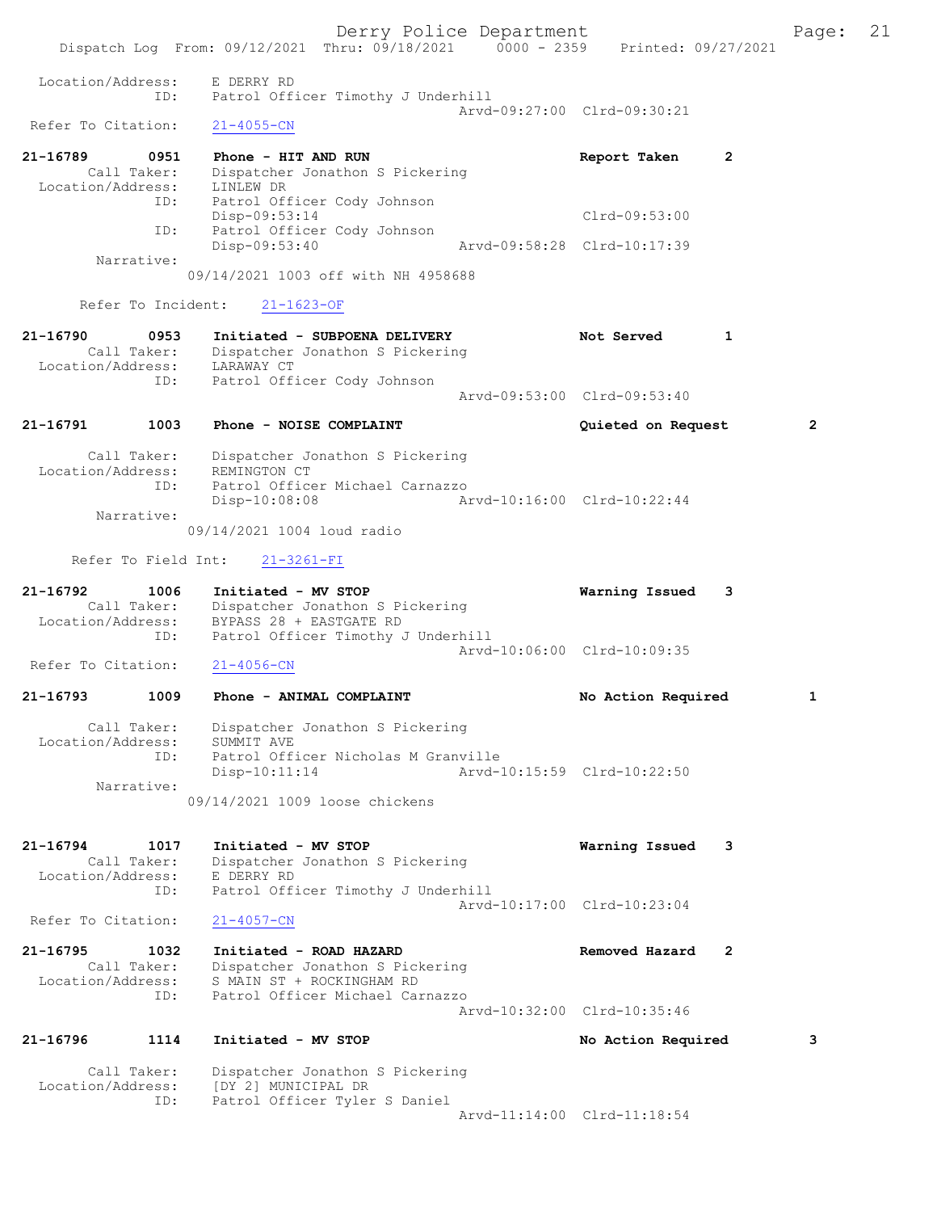```
Location/Address:    E DERRY RD
              ID:    Patrol Officer Timothy J Underhill
                                                Arvd-09:27:00  Clrd-09:30:21
  Refer To Citation:    21-4055-CN

21-16789        0951    Phone - HIT AND RUN                        Report Taken      2
        Call Taker:    Dispatcher Jonathon S Pickering
  Location/Address:    LINLEW DR
              ID:    Patrol Officer Cody Johnson
                     Disp-09:53:14                                 Clrd-09:53:00
              ID:    Patrol Officer Cody Johnson
                     Disp-09:53:40              Arvd-09:58:28  Clrd-10:17:39
         Narrative:
                    09/14/2021 1003 off with NH 4958688

       Refer To Incident:    21-1623-OF

21-16790        0953    Initiated - SUBPOENA DELIVERY              Not Served        1
        Call Taker:    Dispatcher Jonathon S Pickering
  Location/Address:    LARAWAY CT
              ID:    Patrol Officer Cody Johnson
                                                Arvd-09:53:00  Clrd-09:53:40

21-16791        1003    Phone - NOISE COMPLAINT                    Quieted on Request        2

        Call Taker:    Dispatcher Jonathon S Pickering
  Location/Address:    REMINGTON CT
              ID:    Patrol Officer Michael Carnazzo
                     Disp-10:08:08              Arvd-10:16:00  Clrd-10:22:44
         Narrative:
                    09/14/2021 1004 loud radio

       Refer To Field Int:    21-3261-FI

21-16792        1006    Initiated - MV STOP                        Warning Issued    3
        Call Taker:    Dispatcher Jonathon S Pickering
  Location/Address:    BYPASS 28 + EASTGATE RD
              ID:    Patrol Officer Timothy J Underhill
                                                Arvd-10:06:00  Clrd-10:09:35
  Refer To Citation:    21-4056-CN

21-16793        1009    Phone - ANIMAL COMPLAINT                   No Action Required        1

        Call Taker:    Dispatcher Jonathon S Pickering
  Location/Address:    SUMMIT AVE
              ID:    Patrol Officer Nicholas M Granville
                     Disp-10:11:14              Arvd-10:15:59  Clrd-10:22:50
         Narrative:
                    09/14/2021 1009 loose chickens


21-16794        1017    Initiated - MV STOP                        Warning Issued    3
        Call Taker:    Dispatcher Jonathon S Pickering
  Location/Address:    E DERRY RD
              ID:    Patrol Officer Timothy J Underhill
                                                Arvd-10:17:00  Clrd-10:23:04
  Refer To Citation:    21-4057-CN

21-16795        1032    Initiated - ROAD HAZARD                    Removed Hazard    2
        Call Taker:    Dispatcher Jonathon S Pickering
  Location/Address:    S MAIN ST + ROCKINGHAM RD
              ID:    Patrol Officer Michael Carnazzo
                                                Arvd-10:32:00  Clrd-10:35:46

21-16796        1114    Initiated - MV STOP                        No Action Required        3

        Call Taker:    Dispatcher Jonathon S Pickering
  Location/Address:    [DY 2] MUNICIPAL DR
              ID:    Patrol Officer Tyler S Daniel
                                                Arvd-11:14:00  Clrd-11:18:54
```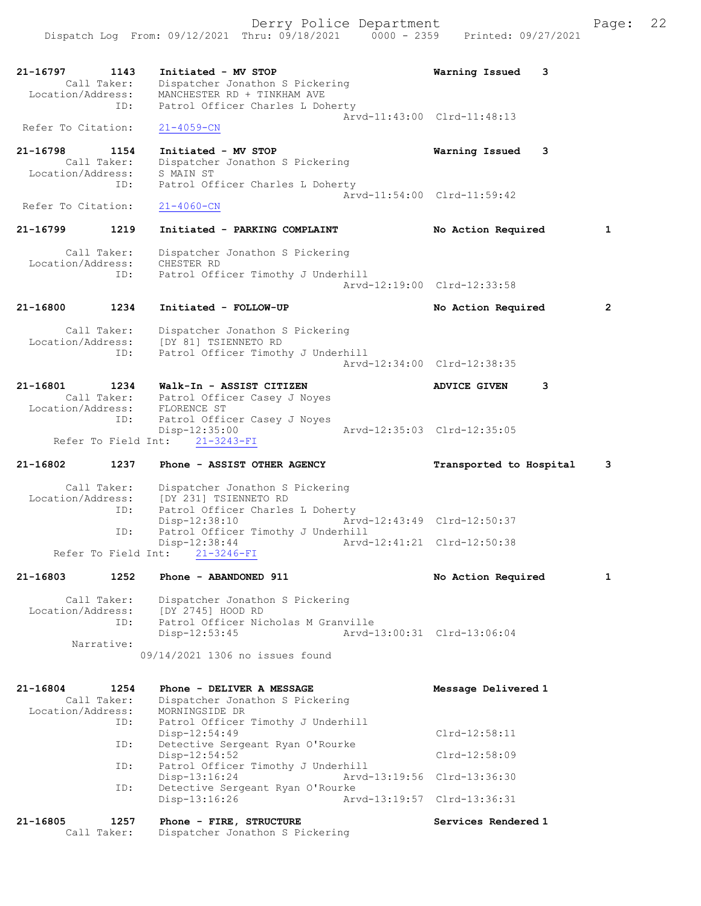21-16797 1143 Initiated - MV STOP Warning Issued 3
Call Taker: Dispatcher Jonathon S Pickering
Location/Address: MANCHESTER RD + TINKHAM AVE
ID: Patrol Officer Charles L Doherty
Arvd-11:43:00 Clrd-11:48:13
Refer To Citation: 21-4059-CN

21-16798 1154 Initiated - MV STOP Warning Issued 3
Call Taker: Dispatcher Jonathon S Pickering
Location/Address: S MAIN ST
ID: Patrol Officer Charles L Doherty
Arvd-11:54:00 Clrd-11:59:42
Refer To Citation: 21-4060-CN

21-16799 1219 Initiated - PARKING COMPLAINT No Action Required 1
Call Taker: Dispatcher Jonathon S Pickering
Location/Address: CHESTER RD
ID: Patrol Officer Timothy J Underhill
Arvd-12:19:00 Clrd-12:33:58

21-16800 1234 Initiated - FOLLOW-UP No Action Required 2
Call Taker: Dispatcher Jonathon S Pickering
Location/Address: [DY 81] TSIENNETO RD
ID: Patrol Officer Timothy J Underhill
Arvd-12:34:00 Clrd-12:38:35

21-16801 1234 Walk-In - ASSIST CITIZEN ADVICE GIVEN 3
Call Taker: Patrol Officer Casey J Noyes
Location/Address: FLORENCE ST
ID: Patrol Officer Casey J Noyes
Disp-12:35:00 Arvd-12:35:03 Clrd-12:35:05
Refer To Field Int: 21-3243-FI

21-16802 1237 Phone - ASSIST OTHER AGENCY Transported to Hospital 3
Call Taker: Dispatcher Jonathon S Pickering
Location/Address: [DY 231] TSIENNETO RD
ID: Patrol Officer Charles L Doherty
Disp-12:38:10 Arvd-12:43:49 Clrd-12:50:37
ID: Patrol Officer Timothy J Underhill
Disp-12:38:44 Arvd-12:41:21 Clrd-12:50:38
Refer To Field Int: 21-3246-FI

21-16803 1252 Phone - ABANDONED 911 No Action Required 1
Call Taker: Dispatcher Jonathon S Pickering
Location/Address: [DY 2745] HOOD RD
ID: Patrol Officer Nicholas M Granville
Disp-12:53:45 Arvd-13:00:31 Clrd-13:06:04
Narrative:
09/14/2021 1306 no issues found

21-16804 1254 Phone - DELIVER A MESSAGE Message Delivered 1
Call Taker: Dispatcher Jonathon S Pickering
Location/Address: MORNINGSIDE DR
ID: Patrol Officer Timothy J Underhill
Disp-12:54:49 Clrd-12:58:11
ID: Detective Sergeant Ryan O'Rourke
Disp-12:54:52 Clrd-12:58:09
ID: Patrol Officer Timothy J Underhill
Disp-13:16:24 Arvd-13:19:56 Clrd-13:36:30
ID: Detective Sergeant Ryan O'Rourke
Disp-13:16:26 Arvd-13:19:57 Clrd-13:36:31

21-16805 1257 Phone - FIRE, STRUCTURE Services Rendered 1
Call Taker: Dispatcher Jonathon S Pickering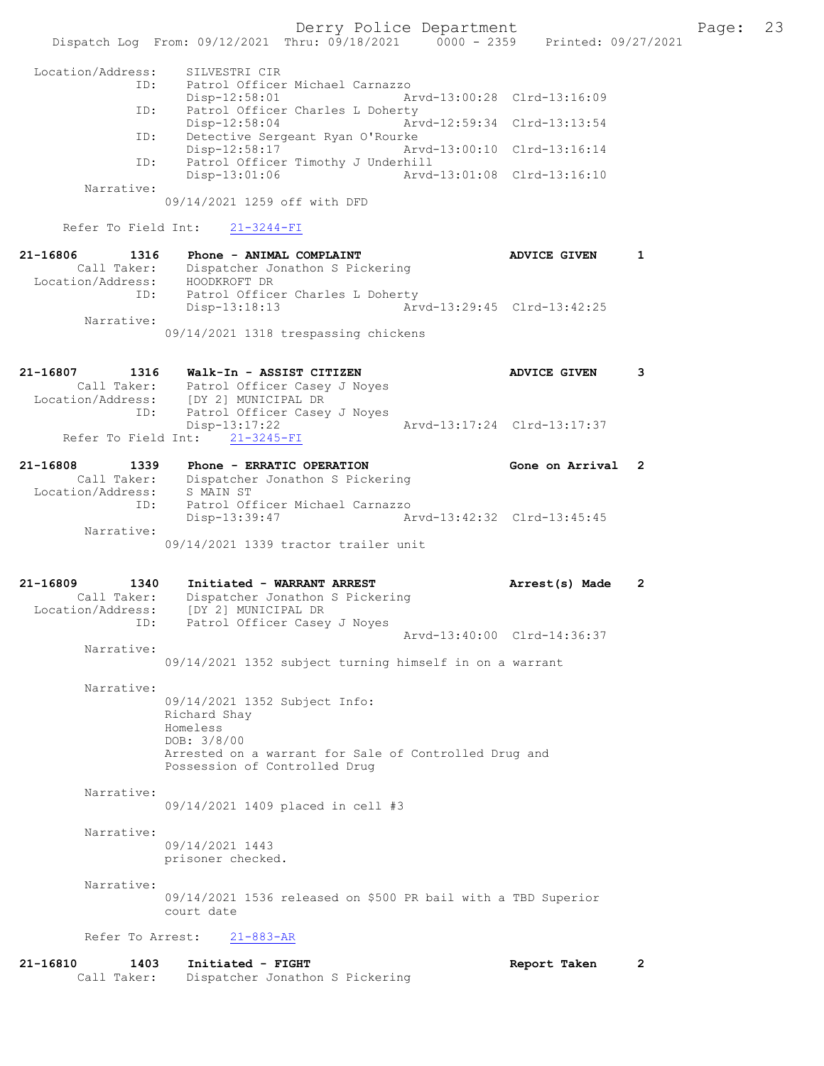Location/Address: SILVESTRI CIR
ID: Patrol Officer Michael Carnazzo
Disp-12:58:01 Arvd-13:00:28 Clrd-13:16:09
ID: Patrol Officer Charles L Doherty
Disp-12:58:04 Arvd-12:59:34 Clrd-13:13:54
ID: Detective Sergeant Ryan O'Rourke
Disp-12:58:17 Arvd-13:00:10 Clrd-13:16:14
ID: Patrol Officer Timothy J Underhill
Disp-13:01:06 Arvd-13:01:08 Clrd-13:16:10
Narrative:
09/14/2021 1259 off with DFD

Refer To Field Int: 21-3244-FI

**21-16806 1316 Phone - ANIMAL COMPLAINT ADVICE GIVEN 1**
Call Taker: Dispatcher Jonathon S Pickering
Location/Address: HOODKROFT DR
ID: Patrol Officer Charles L Doherty
Disp-13:18:13 Arvd-13:29:45 Clrd-13:42:25
Narrative:
09/14/2021 1318 trespassing chickens

**21-16807 1316 Walk-In - ASSIST CITIZEN ADVICE GIVEN 3**
Call Taker: Patrol Officer Casey J Noyes
Location/Address: [DY 2] MUNICIPAL DR
ID: Patrol Officer Casey J Noyes
Disp-13:17:22 Arvd-13:17:24 Clrd-13:17:37
Refer To Field Int: 21-3245-FI

**21-16808 1339 Phone - ERRATIC OPERATION Gone on Arrival 2**
Call Taker: Dispatcher Jonathon S Pickering
Location/Address: S MAIN ST
ID: Patrol Officer Michael Carnazzo
Disp-13:39:47 Arvd-13:42:32 Clrd-13:45:45
Narrative:
09/14/2021 1339 tractor trailer unit

**21-16809 1340 Initiated - WARRANT ARREST Arrest(s) Made 2**
Call Taker: Dispatcher Jonathon S Pickering
Location/Address: [DY 2] MUNICIPAL DR
ID: Patrol Officer Casey J Noyes
Arvd-13:40:00 Clrd-14:36:37
Narrative:
09/14/2021 1352 subject turning himself in on a warrant

Narrative:
09/14/2021 1352 Subject Info:
Richard Shay
Homeless
DOB: 3/8/00
Arrested on a warrant for Sale of Controlled Drug and
Possession of Controlled Drug

Narrative:
09/14/2021 1409 placed in cell #3

Narrative:
09/14/2021 1443
prisoner checked.

Narrative:
09/14/2021 1536 released on $500 PR bail with a TBD Superior
court date

Refer To Arrest: 21-883-AR

**21-16810 1403 Initiated - FIGHT Report Taken 2**
Call Taker: Dispatcher Jonathon S Pickering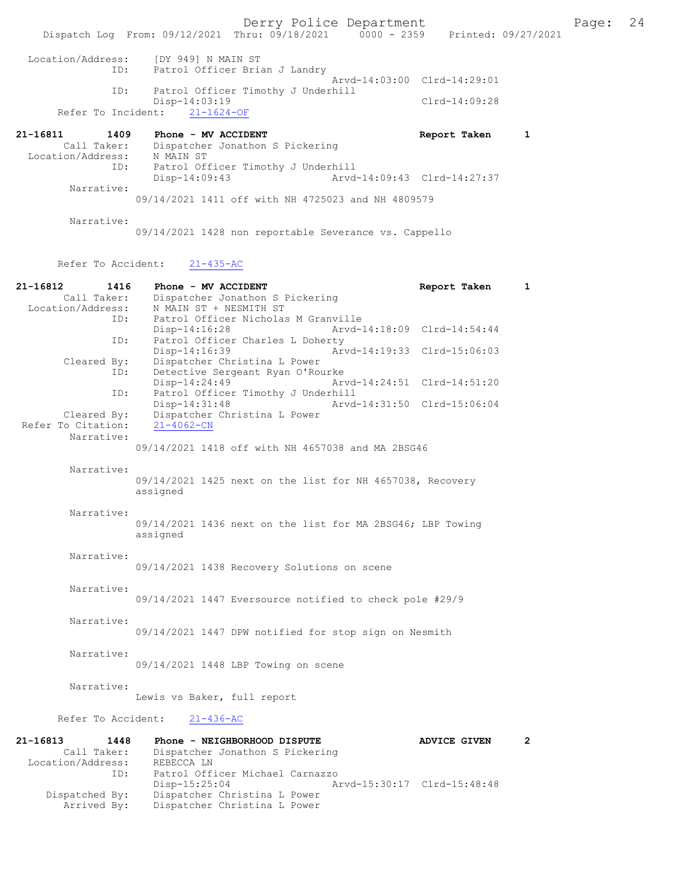```
Location/Address:     [DY 949] N MAIN ST
              ID:     Patrol Officer Brian J Landry
                                                 Arvd-14:03:00  Clrd-14:29:01
              ID:     Patrol Officer Timothy J Underhill
                      Disp-14:03:19                             Clrd-14:09:28
       Refer To Incident:   21-1624-OF

21-16811        1409    Phone - MV ACCIDENT                        Report Taken        1
        Call Taker:     Dispatcher Jonathon S Pickering
   Location/Address:    N MAIN ST
                ID:     Patrol Officer Timothy J Underhill
                        Disp-14:09:43                Arvd-14:09:43  Clrd-14:27:37
         Narrative:
                    09/14/2021 1411 off with NH 4725023 and NH 4809579

         Narrative:
                    09/14/2021 1428 non reportable Severance vs. Cappello


       Refer To Accident:     21-435-AC

21-16812        1416    Phone - MV ACCIDENT                        Report Taken        1
        Call Taker:     Dispatcher Jonathon S Pickering
   Location/Address:    N MAIN ST + NESMITH ST
                ID:     Patrol Officer Nicholas M Granville
                        Disp-14:16:28                Arvd-14:18:09  Clrd-14:54:44
                ID:     Patrol Officer Charles L Doherty
                        Disp-14:16:39                Arvd-14:19:33  Clrd-15:06:03
        Cleared By:     Dispatcher Christina L Power
                ID:     Detective Sergeant Ryan O'Rourke
                        Disp-14:24:49                Arvd-14:24:51  Clrd-14:51:20
                ID:     Patrol Officer Timothy J Underhill
                        Disp-14:31:48                Arvd-14:31:50  Clrd-15:06:04
        Cleared By:     Dispatcher Christina L Power
  Refer To Citation:    21-4062-CN
         Narrative:
                    09/14/2021 1418 off with NH 4657038 and MA 2BSG46

         Narrative:
                    09/14/2021 1425 next on the list for NH 4657038, Recovery
                    assigned

         Narrative:
                    09/14/2021 1436 next on the list for MA 2BSG46; LBP Towing
                    assigned

         Narrative:
                    09/14/2021 1438 Recovery Solutions on scene

         Narrative:
                    09/14/2021 1447 Eversource notified to check pole #29/9

         Narrative:
                    09/14/2021 1447 DPW notified for stop sign on Nesmith

         Narrative:
                    09/14/2021 1448 LBP Towing on scene

         Narrative:
                    Lewis vs Baker, full report

       Refer To Accident:     21-436-AC

21-16813        1448    Phone - NEIGHBORHOOD DISPUTE               ADVICE GIVEN        2
        Call Taker:     Dispatcher Jonathon S Pickering
   Location/Address:    REBECCA LN
                ID:     Patrol Officer Michael Carnazzo
                        Disp-15:25:04                Arvd-15:30:17  Clrd-15:48:48
     Dispatched By:     Dispatcher Christina L Power
        Arrived By:     Dispatcher Christina L Power
```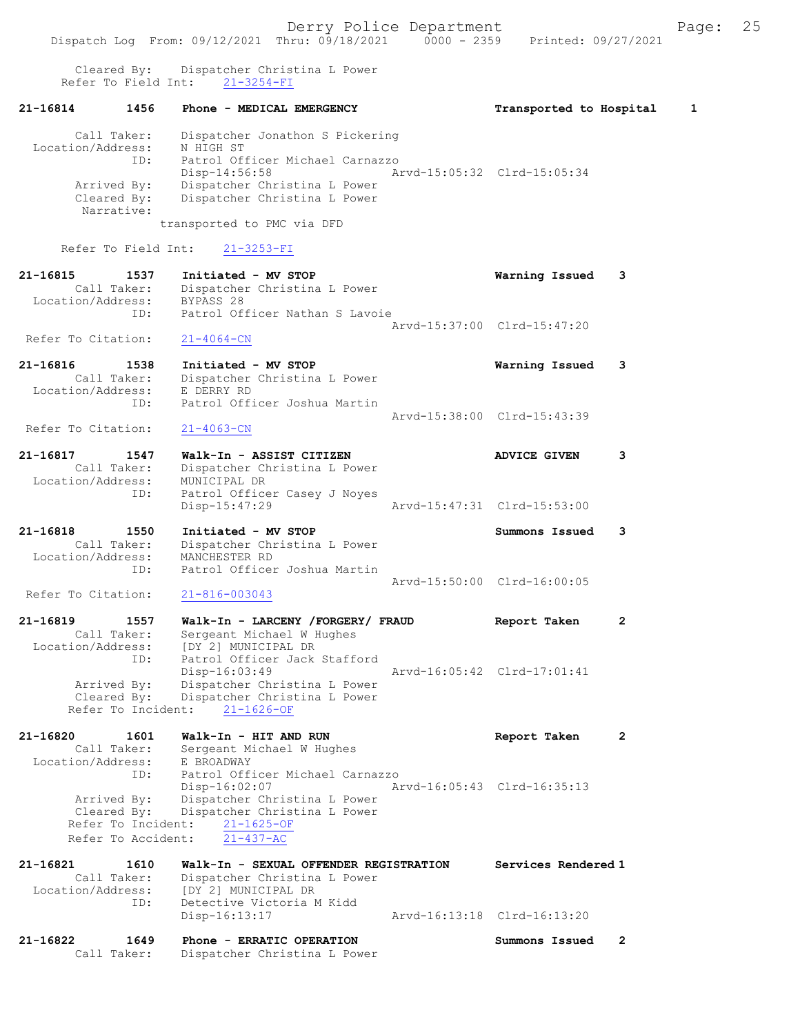Cleared By: Dispatcher Christina L Power
Refer To Field Int: 21-3254-FI

**21-16814 1456 Phone - MEDICAL EMERGENCY — Transported to Hospital 1**

Call Taker: Dispatcher Jonathon S Pickering
Location/Address: N HIGH ST
ID: Patrol Officer Michael Carnazzo
Disp-14:56:58 Arvd-15:05:32 Clrd-15:05:34
Arrived By: Dispatcher Christina L Power
Cleared By: Dispatcher Christina L Power
Narrative:
transported to PMC via DFD

Refer To Field Int: 21-3253-FI

**21-16815 1537 Initiated - MV STOP — Warning Issued 3**

Call Taker: Dispatcher Christina L Power
Location/Address: BYPASS 28
ID: Patrol Officer Nathan S Lavoie
Arvd-15:37:00 Clrd-15:47:20
Refer To Citation: 21-4064-CN

**21-16816 1538 Initiated - MV STOP — Warning Issued 3**

Call Taker: Dispatcher Christina L Power
Location/Address: E DERRY RD
ID: Patrol Officer Joshua Martin
Arvd-15:38:00 Clrd-15:43:39
Refer To Citation: 21-4063-CN

**21-16817 1547 Walk-In - ASSIST CITIZEN — ADVICE GIVEN 3**

Call Taker: Dispatcher Christina L Power
Location/Address: MUNICIPAL DR
ID: Patrol Officer Casey J Noyes
Disp-15:47:29 Arvd-15:47:31 Clrd-15:53:00

**21-16818 1550 Initiated - MV STOP — Summons Issued 3**

Call Taker: Dispatcher Christina L Power
Location/Address: MANCHESTER RD
ID: Patrol Officer Joshua Martin
Arvd-15:50:00 Clrd-16:00:05
Refer To Citation: 21-816-003043

**21-16819 1557 Walk-In - LARCENY /FORGERY/ FRAUD — Report Taken 2**

Call Taker: Sergeant Michael W Hughes
Location/Address: [DY 2] MUNICIPAL DR
ID: Patrol Officer Jack Stafford
Disp-16:03:49 Arvd-16:05:42 Clrd-17:01:41
Arrived By: Dispatcher Christina L Power
Cleared By: Dispatcher Christina L Power
Refer To Incident: 21-1626-OF

**21-16820 1601 Walk-In - HIT AND RUN — Report Taken 2**

Call Taker: Sergeant Michael W Hughes
Location/Address: E BROADWAY
ID: Patrol Officer Michael Carnazzo
Disp-16:02:07 Arvd-16:05:43 Clrd-16:35:13
Arrived By: Dispatcher Christina L Power
Cleared By: Dispatcher Christina L Power
Refer To Incident: 21-1625-OF
Refer To Accident: 21-437-AC

**21-16821 1610 Walk-In - SEXUAL OFFENDER REGISTRATION — Services Rendered 1**

Call Taker: Dispatcher Christina L Power
Location/Address: [DY 2] MUNICIPAL DR
ID: Detective Victoria M Kidd
Disp-16:13:17 Arvd-16:13:18 Clrd-16:13:20

**21-16822 1649 Phone - ERRATIC OPERATION — Summons Issued 2**

Call Taker: Dispatcher Christina L Power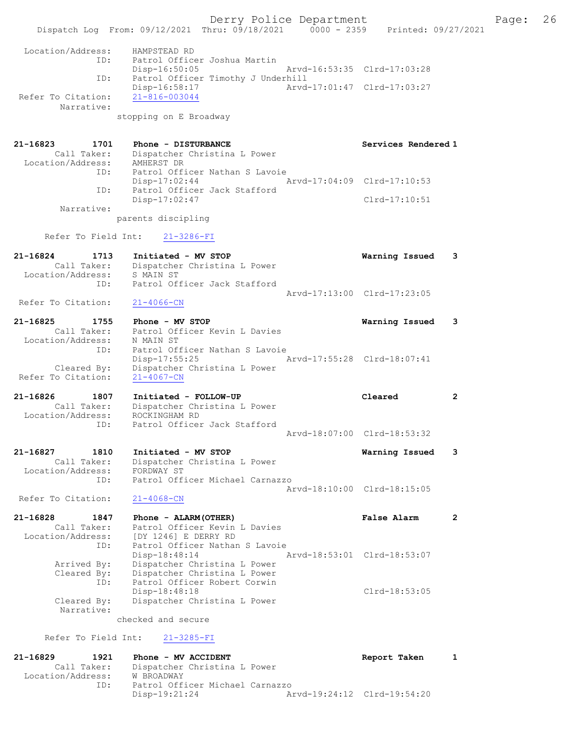```
 Location/Address:    HAMPSTEAD RD
               ID:    Patrol Officer Joshua Martin
                      Disp-16:50:05               Arvd-16:53:35  Clrd-17:03:28
               ID:    Patrol Officer Timothy J Underhill
                      Disp-16:58:17               Arvd-17:01:47  Clrd-17:03:27
 Refer To Citation:   21-816-003044
        Narrative:
                    stopping on E Broadway

21-16823       1701   Phone - DISTURBANCE                         Services Rendered 1
        Call Taker:   Dispatcher Christina L Power
  Location/Address:   AMHERST DR
               ID:    Patrol Officer Nathan S Lavoie
                      Disp-17:02:44               Arvd-17:04:09  Clrd-17:10:53
               ID:    Patrol Officer Jack Stafford
                      Disp-17:02:47                              Clrd-17:10:51
        Narrative:
                    parents discipling

      Refer To Field Int:    21-3286-FI

21-16824       1713   Initiated - MV STOP                         Warning Issued    3
        Call Taker:   Dispatcher Christina L Power
  Location/Address:   S MAIN ST
               ID:    Patrol Officer Jack Stafford
                                                  Arvd-17:13:00  Clrd-17:23:05
 Refer To Citation:   21-4066-CN

21-16825       1755   Phone - MV STOP                             Warning Issued    3
        Call Taker:   Patrol Officer Kevin L Davies
  Location/Address:   N MAIN ST
               ID:    Patrol Officer Nathan S Lavoie
                      Disp-17:55:25               Arvd-17:55:28  Clrd-18:07:41
        Cleared By:   Dispatcher Christina L Power
 Refer To Citation:   21-4067-CN

21-16826       1807   Initiated - FOLLOW-UP                       Cleared           2
        Call Taker:   Dispatcher Christina L Power
  Location/Address:   ROCKINGHAM RD
               ID:    Patrol Officer Jack Stafford
                                                  Arvd-18:07:00  Clrd-18:53:32

21-16827       1810   Initiated - MV STOP                         Warning Issued    3
        Call Taker:   Dispatcher Christina L Power
  Location/Address:   FORDWAY ST
               ID:    Patrol Officer Michael Carnazzo
                                                  Arvd-18:10:00  Clrd-18:15:05
 Refer To Citation:   21-4068-CN

21-16828       1847   Phone - ALARM(OTHER)                        False Alarm       2
        Call Taker:   Patrol Officer Kevin L Davies
  Location/Address:   [DY 1246] E DERRY RD
               ID:    Patrol Officer Nathan S Lavoie
                      Disp-18:48:14               Arvd-18:53:01  Clrd-18:53:07
       Arrived By:    Dispatcher Christina L Power
       Cleared By:    Dispatcher Christina L Power
               ID:    Patrol Officer Robert Corwin
                      Disp-18:48:18                              Clrd-18:53:05
       Cleared By:    Dispatcher Christina L Power
        Narrative:
                    checked and secure

      Refer To Field Int:    21-3285-FI

21-16829       1921   Phone - MV ACCIDENT                         Report Taken      1
        Call Taker:   Dispatcher Christina L Power
  Location/Address:   W BROADWAY
               ID:    Patrol Officer Michael Carnazzo
                      Disp-19:21:24               Arvd-19:24:12  Clrd-19:54:20
```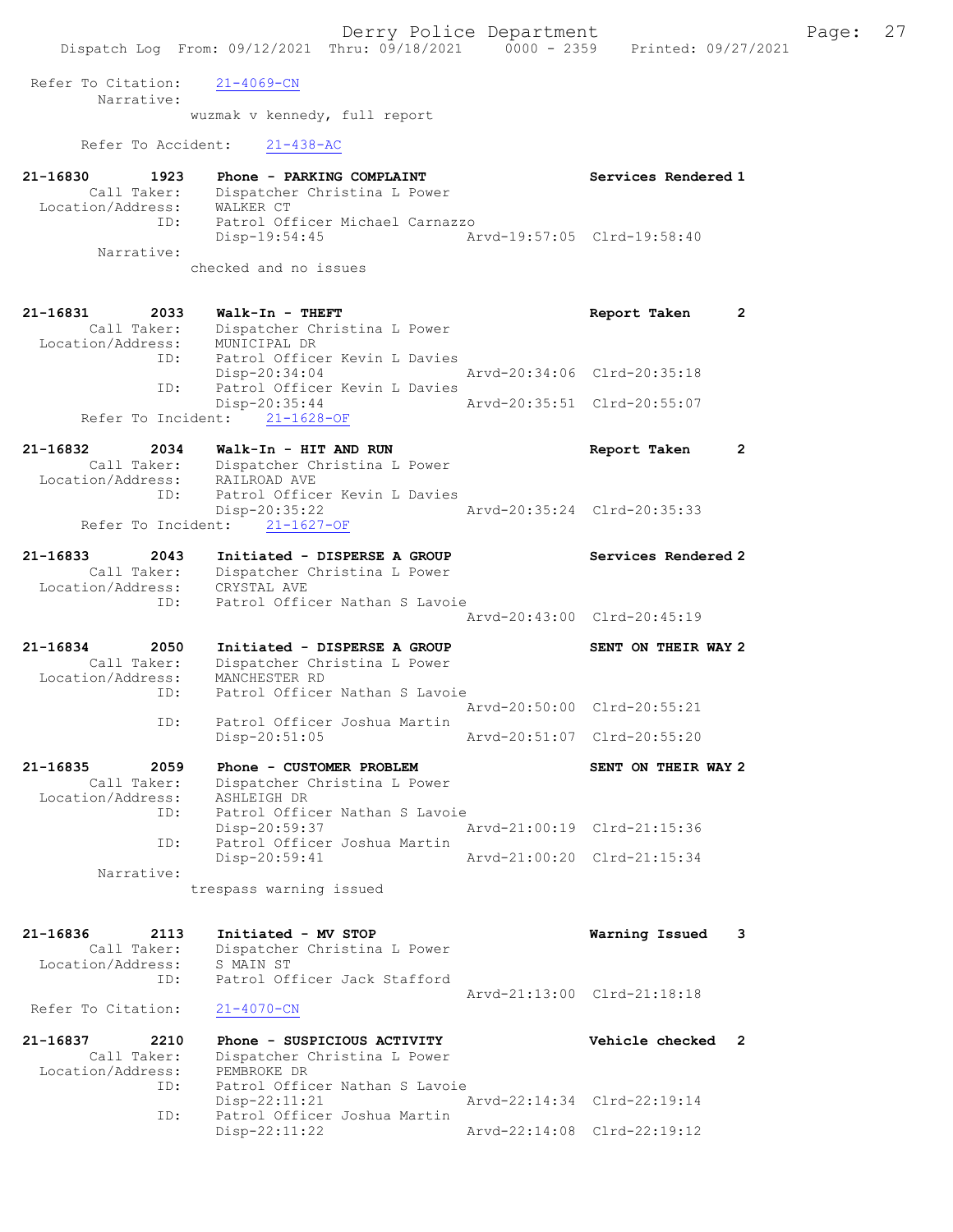Refer To Citation: 21-4069-CN
Narrative:
wuzmak v kennedy, full report

Refer To Accident: 21-438-AC

```
21-16830        1923    Phone - PARKING COMPLAINT                   Services Rendered 1
        Call Taker:     Dispatcher Christina L Power
  Location/Address:     WALKER CT
                ID:     Patrol Officer Michael Carnazzo
                        Disp-19:54:45                  Arvd-19:57:05  Clrd-19:58:40
         Narrative:
                        checked and no issues

21-16831        2033    Walk-In - THEFT                             Report Taken      2
        Call Taker:     Dispatcher Christina L Power
  Location/Address:     MUNICIPAL DR
                ID:     Patrol Officer Kevin L Davies
                        Disp-20:34:04                  Arvd-20:34:06  Clrd-20:35:18
                ID:     Patrol Officer Kevin L Davies
                        Disp-20:35:44                  Arvd-20:35:51  Clrd-20:55:07
      Refer To Incident:   21-1628-OF

21-16832        2034    Walk-In - HIT AND RUN                       Report Taken      2
        Call Taker:     Dispatcher Christina L Power
  Location/Address:     RAILROAD AVE
                ID:     Patrol Officer Kevin L Davies
                        Disp-20:35:22                  Arvd-20:35:24  Clrd-20:35:33
      Refer To Incident:   21-1627-OF

21-16833        2043    Initiated - DISPERSE A GROUP                Services Rendered 2
        Call Taker:     Dispatcher Christina L Power
  Location/Address:     CRYSTAL AVE
                ID:     Patrol Officer Nathan S Lavoie
                                                       Arvd-20:43:00  Clrd-20:45:19

21-16834        2050    Initiated - DISPERSE A GROUP                SENT ON THEIR WAY 2
        Call Taker:     Dispatcher Christina L Power
  Location/Address:     MANCHESTER RD
                ID:     Patrol Officer Nathan S Lavoie
                                                       Arvd-20:50:00  Clrd-20:55:21
                ID:     Patrol Officer Joshua Martin
                        Disp-20:51:05                  Arvd-20:51:07  Clrd-20:55:20

21-16835        2059    Phone - CUSTOMER PROBLEM                    SENT ON THEIR WAY 2
        Call Taker:     Dispatcher Christina L Power
  Location/Address:     ASHLEIGH DR
                ID:     Patrol Officer Nathan S Lavoie
                        Disp-20:59:37                  Arvd-21:00:19  Clrd-21:15:36
                ID:     Patrol Officer Joshua Martin
                        Disp-20:59:41                  Arvd-21:00:20  Clrd-21:15:34
         Narrative:
                        trespass warning issued

21-16836        2113    Initiated - MV STOP                         Warning Issued    3
        Call Taker:     Dispatcher Christina L Power
  Location/Address:     S MAIN ST
                ID:     Patrol Officer Jack Stafford
                                                       Arvd-21:13:00  Clrd-21:18:18
 Refer To Citation:     21-4070-CN

21-16837        2210    Phone - SUSPICIOUS ACTIVITY                 Vehicle checked   2
        Call Taker:     Dispatcher Christina L Power
  Location/Address:     PEMBROKE DR
                ID:     Patrol Officer Nathan S Lavoie
                        Disp-22:11:21                  Arvd-22:14:34  Clrd-22:19:14
                ID:     Patrol Officer Joshua Martin
                        Disp-22:11:22                  Arvd-22:14:08  Clrd-22:19:12
```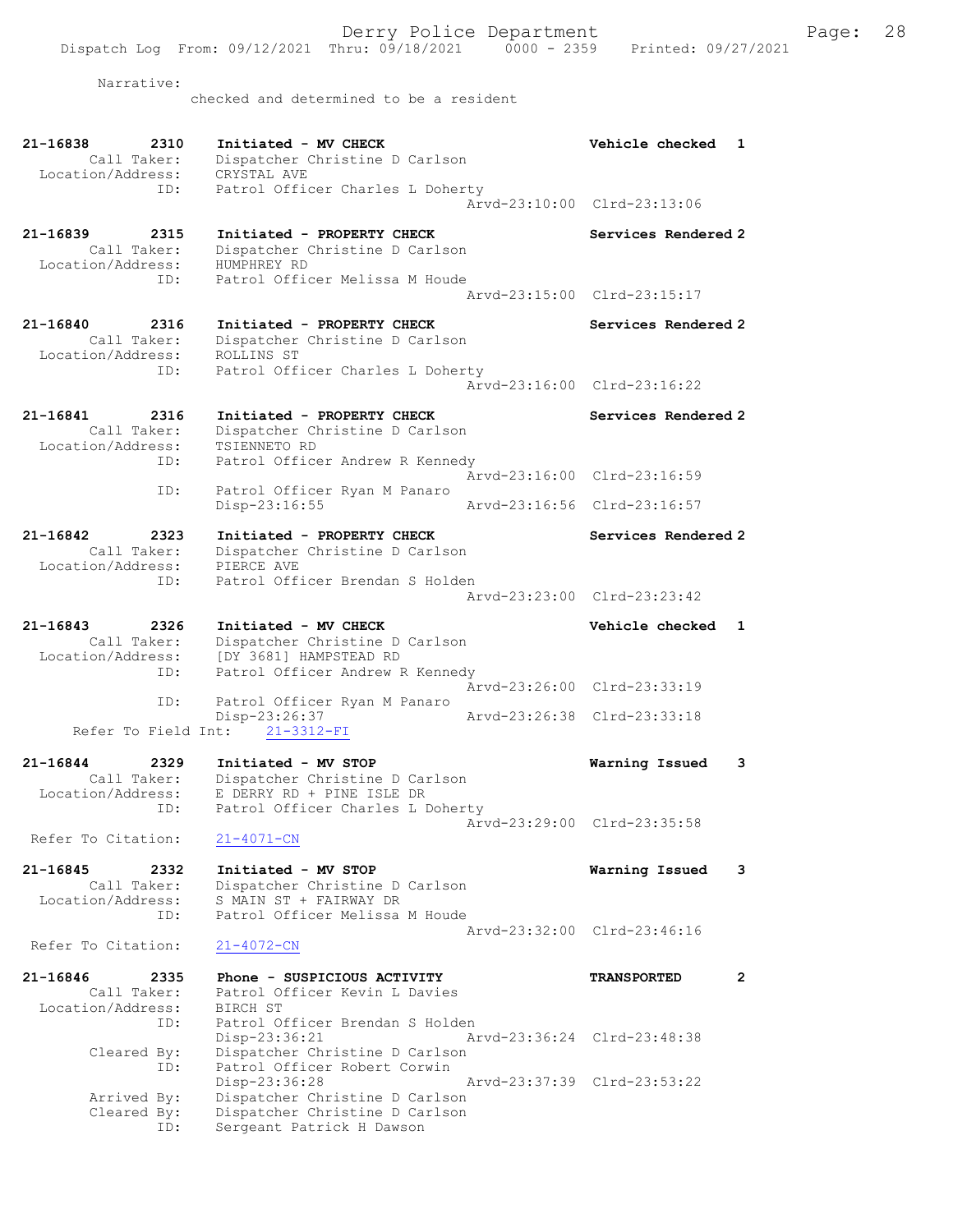Narrative:
checked and determined to be a resident

```
21-16838        2310    Initiated - MV CHECK                        Vehicle checked  1
         Call Taker:    Dispatcher Christine D Carlson
   Location/Address:    CRYSTAL AVE
                ID:     Patrol Officer Charles L Doherty
                                                  Arvd-23:10:00  Clrd-23:13:06

21-16839        2315    Initiated - PROPERTY CHECK                  Services Rendered 2
         Call Taker:    Dispatcher Christine D Carlson
   Location/Address:    HUMPHREY RD
                ID:     Patrol Officer Melissa M Houde
                                                  Arvd-23:15:00  Clrd-23:15:17

21-16840        2316    Initiated - PROPERTY CHECK                  Services Rendered 2
         Call Taker:    Dispatcher Christine D Carlson
   Location/Address:    ROLLINS ST
                ID:     Patrol Officer Charles L Doherty
                                                  Arvd-23:16:00  Clrd-23:16:22

21-16841        2316    Initiated - PROPERTY CHECK                  Services Rendered 2
         Call Taker:    Dispatcher Christine D Carlson
   Location/Address:    TSIENNETO RD
                ID:     Patrol Officer Andrew R Kennedy
                                                  Arvd-23:16:00  Clrd-23:16:59
                ID:     Patrol Officer Ryan M Panaro
                        Disp-23:16:55             Arvd-23:16:56  Clrd-23:16:57

21-16842        2323    Initiated - PROPERTY CHECK                  Services Rendered 2
         Call Taker:    Dispatcher Christine D Carlson
   Location/Address:    PIERCE AVE
                ID:     Patrol Officer Brendan S Holden
                                                  Arvd-23:23:00  Clrd-23:23:42

21-16843        2326    Initiated - MV CHECK                        Vehicle checked  1
         Call Taker:    Dispatcher Christine D Carlson
   Location/Address:    [DY 3681] HAMPSTEAD RD
                ID:     Patrol Officer Andrew R Kennedy
                                                  Arvd-23:26:00  Clrd-23:33:19
                ID:     Patrol Officer Ryan M Panaro
                        Disp-23:26:37             Arvd-23:26:38  Clrd-23:33:18
   Refer To Field Int:    21-3312-FI

21-16844        2329    Initiated - MV STOP                         Warning Issued   3
         Call Taker:    Dispatcher Christine D Carlson
   Location/Address:    E DERRY RD + PINE ISLE DR
                ID:     Patrol Officer Charles L Doherty
                                                  Arvd-23:29:00  Clrd-23:35:58
 Refer To Citation:     21-4071-CN

21-16845        2332    Initiated - MV STOP                         Warning Issued   3
         Call Taker:    Dispatcher Christine D Carlson
   Location/Address:    S MAIN ST + FAIRWAY DR
                ID:     Patrol Officer Melissa M Houde
                                                  Arvd-23:32:00  Clrd-23:46:16
 Refer To Citation:     21-4072-CN

21-16846        2335    Phone - SUSPICIOUS ACTIVITY                 TRANSPORTED      2
         Call Taker:    Patrol Officer Kevin L Davies
   Location/Address:    BIRCH ST
                ID:     Patrol Officer Brendan S Holden
                        Disp-23:36:21             Arvd-23:36:24  Clrd-23:48:38
        Cleared By:     Dispatcher Christine D Carlson
                ID:     Patrol Officer Robert Corwin
                        Disp-23:36:28             Arvd-23:37:39  Clrd-23:53:22
        Arrived By:     Dispatcher Christine D Carlson
        Cleared By:     Dispatcher Christine D Carlson
                ID:     Sergeant Patrick H Dawson
```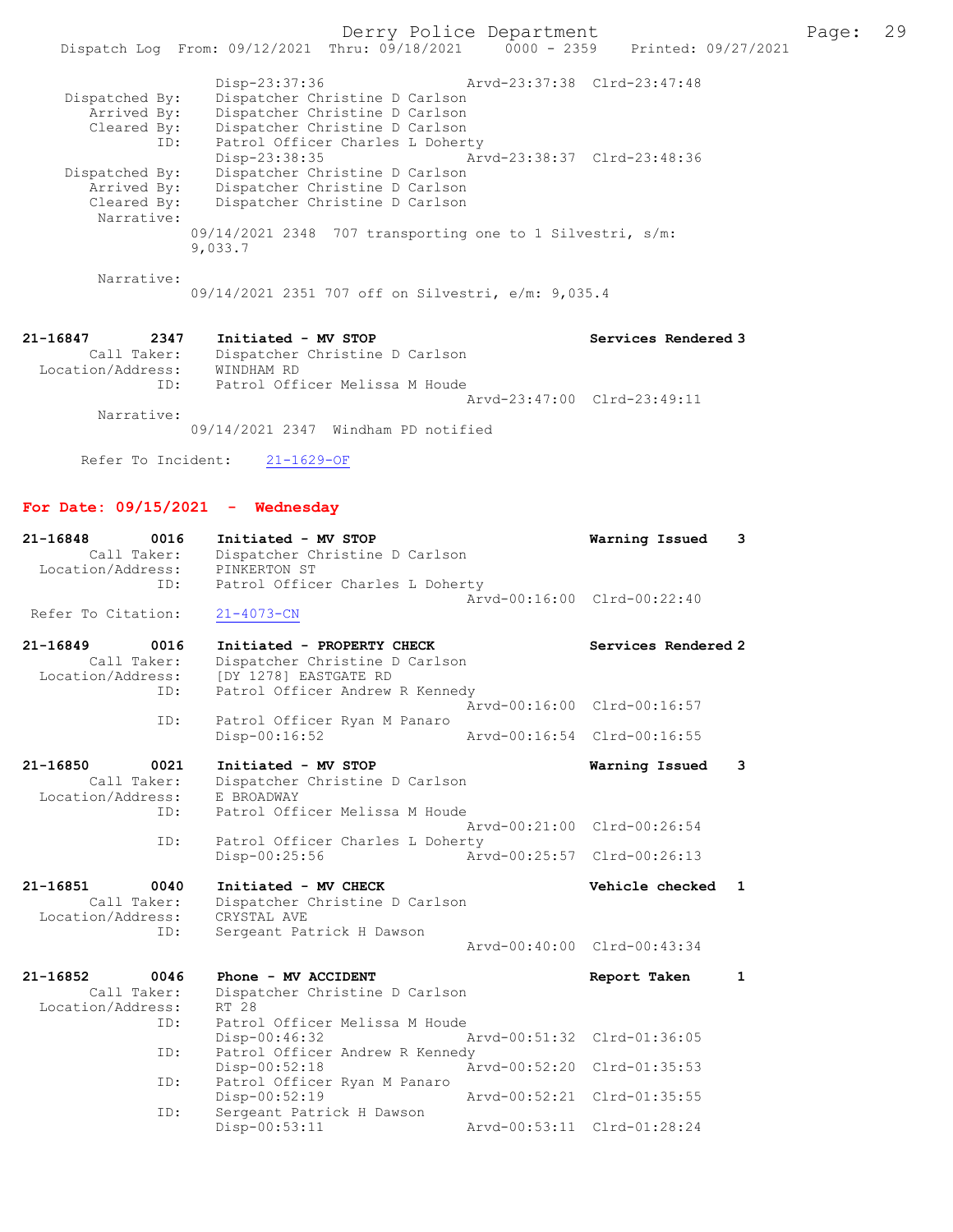```
            Disp-23:37:36                 Arvd-23:37:38  Clrd-23:47:48
 Dispatched By:   Dispatcher Christine D Carlson
    Arrived By:   Dispatcher Christine D Carlson
    Cleared By:   Dispatcher Christine D Carlson
           ID:    Patrol Officer Charles L Doherty
            Disp-23:38:35                 Arvd-23:38:37  Clrd-23:48:36
 Dispatched By:   Dispatcher Christine D Carlson
    Arrived By:   Dispatcher Christine D Carlson
    Cleared By:   Dispatcher Christine D Carlson
     Narrative:
            09/14/2021 2348  707 transporting one to 1 Silvestri, s/m:
            9,033.7

     Narrative:
            09/14/2021 2351 707 off on Silvestri, e/m: 9,035.4


21-16847       2347    Initiated - MV STOP                        Services Rendered 3
       Call Taker:    Dispatcher Christine D Carlson
 Location/Address:    WINDHAM RD
               ID:    Patrol Officer Melissa M Houde
                                              Arvd-23:47:00  Clrd-23:49:11
        Narrative:
            09/14/2021 2347  Windham PD notified

     Refer To Incident:    21-1629-OF
```

**For Date: 09/15/2021 - Wednesday**

```
21-16848       0016    Initiated - MV STOP                        Warning Issued    3
       Call Taker:    Dispatcher Christine D Carlson
 Location/Address:    PINKERTON ST
               ID:    Patrol Officer Charles L Doherty
                                              Arvd-00:16:00  Clrd-00:22:40
 Refer To Citation:   21-4073-CN

21-16849       0016    Initiated - PROPERTY CHECK                 Services Rendered 2
       Call Taker:    Dispatcher Christine D Carlson
 Location/Address:    [DY 1278] EASTGATE RD
               ID:    Patrol Officer Andrew R Kennedy
                                              Arvd-00:16:00  Clrd-00:16:57
               ID:    Patrol Officer Ryan M Panaro
                      Disp-00:16:52           Arvd-00:16:54  Clrd-00:16:55

21-16850       0021    Initiated - MV STOP                        Warning Issued    3
       Call Taker:    Dispatcher Christine D Carlson
 Location/Address:    E BROADWAY
               ID:    Patrol Officer Melissa M Houde
                                              Arvd-00:21:00  Clrd-00:26:54
               ID:    Patrol Officer Charles L Doherty
                      Disp-00:25:56           Arvd-00:25:57  Clrd-00:26:13

21-16851       0040    Initiated - MV CHECK                       Vehicle checked   1
       Call Taker:    Dispatcher Christine D Carlson
 Location/Address:    CRYSTAL AVE
               ID:    Sergeant Patrick H Dawson
                                              Arvd-00:40:00  Clrd-00:43:34

21-16852       0046    Phone - MV ACCIDENT                        Report Taken      1
       Call Taker:    Dispatcher Christine D Carlson
 Location/Address:    RT 28
               ID:    Patrol Officer Melissa M Houde
                      Disp-00:46:32           Arvd-00:51:32  Clrd-01:36:05
               ID:    Patrol Officer Andrew R Kennedy
                      Disp-00:52:18           Arvd-00:52:20  Clrd-01:35:53
               ID:    Patrol Officer Ryan M Panaro
                      Disp-00:52:19           Arvd-00:52:21  Clrd-01:35:55
               ID:    Sergeant Patrick H Dawson
                      Disp-00:53:11           Arvd-00:53:11  Clrd-01:28:24
```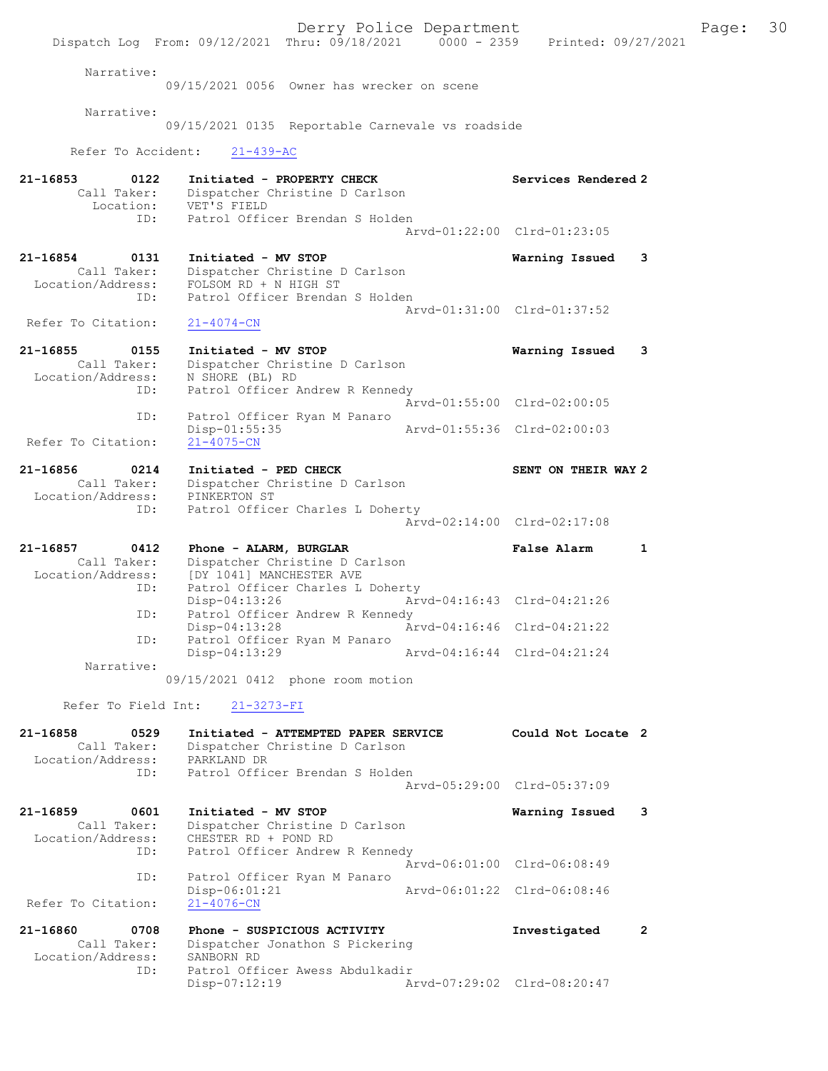Narrative:
09/15/2021 0056 Owner has wrecker on scene

Narrative:
09/15/2021 0135 Reportable Carnevale vs roadside

Refer To Accident: 21-439-AC

**21-16853 0122 Initiated - PROPERTY CHECK** — Services Rendered 2
Call Taker: Dispatcher Christine D Carlson
Location: VET'S FIELD
ID: Patrol Officer Brendan S Holden
Arvd-01:22:00 Clrd-01:23:05

**21-16854 0131 Initiated - MV STOP** — Warning Issued 3
Call Taker: Dispatcher Christine D Carlson
Location/Address: FOLSOM RD + N HIGH ST
ID: Patrol Officer Brendan S Holden
Arvd-01:31:00 Clrd-01:37:52
Refer To Citation: 21-4074-CN

**21-16855 0155 Initiated - MV STOP** — Warning Issued 3
Call Taker: Dispatcher Christine D Carlson
Location/Address: N SHORE (BL) RD
ID: Patrol Officer Andrew R Kennedy
Arvd-01:55:00 Clrd-02:00:05
ID: Patrol Officer Ryan M Panaro
Disp-01:55:35 Arvd-01:55:36 Clrd-02:00:03
Refer To Citation: 21-4075-CN

**21-16856 0214 Initiated - PED CHECK** — SENT ON THEIR WAY 2
Call Taker: Dispatcher Christine D Carlson
Location/Address: PINKERTON ST
ID: Patrol Officer Charles L Doherty
Arvd-02:14:00 Clrd-02:17:08

**21-16857 0412 Phone - ALARM, BURGLAR** — False Alarm 1
Call Taker: Dispatcher Christine D Carlson
Location/Address: [DY 1041] MANCHESTER AVE
ID: Patrol Officer Charles L Doherty
Disp-04:13:26 Arvd-04:16:43 Clrd-04:21:26
ID: Patrol Officer Andrew R Kennedy
Disp-04:13:28 Arvd-04:16:46 Clrd-04:21:22
ID: Patrol Officer Ryan M Panaro
Disp-04:13:29 Arvd-04:16:44 Clrd-04:21:24
Narrative:
09/15/2021 0412 phone room motion

Refer To Field Int: 21-3273-FI

**21-16858 0529 Initiated - ATTEMPTED PAPER SERVICE** — Could Not Locate 2
Call Taker: Dispatcher Christine D Carlson
Location/Address: PARKLAND DR
ID: Patrol Officer Brendan S Holden
Arvd-05:29:00 Clrd-05:37:09

**21-16859 0601 Initiated - MV STOP** — Warning Issued 3
Call Taker: Dispatcher Christine D Carlson
Location/Address: CHESTER RD + POND RD
ID: Patrol Officer Andrew R Kennedy
Arvd-06:01:00 Clrd-06:08:49
ID: Patrol Officer Ryan M Panaro
Disp-06:01:21 Arvd-06:01:22 Clrd-06:08:46
Refer To Citation: 21-4076-CN

**21-16860 0708 Phone - SUSPICIOUS ACTIVITY** — Investigated 2
Call Taker: Dispatcher Jonathon S Pickering
Location/Address: SANBORN RD
ID: Patrol Officer Awess Abdulkadir
Disp-07:12:19 Arvd-07:29:02 Clrd-08:20:47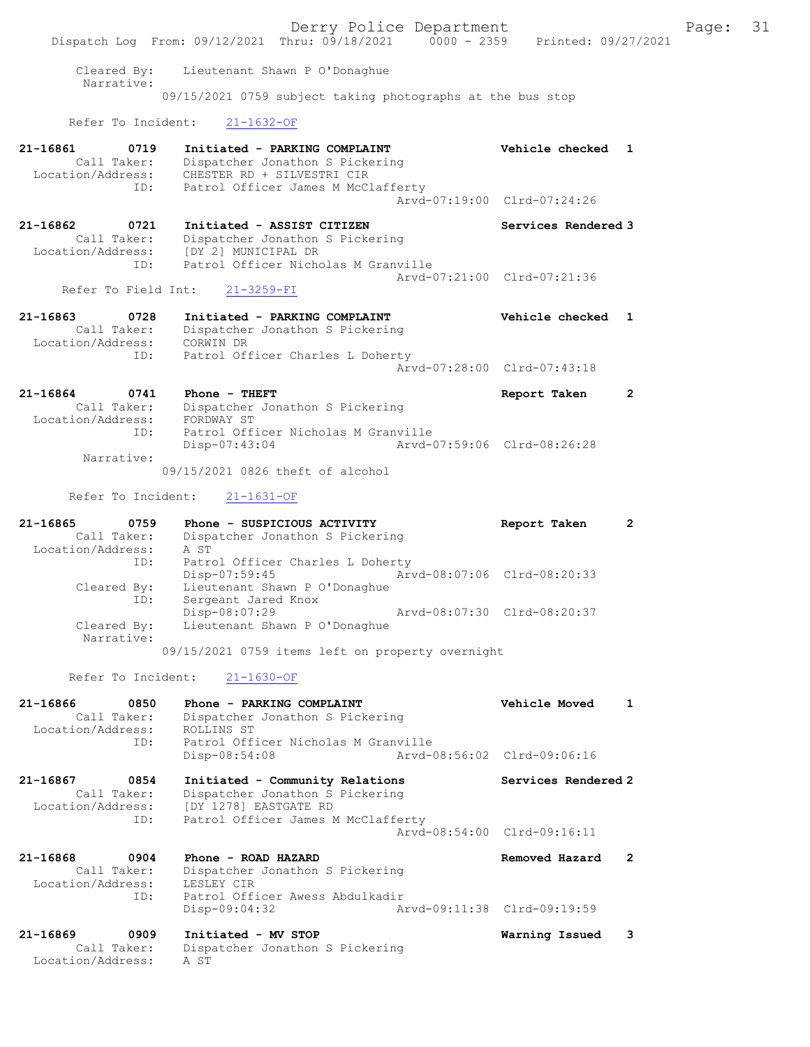Cleared By: Lieutenant Shawn P O'Donaghue
Narrative:
09/15/2021 0759 subject taking photographs at the bus stop

Refer To Incident: 21-1632-OF

**21-16861 0719 Initiated - PARKING COMPLAINT** Vehicle checked 1
Call Taker: Dispatcher Jonathon S Pickering
Location/Address: CHESTER RD + SILVESTRI CIR
ID: Patrol Officer James M McClafferty
Arvd-07:19:00 Clrd-07:24:26

**21-16862 0721 Initiated - ASSIST CITIZEN** Services Rendered 3
Call Taker: Dispatcher Jonathon S Pickering
Location/Address: [DY 2] MUNICIPAL DR
ID: Patrol Officer Nicholas M Granville
Arvd-07:21:00 Clrd-07:21:36
Refer To Field Int: 21-3259-FI

**21-16863 0728 Initiated - PARKING COMPLAINT** Vehicle checked 1
Call Taker: Dispatcher Jonathon S Pickering
Location/Address: CORWIN DR
ID: Patrol Officer Charles L Doherty
Arvd-07:28:00 Clrd-07:43:18

**21-16864 0741 Phone - THEFT** Report Taken 2
Call Taker: Dispatcher Jonathon S Pickering
Location/Address: FORDWAY ST
ID: Patrol Officer Nicholas M Granville
Disp-07:43:04 Arvd-07:59:06 Clrd-08:26:28
Narrative:
09/15/2021 0826 theft of alcohol

Refer To Incident: 21-1631-OF

**21-16865 0759 Phone - SUSPICIOUS ACTIVITY** Report Taken 2
Call Taker: Dispatcher Jonathon S Pickering
Location/Address: A ST
ID: Patrol Officer Charles L Doherty
Disp-07:59:45 Arvd-08:07:06 Clrd-08:20:33
Cleared By: Lieutenant Shawn P O'Donaghue
ID: Sergeant Jared Knox
Disp-08:07:29 Arvd-08:07:30 Clrd-08:20:37
Cleared By: Lieutenant Shawn P O'Donaghue
Narrative:
09/15/2021 0759 items left on property overnight

Refer To Incident: 21-1630-OF

**21-16866 0850 Phone - PARKING COMPLAINT** Vehicle Moved 1
Call Taker: Dispatcher Jonathon S Pickering
Location/Address: ROLLINS ST
ID: Patrol Officer Nicholas M Granville
Disp-08:54:08 Arvd-08:56:02 Clrd-09:06:16

**21-16867 0854 Initiated - Community Relations** Services Rendered 2
Call Taker: Dispatcher Jonathon S Pickering
Location/Address: [DY 1278] EASTGATE RD
ID: Patrol Officer James M McClafferty
Arvd-08:54:00 Clrd-09:16:11

**21-16868 0904 Phone - ROAD HAZARD** Removed Hazard 2
Call Taker: Dispatcher Jonathon S Pickering
Location/Address: LESLEY CIR
ID: Patrol Officer Awess Abdulkadir
Disp-09:04:32 Arvd-09:11:38 Clrd-09:19:59

**21-16869 0909 Initiated - MV STOP** Warning Issued 3
Call Taker: Dispatcher Jonathon S Pickering
Location/Address: A ST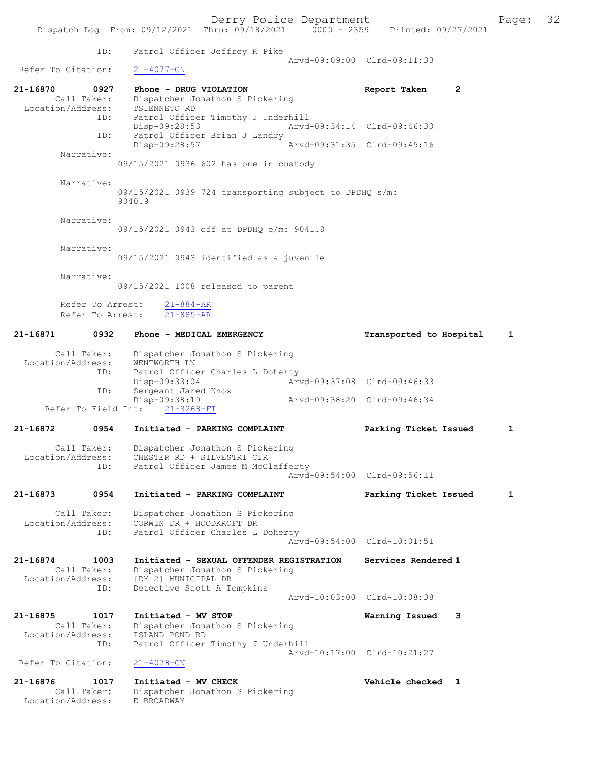```
            ID:     Patrol Officer Jeffrey R Pike
                                                 Arvd-09:09:00  Clrd-09:11:33
  Refer To Citation:    21-4077-CN

21-16870       0927     Phone - DRUG VIOLATION                      Report Taken       2
        Call Taker:     Dispatcher Jonathon S Pickering
  Location/Address:     TSIENNETO RD
               ID:      Patrol Officer Timothy J Underhill
                        Disp-09:28:53                Arvd-09:34:14  Clrd-09:46:30
               ID:      Patrol Officer Brian J Landry
                        Disp-09:28:57                Arvd-09:31:35  Clrd-09:45:16
        Narrative:
                 09/15/2021 0936 602 has one in custody

        Narrative:
                 09/15/2021 0939 724 transporting subject to DPDHQ s/m:
                 9040.9

        Narrative:
                 09/15/2021 0943 off at DPDHQ e/m: 9041.8

        Narrative:
                 09/15/2021 0943 identified as a juvenile

        Narrative:
                 09/15/2021 1008 released to parent

        Refer To Arrest:     21-884-AR
        Refer To Arrest:     21-885-AR

21-16871       0932     Phone - MEDICAL EMERGENCY                   Transported to Hospital     1

        Call Taker:     Dispatcher Jonathon S Pickering
  Location/Address:     WENTWORTH LN
               ID:      Patrol Officer Charles L Doherty
                        Disp-09:33:04                Arvd-09:37:08  Clrd-09:46:33
               ID:      Sergeant Jared Knox
                        Disp-09:38:19                Arvd-09:38:20  Clrd-09:46:34
     Refer To Field Int:    21-3268-FI

21-16872       0954     Initiated - PARKING COMPLAINT               Parking Ticket Issued       1

        Call Taker:     Dispatcher Jonathon S Pickering
  Location/Address:     CHESTER RD + SILVESTRI CIR
               ID:      Patrol Officer James M McClafferty
                                                 Arvd-09:54:00  Clrd-09:56:11

21-16873       0954     Initiated - PARKING COMPLAINT               Parking Ticket Issued       1

        Call Taker:     Dispatcher Jonathon S Pickering
  Location/Address:     CORWIN DR + HOODKROFT DR
               ID:      Patrol Officer Charles L Doherty
                                                 Arvd-09:54:00  Clrd-10:01:51

21-16874       1003     Initiated - SEXUAL OFFENDER REGISTRATION    Services Rendered 1
        Call Taker:     Dispatcher Jonathon S Pickering
  Location/Address:     [DY 2] MUNICIPAL DR
               ID:      Detective Scott A Tompkins
                                                 Arvd-10:03:00  Clrd-10:08:38

21-16875       1017     Initiated - MV STOP                         Warning Issued     3
        Call Taker:     Dispatcher Jonathon S Pickering
  Location/Address:     ISLAND POND RD
               ID:      Patrol Officer Timothy J Underhill
                                                 Arvd-10:17:00  Clrd-10:21:27
  Refer To Citation:    21-4078-CN

21-16876       1017     Initiated - MV CHECK                        Vehicle checked   1
        Call Taker:     Dispatcher Jonathon S Pickering
  Location/Address:     E BROADWAY
```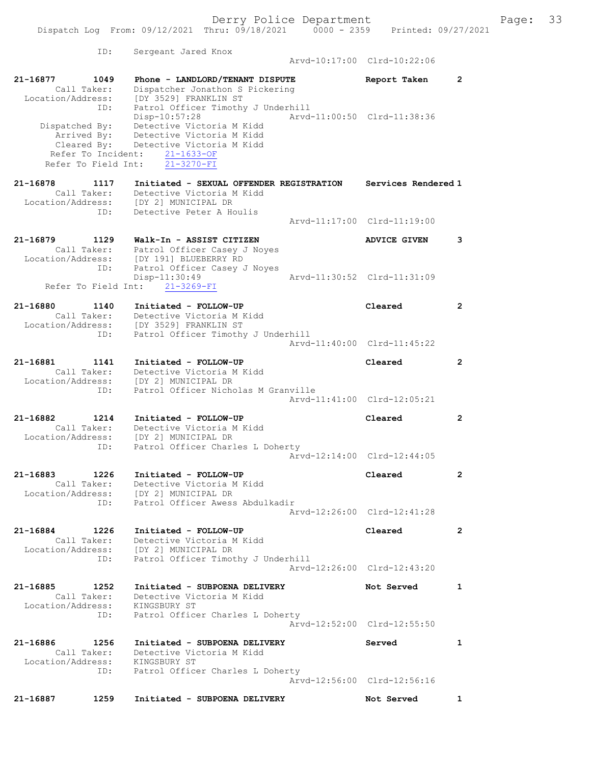```
            ID:      Sergeant Jared Knox
                                                Arvd-10:17:00  Clrd-10:22:06

21-16877        1049     Phone - LANDLORD/TENANT DISPUTE             Report Taken       2
        Call Taker:      Dispatcher Jonathon S Pickering
  Location/Address:      [DY 3529] FRANKLIN ST
                ID:      Patrol Officer Timothy J Underhill
                         Disp-10:57:28              Arvd-11:00:50  Clrd-11:38:36
     Dispatched By:      Detective Victoria M Kidd
        Arrived By:      Detective Victoria M Kidd
        Cleared By:      Detective Victoria M Kidd
     Refer To Incident:    21-1633-OF
   Refer To Field Int:     21-3270-FI

21-16878        1117     Initiated - SEXUAL OFFENDER REGISTRATION    Services Rendered 1
        Call Taker:      Detective Victoria M Kidd
  Location/Address:      [DY 2] MUNICIPAL DR
                ID:      Detective Peter A Houlis
                                                Arvd-11:17:00  Clrd-11:19:00

21-16879        1129     Walk-In - ASSIST CITIZEN                    ADVICE GIVEN       3
        Call Taker:      Patrol Officer Casey J Noyes
  Location/Address:      [DY 191] BLUEBERRY RD
                ID:      Patrol Officer Casey J Noyes
                         Disp-11:30:49              Arvd-11:30:52  Clrd-11:31:09
   Refer To Field Int:     21-3269-FI

21-16880        1140     Initiated - FOLLOW-UP                       Cleared            2
        Call Taker:      Detective Victoria M Kidd
  Location/Address:      [DY 3529] FRANKLIN ST
                ID:      Patrol Officer Timothy J Underhill
                                                Arvd-11:40:00  Clrd-11:45:22

21-16881        1141     Initiated - FOLLOW-UP                       Cleared            2
        Call Taker:      Detective Victoria M Kidd
  Location/Address:      [DY 2] MUNICIPAL DR
                ID:      Patrol Officer Nicholas M Granville
                                                Arvd-11:41:00  Clrd-12:05:21

21-16882        1214     Initiated - FOLLOW-UP                       Cleared            2
        Call Taker:      Detective Victoria M Kidd
  Location/Address:      [DY 2] MUNICIPAL DR
                ID:      Patrol Officer Charles L Doherty
                                                Arvd-12:14:00  Clrd-12:44:05

21-16883        1226     Initiated - FOLLOW-UP                       Cleared            2
        Call Taker:      Detective Victoria M Kidd
  Location/Address:      [DY 2] MUNICIPAL DR
                ID:      Patrol Officer Awess Abdulkadir
                                                Arvd-12:26:00  Clrd-12:41:28

21-16884        1226     Initiated - FOLLOW-UP                       Cleared            2
        Call Taker:      Detective Victoria M Kidd
  Location/Address:      [DY 2] MUNICIPAL DR
                ID:      Patrol Officer Timothy J Underhill
                                                Arvd-12:26:00  Clrd-12:43:20

21-16885        1252     Initiated - SUBPOENA DELIVERY               Not Served         1
        Call Taker:      Detective Victoria M Kidd
  Location/Address:      KINGSBURY ST
                ID:      Patrol Officer Charles L Doherty
                                                Arvd-12:52:00  Clrd-12:55:50

21-16886        1256     Initiated - SUBPOENA DELIVERY               Served             1
        Call Taker:      Detective Victoria M Kidd
  Location/Address:      KINGSBURY ST
                ID:      Patrol Officer Charles L Doherty
                                                Arvd-12:56:00  Clrd-12:56:16

21-16887        1259     Initiated - SUBPOENA DELIVERY               Not Served         1
```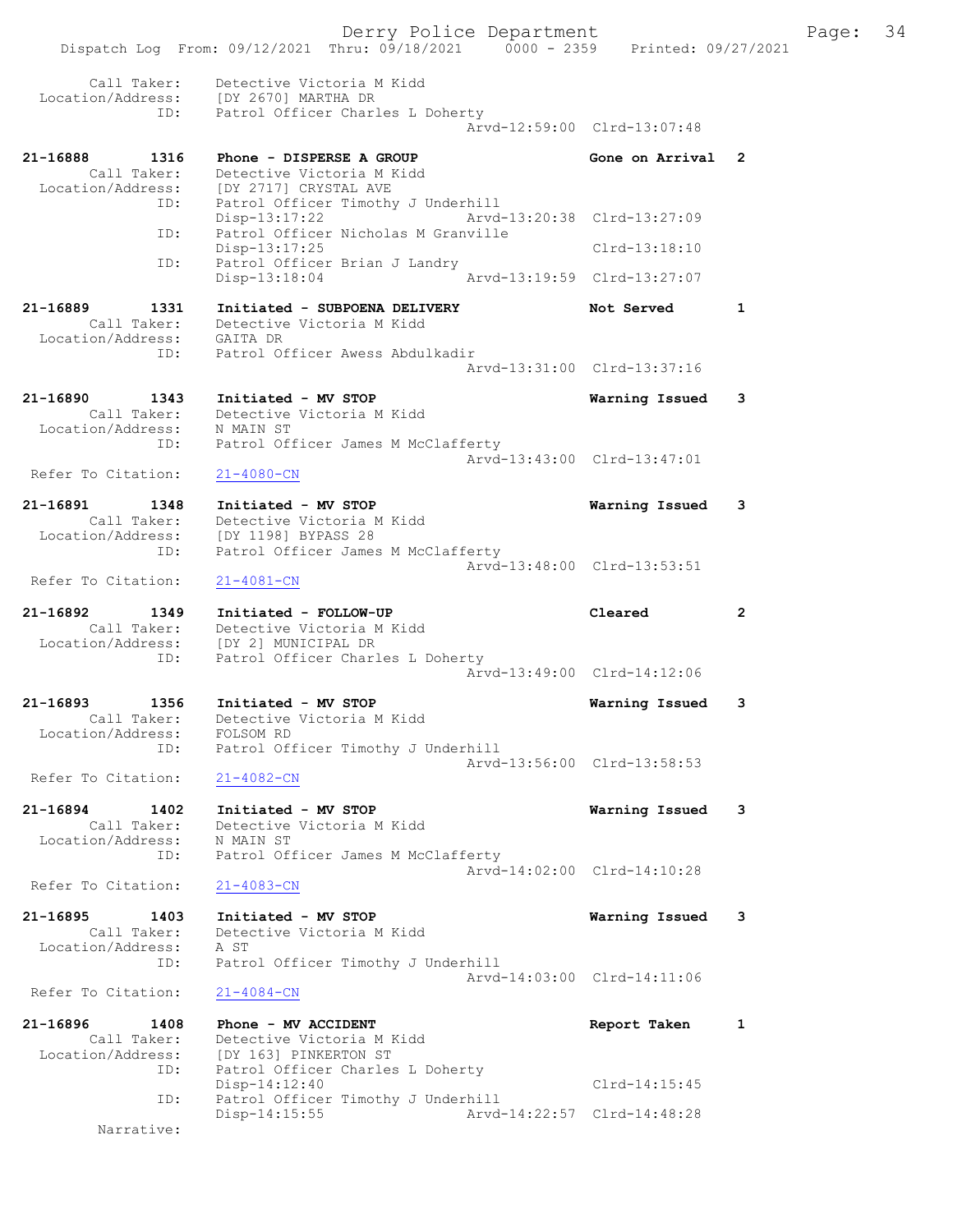```
        Call Taker:    Detective Victoria M Kidd
  Location/Address:    [DY 2670] MARTHA DR
               ID:     Patrol Officer Charles L Doherty
                                                Arvd-12:59:00  Clrd-13:07:48

21-16888        1316   Phone - DISPERSE A GROUP                   Gone on Arrival  2
        Call Taker:    Detective Victoria M Kidd
  Location/Address:    [DY 2717] CRYSTAL AVE
               ID:     Patrol Officer Timothy J Underhill
                       Disp-13:17:22            Arvd-13:20:38  Clrd-13:27:09
               ID:     Patrol Officer Nicholas M Granville
                       Disp-13:17:25                            Clrd-13:18:10
               ID:     Patrol Officer Brian J Landry
                       Disp-13:18:04            Arvd-13:19:59  Clrd-13:27:07

21-16889        1331   Initiated - SUBPOENA DELIVERY              Not Served       1
        Call Taker:    Detective Victoria M Kidd
  Location/Address:    GAITA DR
               ID:     Patrol Officer Awess Abdulkadir
                                                Arvd-13:31:00  Clrd-13:37:16

21-16890        1343   Initiated - MV STOP                        Warning Issued   3
        Call Taker:    Detective Victoria M Kidd
  Location/Address:    N MAIN ST
               ID:     Patrol Officer James M McClafferty
                                                Arvd-13:43:00  Clrd-13:47:01
 Refer To Citation:    21-4080-CN

21-16891        1348   Initiated - MV STOP                        Warning Issued   3
        Call Taker:    Detective Victoria M Kidd
  Location/Address:    [DY 1198] BYPASS 28
               ID:     Patrol Officer James M McClafferty
                                                Arvd-13:48:00  Clrd-13:53:51
 Refer To Citation:    21-4081-CN

21-16892        1349   Initiated - FOLLOW-UP                      Cleared          2
        Call Taker:    Detective Victoria M Kidd
  Location/Address:    [DY 2] MUNICIPAL DR
               ID:     Patrol Officer Charles L Doherty
                                                Arvd-13:49:00  Clrd-14:12:06

21-16893        1356   Initiated - MV STOP                        Warning Issued   3
        Call Taker:    Detective Victoria M Kidd
  Location/Address:    FOLSOM RD
               ID:     Patrol Officer Timothy J Underhill
                                                Arvd-13:56:00  Clrd-13:58:53
 Refer To Citation:    21-4082-CN

21-16894        1402   Initiated - MV STOP                        Warning Issued   3
        Call Taker:    Detective Victoria M Kidd
  Location/Address:    N MAIN ST
               ID:     Patrol Officer James M McClafferty
                                                Arvd-14:02:00  Clrd-14:10:28
 Refer To Citation:    21-4083-CN

21-16895        1403   Initiated - MV STOP                        Warning Issued   3
        Call Taker:    Detective Victoria M Kidd
  Location/Address:    A ST
               ID:     Patrol Officer Timothy J Underhill
                                                Arvd-14:03:00  Clrd-14:11:06
 Refer To Citation:    21-4084-CN

21-16896        1408   Phone - MV ACCIDENT                        Report Taken     1
        Call Taker:    Detective Victoria M Kidd
  Location/Address:    [DY 163] PINKERTON ST
               ID:     Patrol Officer Charles L Doherty
                       Disp-14:12:40                            Clrd-14:15:45
               ID:     Patrol Officer Timothy J Underhill
                       Disp-14:15:55            Arvd-14:22:57  Clrd-14:48:28
         Narrative:
```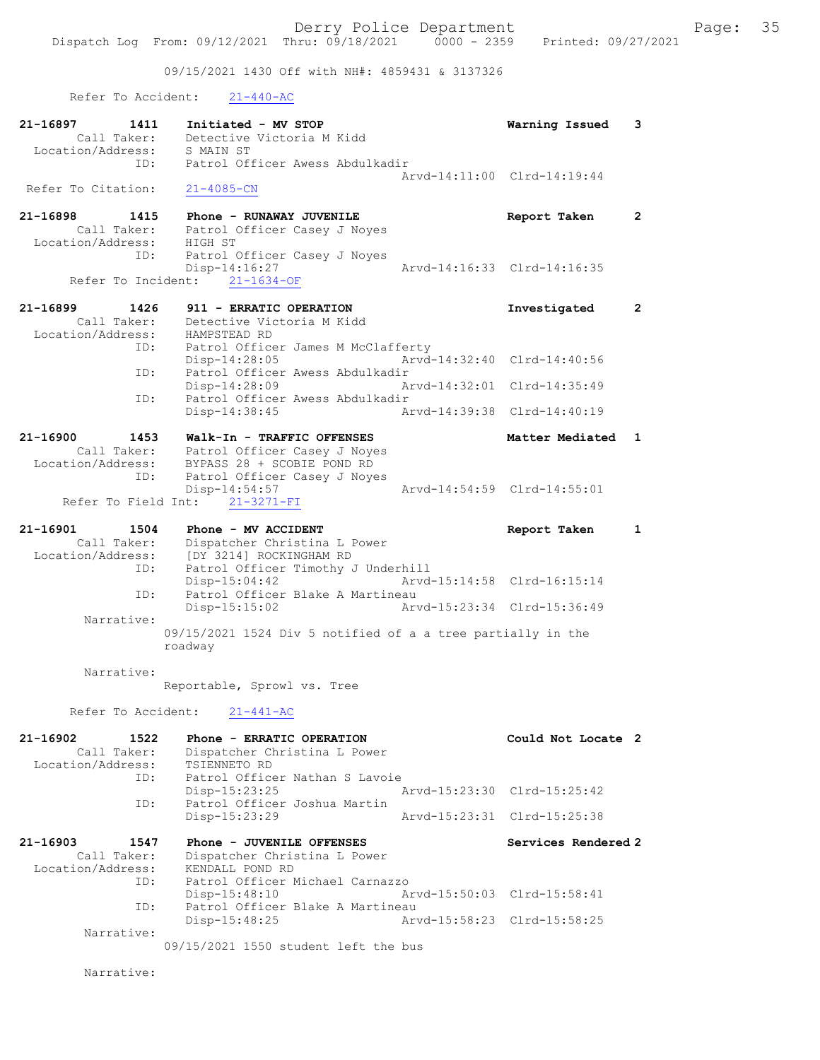09/15/2021 1430 Off with NH#: 4859431 & 3137326

Refer To Accident: 21-440-AC

```
21-16897        1411    Initiated - MV STOP                         Warning Issued    3
        Call Taker:     Detective Victoria M Kidd
  Location/Address:     S MAIN ST
                ID:     Patrol Officer Awess Abdulkadir
                                                 Arvd-14:11:00  Clrd-14:19:44
 Refer To Citation:     21-4085-CN

21-16898        1415    Phone - RUNAWAY JUVENILE                    Report Taken      2
        Call Taker:     Patrol Officer Casey J Noyes
  Location/Address:     HIGH ST
                ID:     Patrol Officer Casey J Noyes
                        Disp-14:16:27            Arvd-14:16:33  Clrd-14:16:35
      Refer To Incident:    21-1634-OF

21-16899        1426    911 - ERRATIC OPERATION                     Investigated      2
        Call Taker:     Detective Victoria M Kidd
  Location/Address:     HAMPSTEAD RD
                ID:     Patrol Officer James M McClafferty
                        Disp-14:28:05            Arvd-14:32:40  Clrd-14:40:56
                ID:     Patrol Officer Awess Abdulkadir
                        Disp-14:28:09            Arvd-14:32:01  Clrd-14:35:49
                ID:     Patrol Officer Awess Abdulkadir
                        Disp-14:38:45            Arvd-14:39:38  Clrd-14:40:19

21-16900        1453    Walk-In - TRAFFIC OFFENSES                  Matter Mediated   1
        Call Taker:     Patrol Officer Casey J Noyes
  Location/Address:     BYPASS 28 + SCOBIE POND RD
                ID:     Patrol Officer Casey J Noyes
                        Disp-14:54:57            Arvd-14:54:59  Clrd-14:55:01
     Refer To Field Int:    21-3271-FI

21-16901        1504    Phone - MV ACCIDENT                         Report Taken      1
        Call Taker:     Dispatcher Christina L Power
  Location/Address:     [DY 3214] ROCKINGHAM RD
                ID:     Patrol Officer Timothy J Underhill
                        Disp-15:04:42            Arvd-15:14:58  Clrd-16:15:14
                ID:     Patrol Officer Blake A Martineau
                        Disp-15:15:02            Arvd-15:23:34  Clrd-15:36:49
         Narrative:
                    09/15/2021 1524 Div 5 notified of a a tree partially in the
                    roadway

         Narrative:
                    Reportable, Sprowl vs. Tree

       Refer To Accident:    21-441-AC

21-16902        1522    Phone - ERRATIC OPERATION                   Could Not Locate  2
        Call Taker:     Dispatcher Christina L Power
  Location/Address:     TSIENNETO RD
                ID:     Patrol Officer Nathan S Lavoie
                        Disp-15:23:25            Arvd-15:23:30  Clrd-15:25:42
                ID:     Patrol Officer Joshua Martin
                        Disp-15:23:29            Arvd-15:23:31  Clrd-15:25:38

21-16903        1547    Phone - JUVENILE OFFENSES                   Services Rendered 2
        Call Taker:     Dispatcher Christina L Power
  Location/Address:     KENDALL POND RD
                ID:     Patrol Officer Michael Carnazzo
                        Disp-15:48:10            Arvd-15:50:03  Clrd-15:58:41
                ID:     Patrol Officer Blake A Martineau
                        Disp-15:48:25            Arvd-15:58:23  Clrd-15:58:25
         Narrative:
                    09/15/2021 1550 student left the bus

         Narrative:
```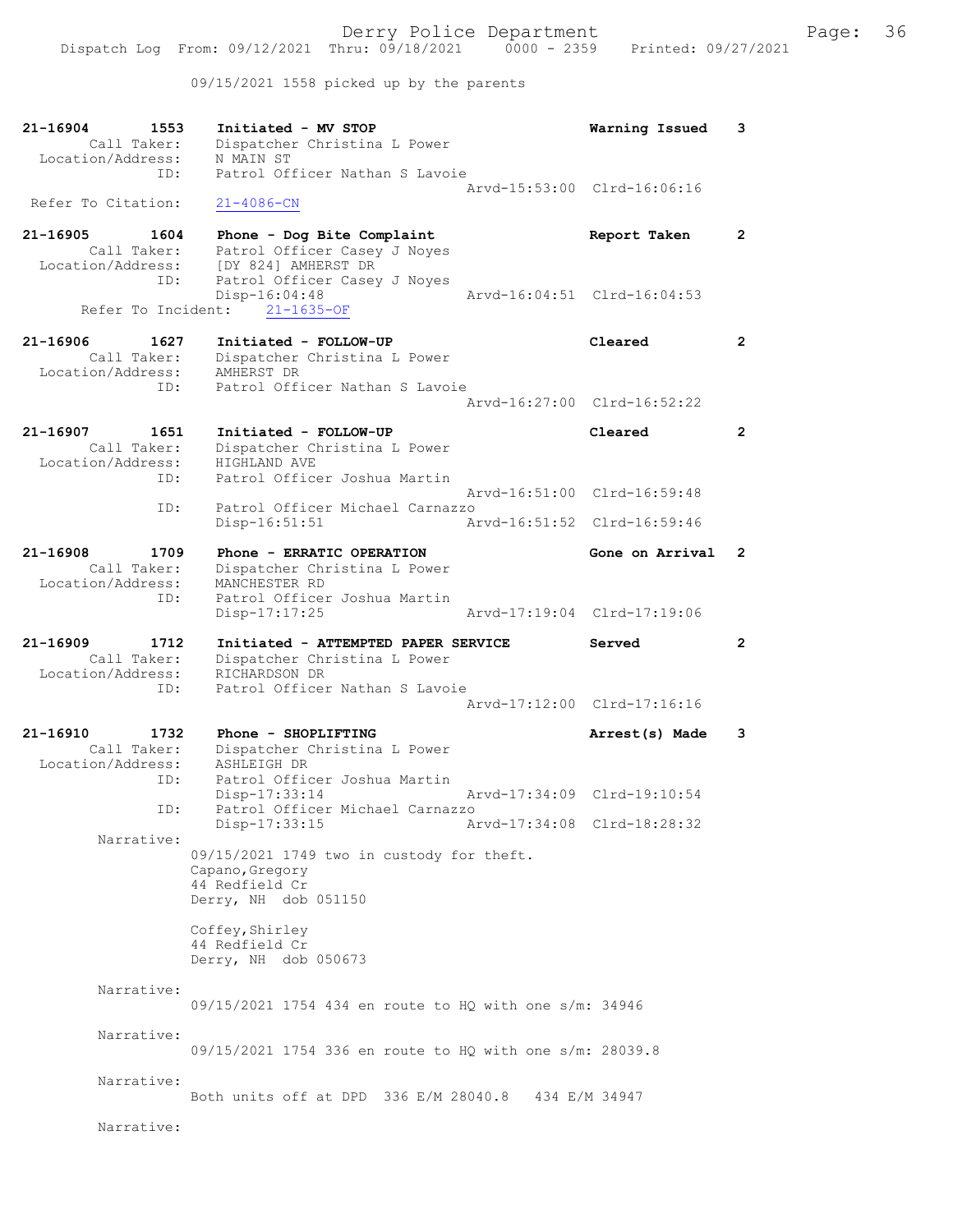09/15/2021 1558 picked up by the parents

```
21-16904        1553    Initiated - MV STOP                          Warning Issued    3
       Call Taker:      Dispatcher Christina L Power
 Location/Address:      N MAIN ST
               ID:      Patrol Officer Nathan S Lavoie
                                                   Arvd-15:53:00  Clrd-16:06:16
 Refer To Citation:     21-4086-CN

21-16905        1604    Phone - Dog Bite Complaint                   Report Taken      2
       Call Taker:      Patrol Officer Casey J Noyes
 Location/Address:      [DY 824] AMHERST DR
               ID:      Patrol Officer Casey J Noyes
                        Disp-16:04:48              Arvd-16:04:51  Clrd-16:04:53
      Refer To Incident:    21-1635-OF

21-16906        1627    Initiated - FOLLOW-UP                        Cleared           2
       Call Taker:      Dispatcher Christina L Power
 Location/Address:      AMHERST DR
               ID:      Patrol Officer Nathan S Lavoie
                                                   Arvd-16:27:00  Clrd-16:52:22

21-16907        1651    Initiated - FOLLOW-UP                        Cleared           2
       Call Taker:      Dispatcher Christina L Power
 Location/Address:      HIGHLAND AVE
               ID:      Patrol Officer Joshua Martin
                                                   Arvd-16:51:00  Clrd-16:59:48
               ID:      Patrol Officer Michael Carnazzo
                        Disp-16:51:51              Arvd-16:51:52  Clrd-16:59:46

21-16908        1709    Phone - ERRATIC OPERATION                    Gone on Arrival   2
       Call Taker:      Dispatcher Christina L Power
 Location/Address:      MANCHESTER RD
               ID:      Patrol Officer Joshua Martin
                        Disp-17:17:25              Arvd-17:19:04  Clrd-17:19:06

21-16909        1712    Initiated - ATTEMPTED PAPER SERVICE          Served            2
       Call Taker:      Dispatcher Christina L Power
 Location/Address:      RICHARDSON DR
               ID:      Patrol Officer Nathan S Lavoie
                                                   Arvd-17:12:00  Clrd-17:16:16

21-16910        1732    Phone - SHOPLIFTING                          Arrest(s) Made    3
       Call Taker:      Dispatcher Christina L Power
 Location/Address:      ASHLEIGH DR
               ID:      Patrol Officer Joshua Martin
                        Disp-17:33:14              Arvd-17:34:09  Clrd-19:10:54
               ID:      Patrol Officer Michael Carnazzo
                        Disp-17:33:15              Arvd-17:34:08  Clrd-18:28:32
        Narrative:
                 09/15/2021 1749 two in custody for theft.
                 Capano,Gregory
                 44 Redfield Cr
                 Derry, NH  dob 051150

                 Coffey,Shirley
                 44 Redfield Cr
                 Derry, NH  dob 050673

        Narrative:
                 09/15/2021 1754 434 en route to HQ with one s/m: 34946

        Narrative:
                 09/15/2021 1754 336 en route to HQ with one s/m: 28039.8

        Narrative:
                 Both units off at DPD  336 E/M 28040.8   434 E/M 34947

        Narrative:
```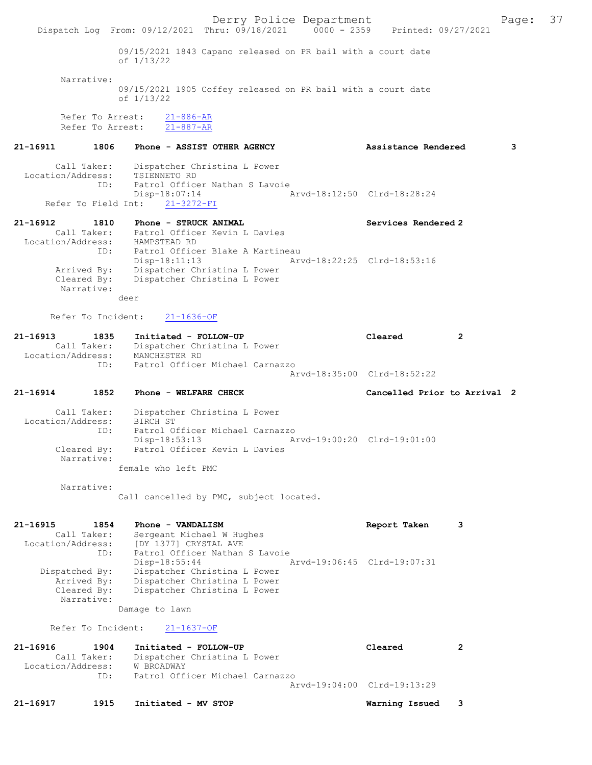09/15/2021 1843 Capano released on PR bail with a court date of 1/13/22

Narrative:
09/15/2021 1905 Coffey released on PR bail with a court date of 1/13/22

Refer To Arrest: 21-886-AR
Refer To Arrest: 21-887-AR

**21-16911 1806 Phone - ASSIST OTHER AGENCY — Assistance Rendered 3**

Call Taker: Dispatcher Christina L Power
Location/Address: TSIENNETO RD
ID: Patrol Officer Nathan S Lavoie
Disp-18:07:14 Arvd-18:12:50 Clrd-18:28:24
Refer To Field Int: 21-3272-FI

**21-16912 1810 Phone - STRUCK ANIMAL — Services Rendered 2**

Call Taker: Patrol Officer Kevin L Davies
Location/Address: HAMPSTEAD RD
ID: Patrol Officer Blake A Martineau
Disp-18:11:13 Arvd-18:22:25 Clrd-18:53:16
Arrived By: Dispatcher Christina L Power
Cleared By: Dispatcher Christina L Power
Narrative:
deer

Refer To Incident: 21-1636-OF

**21-16913 1835 Initiated - FOLLOW-UP — Cleared 2**

Call Taker: Dispatcher Christina L Power
Location/Address: MANCHESTER RD
ID: Patrol Officer Michael Carnazzo
Arvd-18:35:00 Clrd-18:52:22

**21-16914 1852 Phone - WELFARE CHECK — Cancelled Prior to Arrival 2**

Call Taker: Dispatcher Christina L Power
Location/Address: BIRCH ST
ID: Patrol Officer Michael Carnazzo
Disp-18:53:13 Arvd-19:00:20 Clrd-19:01:00
Cleared By: Patrol Officer Kevin L Davies
Narrative:
female who left PMC

Narrative:
Call cancelled by PMC, subject located.

**21-16915 1854 Phone - VANDALISM — Report Taken 3**

Call Taker: Sergeant Michael W Hughes
Location/Address: [DY 1377] CRYSTAL AVE
ID: Patrol Officer Nathan S Lavoie
Disp-18:55:44 Arvd-19:06:45 Clrd-19:07:31
Dispatched By: Dispatcher Christina L Power
Arrived By: Dispatcher Christina L Power
Cleared By: Dispatcher Christina L Power
Narrative:
Damage to lawn

Refer To Incident: 21-1637-OF

**21-16916 1904 Initiated - FOLLOW-UP — Cleared 2**

Call Taker: Dispatcher Christina L Power
Location/Address: W BROADWAY
ID: Patrol Officer Michael Carnazzo
Arvd-19:04:00 Clrd-19:13:29

**21-16917 1915 Initiated - MV STOP — Warning Issued 3**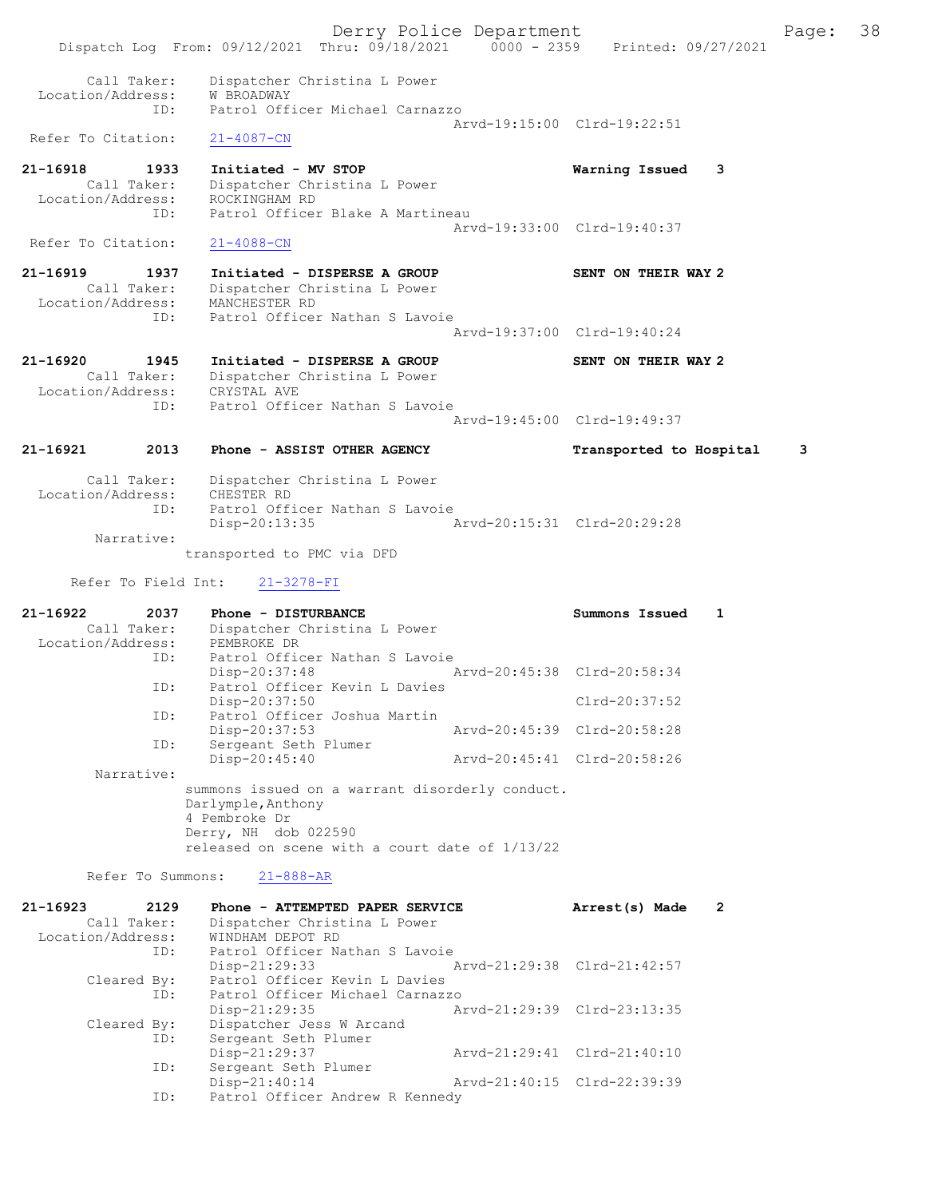```
        Call Taker:    Dispatcher Christina L Power
  Location/Address:    W BROADWAY
               ID:    Patrol Officer Michael Carnazzo
                                                 Arvd-19:15:00  Clrd-19:22:51
  Refer To Citation:    21-4087-CN

21-16918      1933    Initiated - MV STOP                          Warning Issued    3
        Call Taker:    Dispatcher Christina L Power
  Location/Address:    ROCKINGHAM RD
               ID:    Patrol Officer Blake A Martineau
                                                 Arvd-19:33:00  Clrd-19:40:37
  Refer To Citation:    21-4088-CN

21-16919      1937    Initiated - DISPERSE A GROUP                 SENT ON THEIR WAY 2
        Call Taker:    Dispatcher Christina L Power
  Location/Address:    MANCHESTER RD
               ID:    Patrol Officer Nathan S Lavoie
                                                 Arvd-19:37:00  Clrd-19:40:24

21-16920      1945    Initiated - DISPERSE A GROUP                 SENT ON THEIR WAY 2
        Call Taker:    Dispatcher Christina L Power
  Location/Address:    CRYSTAL AVE
               ID:    Patrol Officer Nathan S Lavoie
                                                 Arvd-19:45:00  Clrd-19:49:37

21-16921      2013    Phone - ASSIST OTHER AGENCY                  Transported to Hospital    3

        Call Taker:    Dispatcher Christina L Power
  Location/Address:    CHESTER RD
               ID:    Patrol Officer Nathan S Lavoie
                      Disp-20:13:35              Arvd-20:15:31  Clrd-20:29:28
        Narrative:
                    transported to PMC via DFD

      Refer To Field Int:    21-3278-FI

21-16922      2037    Phone - DISTURBANCE                          Summons Issued    1
        Call Taker:    Dispatcher Christina L Power
  Location/Address:    PEMBROKE DR
               ID:    Patrol Officer Nathan S Lavoie
                      Disp-20:37:48              Arvd-20:45:38  Clrd-20:58:34
               ID:    Patrol Officer Kevin L Davies
                      Disp-20:37:50                             Clrd-20:37:52
               ID:    Patrol Officer Joshua Martin
                      Disp-20:37:53              Arvd-20:45:39  Clrd-20:58:28
               ID:    Sergeant Seth Plumer
                      Disp-20:45:40              Arvd-20:45:41  Clrd-20:58:26
        Narrative:
                    summons issued on a warrant disorderly conduct.
                    Darlymple,Anthony
                    4 Pembroke Dr
                    Derry, NH  dob 022590
                    released on scene with a court date of 1/13/22

      Refer To Summons:    21-888-AR

21-16923      2129    Phone - ATTEMPTED PAPER SERVICE              Arrest(s) Made    2
        Call Taker:    Dispatcher Christina L Power
  Location/Address:    WINDHAM DEPOT RD
               ID:    Patrol Officer Nathan S Lavoie
                      Disp-21:29:33              Arvd-21:29:38  Clrd-21:42:57
        Cleared By:    Patrol Officer Kevin L Davies
               ID:    Patrol Officer Michael Carnazzo
                      Disp-21:29:35              Arvd-21:29:39  Clrd-23:13:35
        Cleared By:    Dispatcher Jess W Arcand
               ID:    Sergeant Seth Plumer
                      Disp-21:29:37              Arvd-21:29:41  Clrd-21:40:10
               ID:    Sergeant Seth Plumer
                      Disp-21:40:14              Arvd-21:40:15  Clrd-22:39:39
               ID:    Patrol Officer Andrew R Kennedy
```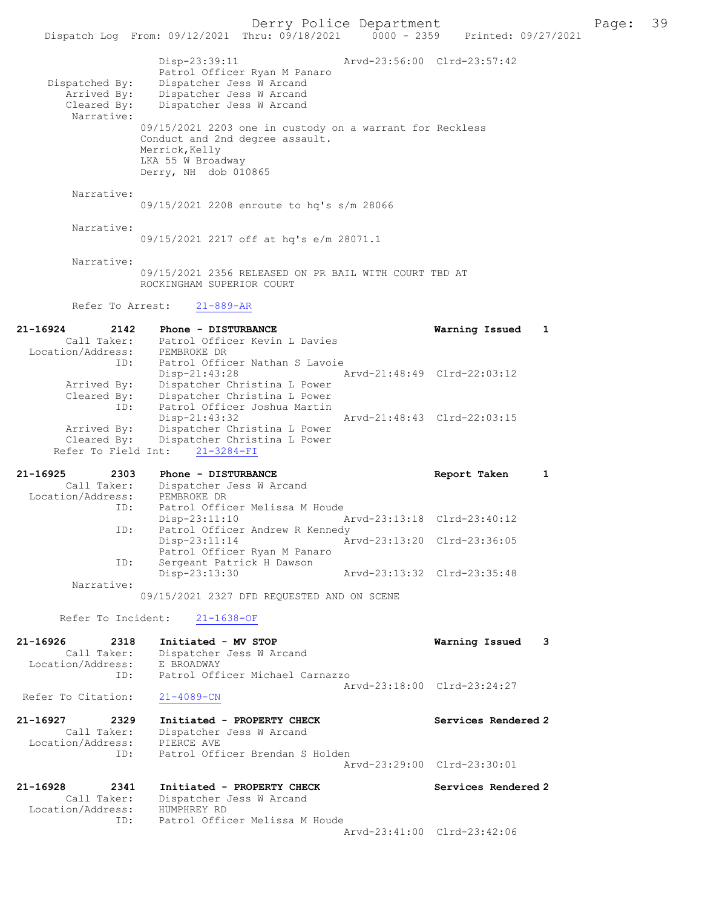```
                Disp-23:39:11                 Arvd-23:56:00  Clrd-23:57:42
                Patrol Officer Ryan M Panaro
   Dispatched By:  Dispatcher Jess W Arcand
      Arrived By:  Dispatcher Jess W Arcand
      Cleared By:  Dispatcher Jess W Arcand
       Narrative:
              09/15/2021 2203 one in custody on a warrant for Reckless
              Conduct and 2nd degree assault.
              Merrick,Kelly
              LKA 55 W Broadway
              Derry, NH  dob 010865

       Narrative:
              09/15/2021 2208 enroute to hq's s/m 28066

       Narrative:
              09/15/2021 2217 off at hq's e/m 28071.1

       Narrative:
              09/15/2021 2356 RELEASED ON PR BAIL WITH COURT TBD AT
              ROCKINGHAM SUPERIOR COURT

       Refer To Arrest:    21-889-AR

21-16924        2142    Phone - DISTURBANCE                         Warning Issued    1
         Call Taker:    Patrol Officer Kevin L Davies
   Location/Address:    PEMBROKE DR
                ID:     Patrol Officer Nathan S Lavoie
                        Disp-21:43:28                 Arvd-21:48:49  Clrd-22:03:12
         Arrived By:    Dispatcher Christina L Power
         Cleared By:    Dispatcher Christina L Power
                ID:     Patrol Officer Joshua Martin
                        Disp-21:43:32                 Arvd-21:48:43  Clrd-22:03:15
         Arrived By:    Dispatcher Christina L Power
         Cleared By:    Dispatcher Christina L Power
     Refer To Field Int:    21-3284-FI

21-16925        2303    Phone - DISTURBANCE                         Report Taken      1
         Call Taker:    Dispatcher Jess W Arcand
   Location/Address:    PEMBROKE DR
                ID:     Patrol Officer Melissa M Houde
                        Disp-23:11:10                 Arvd-23:13:18  Clrd-23:40:12
                ID:     Patrol Officer Andrew R Kennedy
                        Disp-23:11:14                 Arvd-23:13:20  Clrd-23:36:05
                        Patrol Officer Ryan M Panaro
                ID:     Sergeant Patrick H Dawson
                        Disp-23:13:30                 Arvd-23:13:32  Clrd-23:35:48
          Narrative:
              09/15/2021 2327 DFD REQUESTED AND ON SCENE

      Refer To Incident:    21-1638-OF

21-16926        2318    Initiated - MV STOP                         Warning Issued    3
         Call Taker:    Dispatcher Jess W Arcand
   Location/Address:    E BROADWAY
                ID:     Patrol Officer Michael Carnazzo
                                                      Arvd-23:18:00  Clrd-23:24:27
  Refer To Citation:    21-4089-CN

21-16927        2329    Initiated - PROPERTY CHECK                  Services Rendered 2
         Call Taker:    Dispatcher Jess W Arcand
   Location/Address:    PIERCE AVE
                ID:     Patrol Officer Brendan S Holden
                                                      Arvd-23:29:00  Clrd-23:30:01

21-16928        2341    Initiated - PROPERTY CHECK                  Services Rendered 2
         Call Taker:    Dispatcher Jess W Arcand
   Location/Address:    HUMPHREY RD
                ID:     Patrol Officer Melissa M Houde
                                                      Arvd-23:41:00  Clrd-23:42:06
```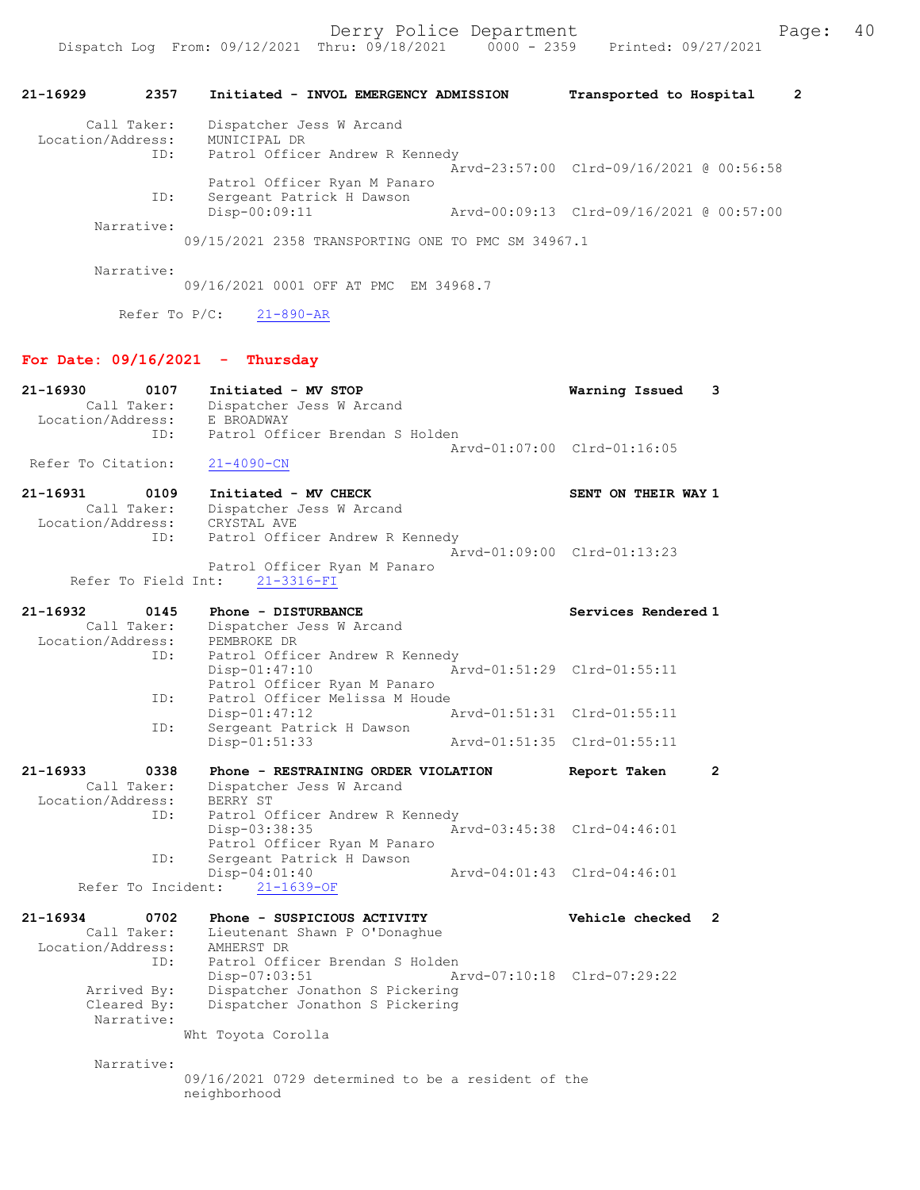21-16929 2357 Initiated - INVOL EMERGENCY ADMISSION Transported to Hospital 2

Call Taker: Dispatcher Jess W Arcand
Location/Address: MUNICIPAL DR
ID: Patrol Officer Andrew R Kennedy
Arvd-23:57:00 Clrd-09/16/2021 @ 00:56:58
Patrol Officer Ryan M Panaro
ID: Sergeant Patrick H Dawson
Disp-00:09:11 Arvd-00:09:13 Clrd-09/16/2021 @ 00:57:00
Narrative:
09/15/2021 2358 TRANSPORTING ONE TO PMC SM 34967.1

Narrative:
09/16/2021 0001 OFF AT PMC EM 34968.7

Refer To P/C: 21-890-AR

## For Date: 09/16/2021 - Thursday

21-16930 0107 Initiated - MV STOP Warning Issued 3
Call Taker: Dispatcher Jess W Arcand
Location/Address: E BROADWAY
ID: Patrol Officer Brendan S Holden
Arvd-01:07:00 Clrd-01:16:05
Refer To Citation: 21-4090-CN

21-16931 0109 Initiated - MV CHECK SENT ON THEIR WAY 1
Call Taker: Dispatcher Jess W Arcand
Location/Address: CRYSTAL AVE
ID: Patrol Officer Andrew R Kennedy
Arvd-01:09:00 Clrd-01:13:23
Patrol Officer Ryan M Panaro
Refer To Field Int: 21-3316-FI

21-16932 0145 Phone - DISTURBANCE Services Rendered 1
Call Taker: Dispatcher Jess W Arcand
Location/Address: PEMBROKE DR
ID: Patrol Officer Andrew R Kennedy
Disp-01:47:10 Arvd-01:51:29 Clrd-01:55:11
Patrol Officer Ryan M Panaro
ID: Patrol Officer Melissa M Houde
Disp-01:47:12 Arvd-01:51:31 Clrd-01:55:11
ID: Sergeant Patrick H Dawson
Disp-01:51:33 Arvd-01:51:35 Clrd-01:55:11

21-16933 0338 Phone - RESTRAINING ORDER VIOLATION Report Taken 2
Call Taker: Dispatcher Jess W Arcand
Location/Address: BERRY ST
ID: Patrol Officer Andrew R Kennedy
Disp-03:38:35 Arvd-03:45:38 Clrd-04:46:01
Patrol Officer Ryan M Panaro
ID: Sergeant Patrick H Dawson
Disp-04:01:40 Arvd-04:01:43 Clrd-04:46:01
Refer To Incident: 21-1639-OF

21-16934 0702 Phone - SUSPICIOUS ACTIVITY Vehicle checked 2
Call Taker: Lieutenant Shawn P O'Donaghue
Location/Address: AMHERST DR
ID: Patrol Officer Brendan S Holden
Disp-07:03:51 Arvd-07:10:18 Clrd-07:29:22
Arrived By: Dispatcher Jonathon S Pickering
Cleared By: Dispatcher Jonathon S Pickering
Narrative:
Wht Toyota Corolla

Narrative:
09/16/2021 0729 determined to be a resident of the neighborhood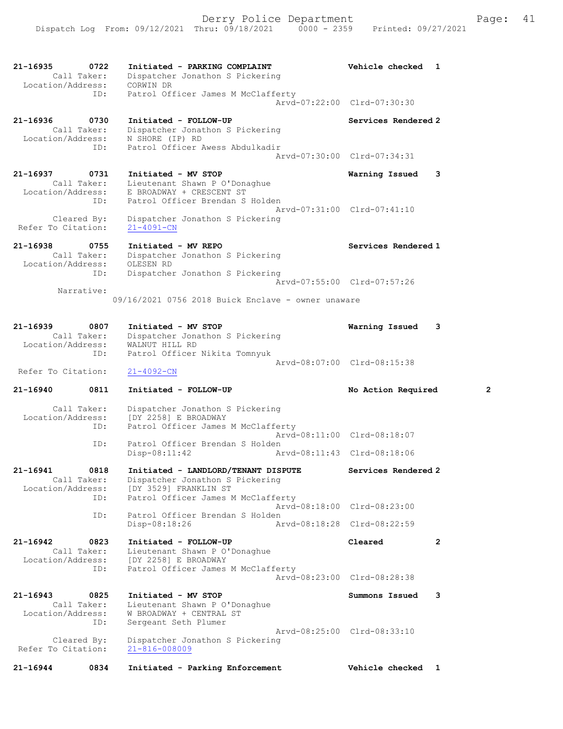21-16935 0722 Initiated - PARKING COMPLAINT Vehicle checked 1
Call Taker: Dispatcher Jonathon S Pickering
Location/Address: CORWIN DR
ID: Patrol Officer James M McClafferty
Arvd-07:22:00 Clrd-07:30:30

21-16936 0730 Initiated - FOLLOW-UP Services Rendered 2
Call Taker: Dispatcher Jonathon S Pickering
Location/Address: N SHORE (IP) RD
ID: Patrol Officer Awess Abdulkadir
Arvd-07:30:00 Clrd-07:34:31

21-16937 0731 Initiated - MV STOP Warning Issued 3
Call Taker: Lieutenant Shawn P O'Donaghue
Location/Address: E BROADWAY + CRESCENT ST
ID: Patrol Officer Brendan S Holden
Arvd-07:31:00 Clrd-07:41:10
Cleared By: Dispatcher Jonathon S Pickering
Refer To Citation: 21-4091-CN

21-16938 0755 Initiated - MV REPO Services Rendered 1
Call Taker: Dispatcher Jonathon S Pickering
Location/Address: OLESEN RD
ID: Dispatcher Jonathon S Pickering
Arvd-07:55:00 Clrd-07:57:26
Narrative:
09/16/2021 0756 2018 Buick Enclave - owner unaware

21-16939 0807 Initiated - MV STOP Warning Issued 3
Call Taker: Dispatcher Jonathon S Pickering
Location/Address: WALNUT HILL RD
ID: Patrol Officer Nikita Tomnyuk
Arvd-08:07:00 Clrd-08:15:38
Refer To Citation: 21-4092-CN

21-16940 0811 Initiated - FOLLOW-UP No Action Required 2
Call Taker: Dispatcher Jonathon S Pickering
Location/Address: [DY 2258] E BROADWAY
ID: Patrol Officer James M McClafferty
Arvd-08:11:00 Clrd-08:18:07
ID: Patrol Officer Brendan S Holden
Disp-08:11:42 Arvd-08:11:43 Clrd-08:18:06

21-16941 0818 Initiated - LANDLORD/TENANT DISPUTE Services Rendered 2
Call Taker: Dispatcher Jonathon S Pickering
Location/Address: [DY 3529] FRANKLIN ST
ID: Patrol Officer James M McClafferty
Arvd-08:18:00 Clrd-08:23:00
ID: Patrol Officer Brendan S Holden
Disp-08:18:26 Arvd-08:18:28 Clrd-08:22:59

21-16942 0823 Initiated - FOLLOW-UP Cleared 2
Call Taker: Lieutenant Shawn P O'Donaghue
Location/Address: [DY 2258] E BROADWAY
ID: Patrol Officer James M McClafferty
Arvd-08:23:00 Clrd-08:28:38

21-16943 0825 Initiated - MV STOP Summons Issued 3
Call Taker: Lieutenant Shawn P O'Donaghue
Location/Address: W BROADWAY + CENTRAL ST
ID: Sergeant Seth Plumer
Arvd-08:25:00 Clrd-08:33:10
Cleared By: Dispatcher Jonathon S Pickering
Refer To Citation: 21-816-008009

21-16944 0834 Initiated - Parking Enforcement Vehicle checked 1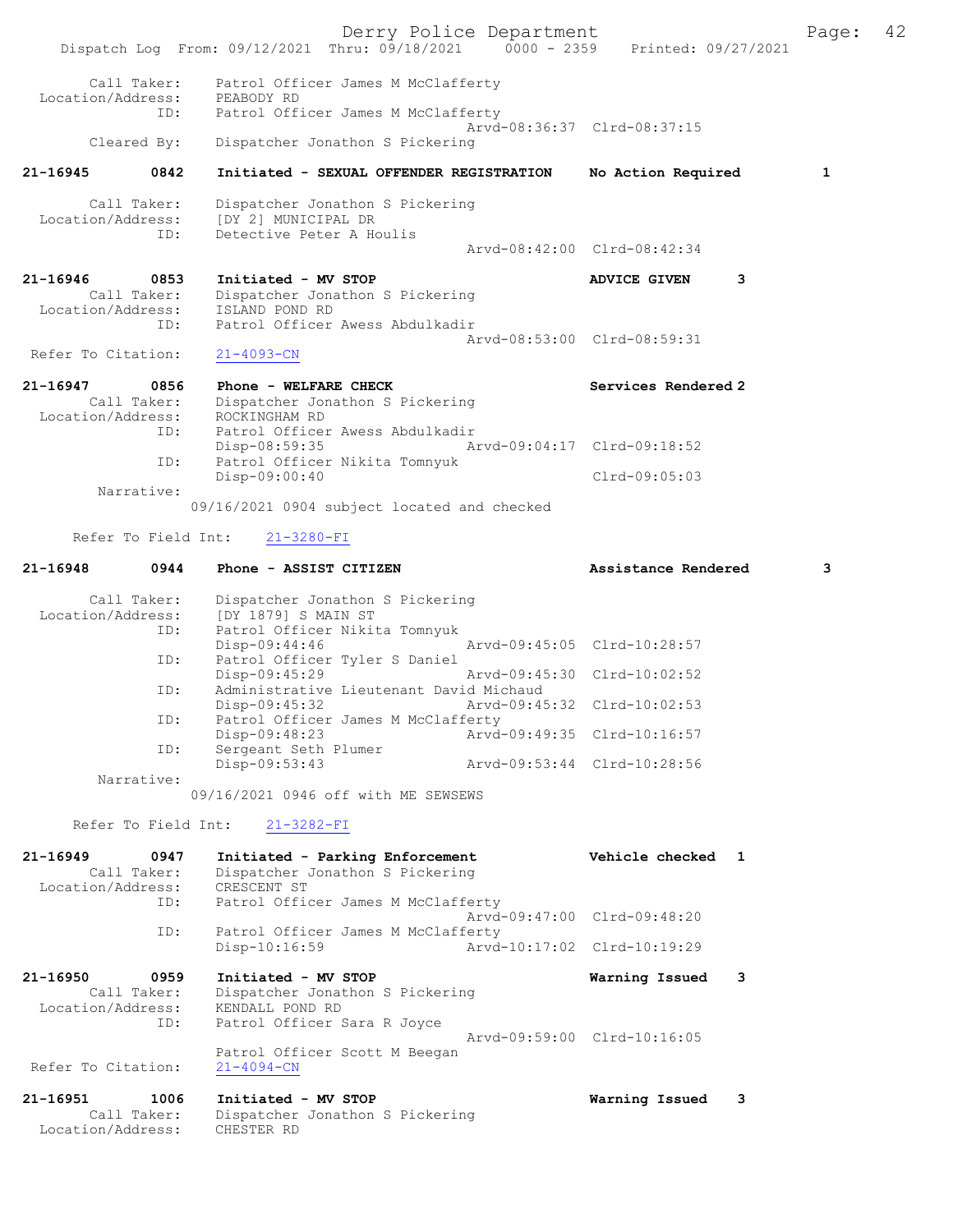```
        Call Taker:    Patrol Officer James M McClafferty
  Location/Address:    PEABODY RD
                ID:    Patrol Officer James M McClafferty
                                             Arvd-08:36:37  Clrd-08:37:15
        Cleared By:    Dispatcher Jonathon S Pickering

21-16945        0842    Initiated - SEXUAL OFFENDER REGISTRATION     No Action Required         1

        Call Taker:    Dispatcher Jonathon S Pickering
  Location/Address:    [DY 2] MUNICIPAL DR
                ID:    Detective Peter A Houlis
                                             Arvd-08:42:00  Clrd-08:42:34

21-16946        0853    Initiated - MV STOP                          ADVICE GIVEN       3
        Call Taker:    Dispatcher Jonathon S Pickering
  Location/Address:    ISLAND POND RD
                ID:    Patrol Officer Awess Abdulkadir
                                             Arvd-08:53:00  Clrd-08:59:31
  Refer To Citation:   21-4093-CN

21-16947        0856    Phone - WELFARE CHECK                        Services Rendered 2
        Call Taker:    Dispatcher Jonathon S Pickering
  Location/Address:    ROCKINGHAM RD
                ID:    Patrol Officer Awess Abdulkadir
                       Disp-08:59:35         Arvd-09:04:17  Clrd-09:18:52
                ID:    Patrol Officer Nikita Tomnyuk
                       Disp-09:00:40                        Clrd-09:05:03
         Narrative:
                09/16/2021 0904 subject located and checked

      Refer To Field Int:    21-3280-FI

21-16948        0944    Phone - ASSIST CITIZEN                       Assistance Rendered        3

        Call Taker:    Dispatcher Jonathon S Pickering
  Location/Address:    [DY 1879] S MAIN ST
                ID:    Patrol Officer Nikita Tomnyuk
                       Disp-09:44:46         Arvd-09:45:05  Clrd-10:28:57
                ID:    Patrol Officer Tyler S Daniel
                       Disp-09:45:29         Arvd-09:45:30  Clrd-10:02:52
                ID:    Administrative Lieutenant David Michaud
                       Disp-09:45:32         Arvd-09:45:32  Clrd-10:02:53
                ID:    Patrol Officer James M McClafferty
                       Disp-09:48:23         Arvd-09:49:35  Clrd-10:16:57
                ID:    Sergeant Seth Plumer
                       Disp-09:53:43         Arvd-09:53:44  Clrd-10:28:56
         Narrative:
                09/16/2021 0946 off with ME SEWSEWS

      Refer To Field Int:    21-3282-FI

21-16949        0947    Initiated - Parking Enforcement              Vehicle checked   1
        Call Taker:    Dispatcher Jonathon S Pickering
  Location/Address:    CRESCENT ST
                ID:    Patrol Officer James M McClafferty
                                             Arvd-09:47:00  Clrd-09:48:20
                ID:    Patrol Officer James M McClafferty
                       Disp-10:16:59         Arvd-10:17:02  Clrd-10:19:29

21-16950        0959    Initiated - MV STOP                          Warning Issued    3
        Call Taker:    Dispatcher Jonathon S Pickering
  Location/Address:    KENDALL POND RD
                ID:    Patrol Officer Sara R Joyce
                                             Arvd-09:59:00  Clrd-10:16:05
                       Patrol Officer Scott M Beegan
  Refer To Citation:   21-4094-CN

21-16951        1006    Initiated - MV STOP                          Warning Issued    3
        Call Taker:    Dispatcher Jonathon S Pickering
  Location/Address:    CHESTER RD
```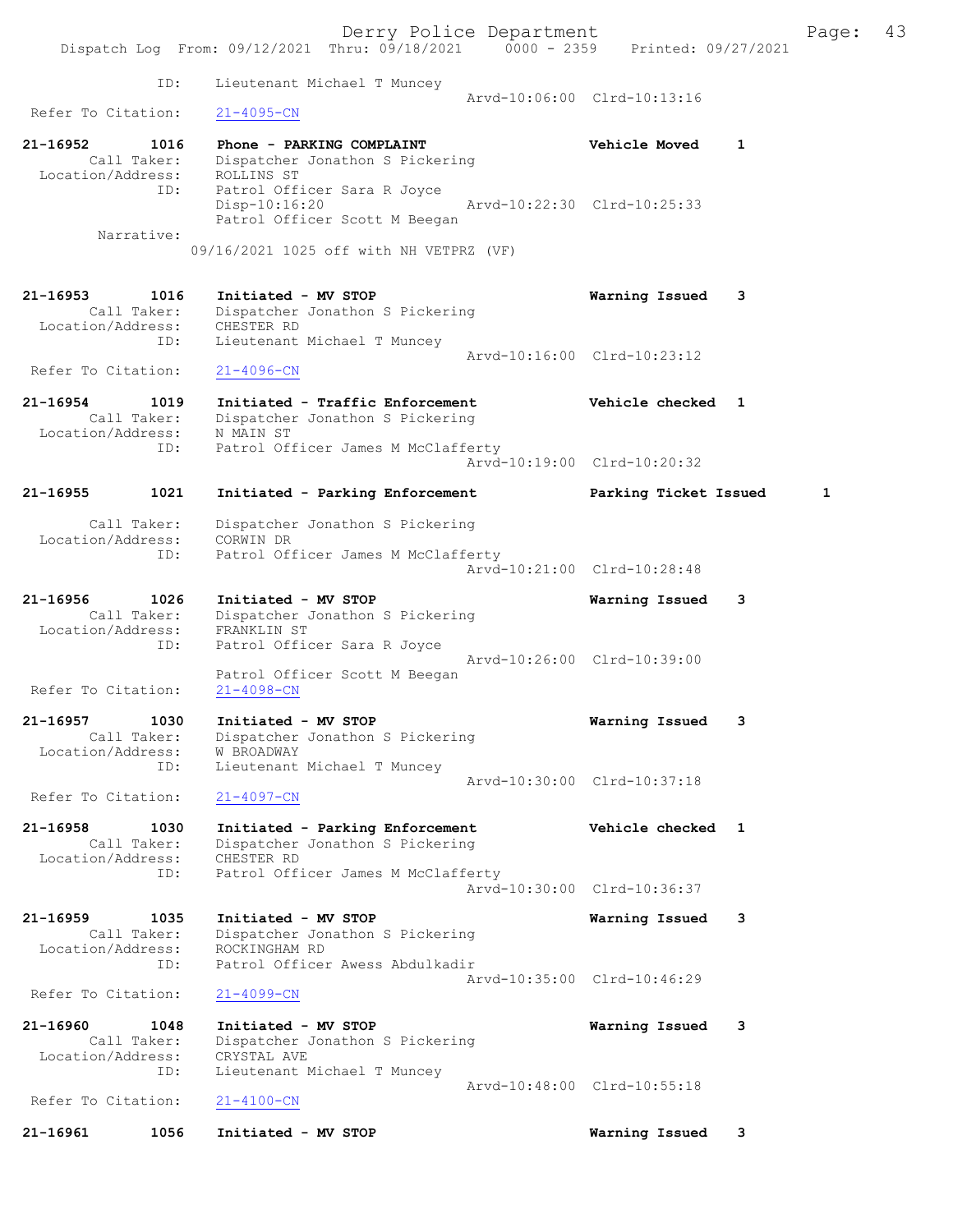ID: Lieutenant Michael T Muncey
Arvd-10:06:00 Clrd-10:13:16
Refer To Citation: 21-4095-CN

21-16952 1016 Phone - PARKING COMPLAINT Vehicle Moved 1
Call Taker: Dispatcher Jonathon S Pickering
Location/Address: ROLLINS ST
ID: Patrol Officer Sara R Joyce
Disp-10:16:20 Arvd-10:22:30 Clrd-10:25:33
Patrol Officer Scott M Beegan
Narrative:
09/16/2021 1025 off with NH VETPRZ (VF)

21-16953 1016 Initiated - MV STOP Warning Issued 3
Call Taker: Dispatcher Jonathon S Pickering
Location/Address: CHESTER RD
ID: Lieutenant Michael T Muncey
Arvd-10:16:00 Clrd-10:23:12
Refer To Citation: 21-4096-CN

21-16954 1019 Initiated - Traffic Enforcement Vehicle checked 1
Call Taker: Dispatcher Jonathon S Pickering
Location/Address: N MAIN ST
ID: Patrol Officer James M McClafferty
Arvd-10:19:00 Clrd-10:20:32

21-16955 1021 Initiated - Parking Enforcement Parking Ticket Issued 1
Call Taker: Dispatcher Jonathon S Pickering
Location/Address: CORWIN DR
ID: Patrol Officer James M McClafferty
Arvd-10:21:00 Clrd-10:28:48

21-16956 1026 Initiated - MV STOP Warning Issued 3
Call Taker: Dispatcher Jonathon S Pickering
Location/Address: FRANKLIN ST
ID: Patrol Officer Sara R Joyce
Arvd-10:26:00 Clrd-10:39:00
Patrol Officer Scott M Beegan
Refer To Citation: 21-4098-CN

21-16957 1030 Initiated - MV STOP Warning Issued 3
Call Taker: Dispatcher Jonathon S Pickering
Location/Address: W BROADWAY
ID: Lieutenant Michael T Muncey
Arvd-10:30:00 Clrd-10:37:18
Refer To Citation: 21-4097-CN

21-16958 1030 Initiated - Parking Enforcement Vehicle checked 1
Call Taker: Dispatcher Jonathon S Pickering
Location/Address: CHESTER RD
ID: Patrol Officer James M McClafferty
Arvd-10:30:00 Clrd-10:36:37

21-16959 1035 Initiated - MV STOP Warning Issued 3
Call Taker: Dispatcher Jonathon S Pickering
Location/Address: ROCKINGHAM RD
ID: Patrol Officer Awess Abdulkadir
Arvd-10:35:00 Clrd-10:46:29
Refer To Citation: 21-4099-CN

21-16960 1048 Initiated - MV STOP Warning Issued 3
Call Taker: Dispatcher Jonathon S Pickering
Location/Address: CRYSTAL AVE
ID: Lieutenant Michael T Muncey
Arvd-10:48:00 Clrd-10:55:18
Refer To Citation: 21-4100-CN

21-16961 1056 Initiated - MV STOP Warning Issued 3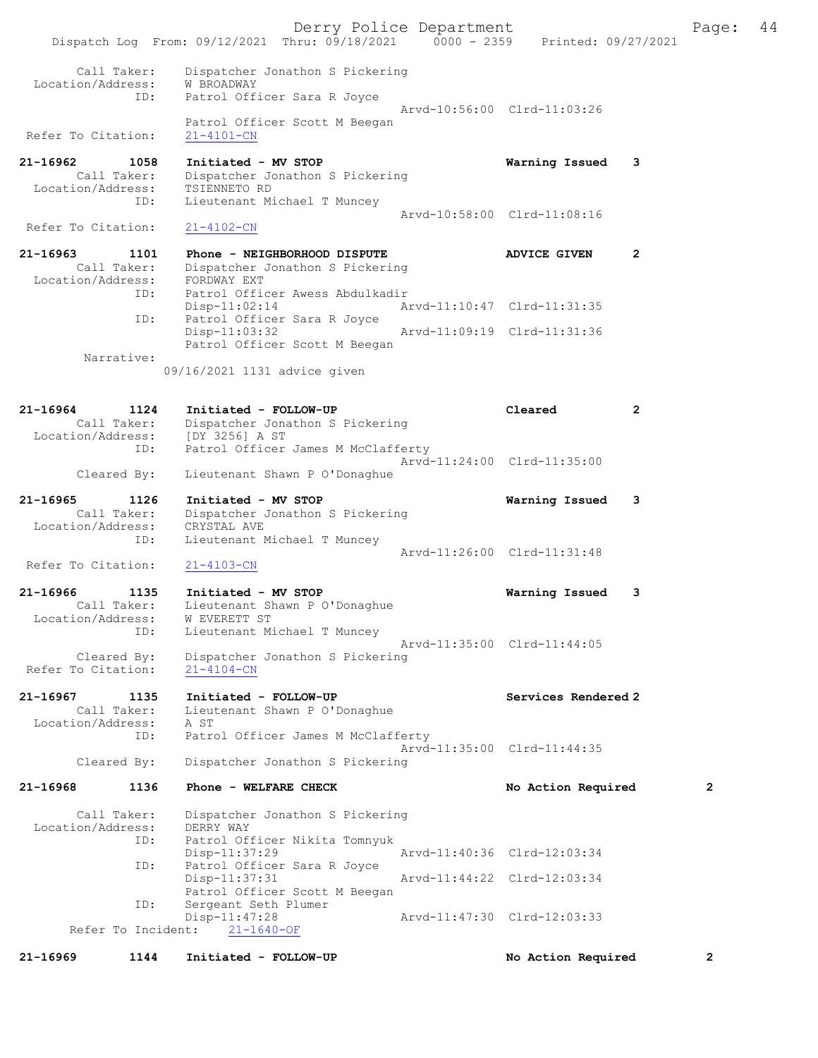```
        Call Taker:    Dispatcher Jonathon S Pickering
  Location/Address:    W BROADWAY
                ID:    Patrol Officer Sara R Joyce
                                                     Arvd-10:56:00  Clrd-11:03:26
                       Patrol Officer Scott M Beegan
 Refer To Citation:    21-4101-CN

21-16962        1058   Initiated - MV STOP                          Warning Issued    3
        Call Taker:    Dispatcher Jonathon S Pickering
  Location/Address:    TSIENNETO RD
                ID:    Lieutenant Michael T Muncey
                                                     Arvd-10:58:00  Clrd-11:08:16
 Refer To Citation:    21-4102-CN

21-16963        1101   Phone - NEIGHBORHOOD DISPUTE                 ADVICE GIVEN      2
        Call Taker:    Dispatcher Jonathon S Pickering
  Location/Address:    FORDWAY EXT
                ID:    Patrol Officer Awess Abdulkadir
                       Disp-11:02:14                 Arvd-11:10:47  Clrd-11:31:35
                ID:    Patrol Officer Sara R Joyce
                       Disp-11:03:32                 Arvd-11:09:19  Clrd-11:31:36
                       Patrol Officer Scott M Beegan
         Narrative:
                   09/16/2021 1131 advice given


21-16964        1124   Initiated - FOLLOW-UP                        Cleared           2
        Call Taker:    Dispatcher Jonathon S Pickering
  Location/Address:    [DY 3256] A ST
                ID:    Patrol Officer James M McClafferty
                                                     Arvd-11:24:00  Clrd-11:35:00
        Cleared By:    Lieutenant Shawn P O'Donaghue

21-16965        1126   Initiated - MV STOP                          Warning Issued    3
        Call Taker:    Dispatcher Jonathon S Pickering
  Location/Address:    CRYSTAL AVE
                ID:    Lieutenant Michael T Muncey
                                                     Arvd-11:26:00  Clrd-11:31:48
 Refer To Citation:    21-4103-CN

21-16966        1135   Initiated - MV STOP                          Warning Issued    3
        Call Taker:    Lieutenant Shawn P O'Donaghue
  Location/Address:    W EVERETT ST
                ID:    Lieutenant Michael T Muncey
                                                     Arvd-11:35:00  Clrd-11:44:05
        Cleared By:    Dispatcher Jonathon S Pickering
 Refer To Citation:    21-4104-CN

21-16967        1135   Initiated - FOLLOW-UP                        Services Rendered 2
        Call Taker:    Lieutenant Shawn P O'Donaghue
  Location/Address:    A ST
                ID:    Patrol Officer James M McClafferty
                                                     Arvd-11:35:00  Clrd-11:44:35
        Cleared By:    Dispatcher Jonathon S Pickering

21-16968        1136   Phone - WELFARE CHECK                        No Action Required          2

        Call Taker:    Dispatcher Jonathon S Pickering
  Location/Address:    DERRY WAY
                ID:    Patrol Officer Nikita Tomnyuk
                       Disp-11:37:29                 Arvd-11:40:36  Clrd-12:03:34
                ID:    Patrol Officer Sara R Joyce
                       Disp-11:37:31                 Arvd-11:44:22  Clrd-12:03:34
                       Patrol Officer Scott M Beegan
                ID:    Sergeant Seth Plumer
                       Disp-11:47:28                 Arvd-11:47:30  Clrd-12:03:33
      Refer To Incident:    21-1640-OF

21-16969        1144   Initiated - FOLLOW-UP                        No Action Required          2
```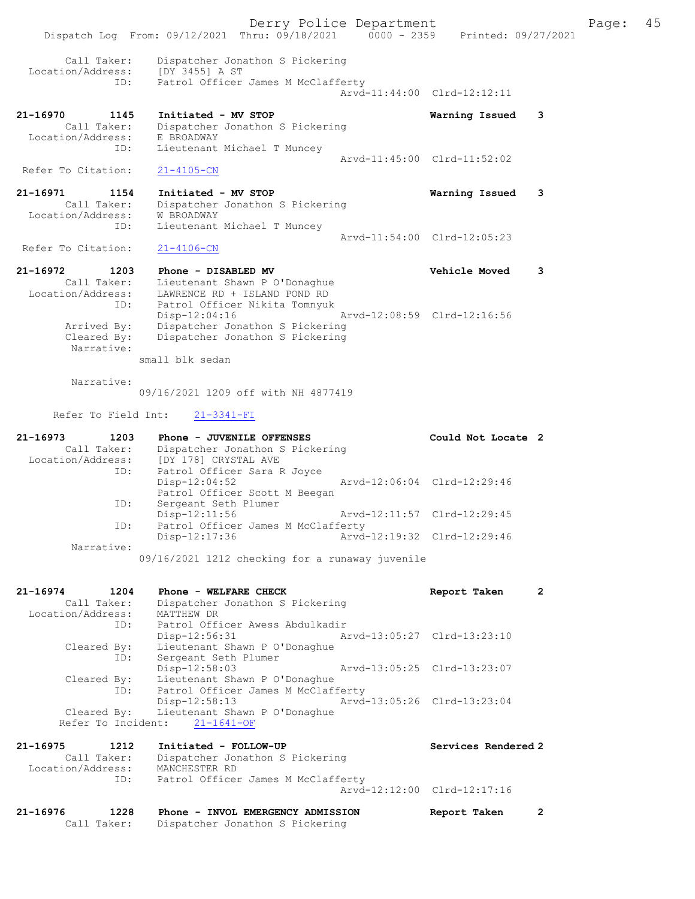Call Taker: Dispatcher Jonathon S Pickering
Location/Address: [DY 3455] A ST
ID: Patrol Officer James M McClafferty
Arvd-11:44:00 Clrd-12:12:11

**21-16970 1145 Initiated - MV STOP** — Warning Issued 3
Call Taker: Dispatcher Jonathon S Pickering
Location/Address: E BROADWAY
ID: Lieutenant Michael T Muncey
Arvd-11:45:00 Clrd-11:52:02
Refer To Citation: 21-4105-CN

**21-16971 1154 Initiated - MV STOP** — Warning Issued 3
Call Taker: Dispatcher Jonathon S Pickering
Location/Address: W BROADWAY
ID: Lieutenant Michael T Muncey
Arvd-11:54:00 Clrd-12:05:23
Refer To Citation: 21-4106-CN

**21-16972 1203 Phone - DISABLED MV** — Vehicle Moved 3
Call Taker: Lieutenant Shawn P O'Donaghue
Location/Address: LAWRENCE RD + ISLAND POND RD
ID: Patrol Officer Nikita Tomnyuk
Disp-12:04:16 Arvd-12:08:59 Clrd-12:16:56
Arrived By: Dispatcher Jonathon S Pickering
Cleared By: Dispatcher Jonathon S Pickering
Narrative:
small blk sedan

Narrative:
09/16/2021 1209 off with NH 4877419

Refer To Field Int: 21-3341-FI

**21-16973 1203 Phone - JUVENILE OFFENSES** — Could Not Locate 2
Call Taker: Dispatcher Jonathon S Pickering
Location/Address: [DY 178] CRYSTAL AVE
ID: Patrol Officer Sara R Joyce
Disp-12:04:52 Arvd-12:06:04 Clrd-12:29:46
Patrol Officer Scott M Beegan
ID: Sergeant Seth Plumer
Disp-12:11:56 Arvd-12:11:57 Clrd-12:29:45
ID: Patrol Officer James M McClafferty
Disp-12:17:36 Arvd-12:19:32 Clrd-12:29:46
Narrative:
09/16/2021 1212 checking for a runaway juvenile

**21-16974 1204 Phone - WELFARE CHECK** — Report Taken 2
Call Taker: Dispatcher Jonathon S Pickering
Location/Address: MATTHEW DR
ID: Patrol Officer Awess Abdulkadir
Disp-12:56:31 Arvd-13:05:27 Clrd-13:23:10
Cleared By: Lieutenant Shawn P O'Donaghue
ID: Sergeant Seth Plumer
Disp-12:58:03 Arvd-13:05:25 Clrd-13:23:07
Cleared By: Lieutenant Shawn P O'Donaghue
ID: Patrol Officer James M McClafferty
Disp-12:58:13 Arvd-13:05:26 Clrd-13:23:04
Cleared By: Lieutenant Shawn P O'Donaghue
Refer To Incident: 21-1641-OF

**21-16975 1212 Initiated - FOLLOW-UP** — Services Rendered 2
Call Taker: Dispatcher Jonathon S Pickering
Location/Address: MANCHESTER RD
ID: Patrol Officer James M McClafferty
Arvd-12:12:00 Clrd-12:17:16

**21-16976 1228 Phone - INVOL EMERGENCY ADMISSION** — Report Taken 2
Call Taker: Dispatcher Jonathon S Pickering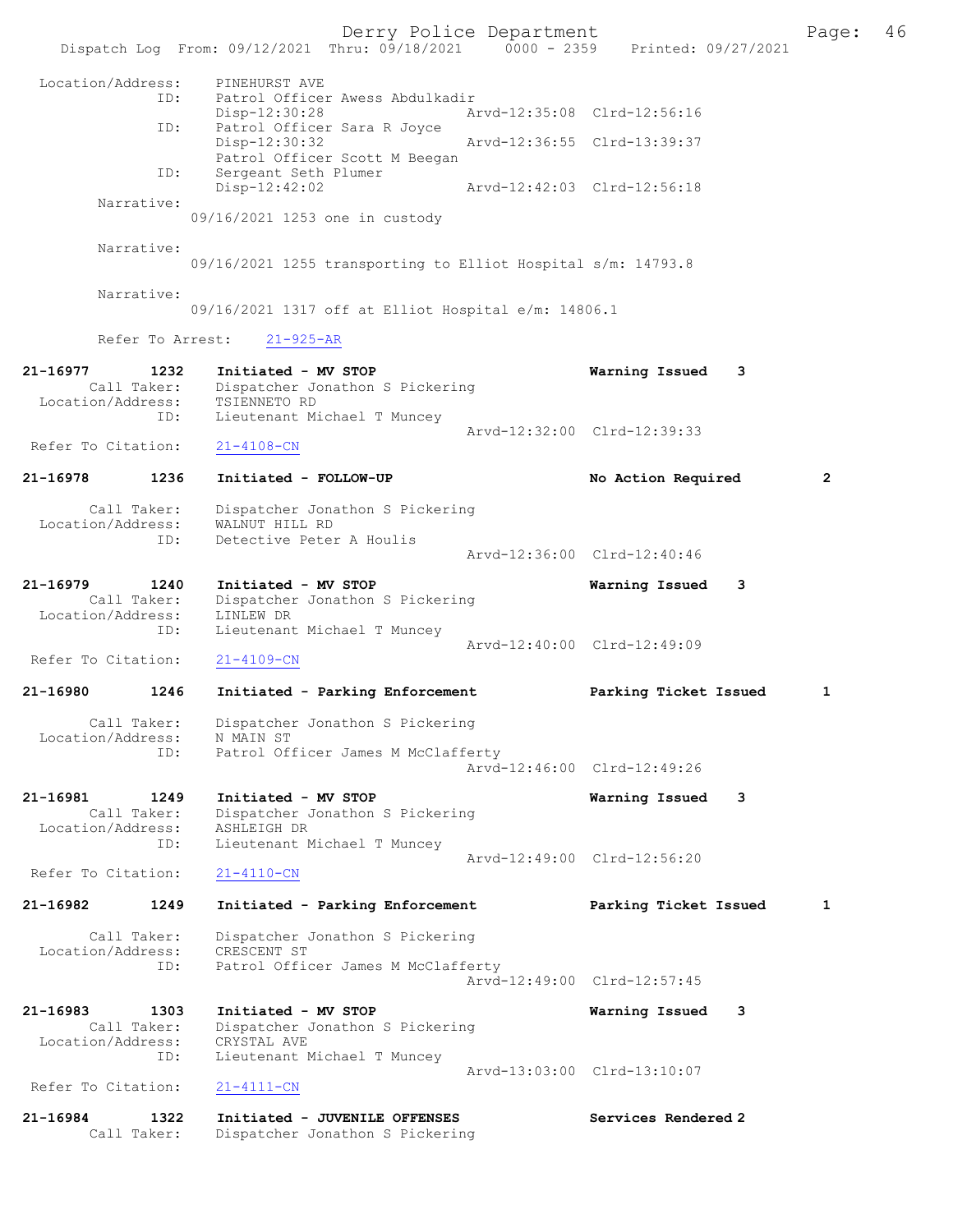```
Location/Address:    PINEHURST AVE
              ID:    Patrol Officer Awess Abdulkadir
                     Disp-12:30:28                 Arvd-12:35:08  Clrd-12:56:16
              ID:    Patrol Officer Sara R Joyce
                     Disp-12:30:32                 Arvd-12:36:55  Clrd-13:39:37
                     Patrol Officer Scott M Beegan
              ID:    Sergeant Seth Plumer
                     Disp-12:42:02                 Arvd-12:42:03  Clrd-12:56:18
       Narrative:
                 09/16/2021 1253 one in custody

       Narrative:
                 09/16/2021 1255 transporting to Elliot Hospital s/m: 14793.8

       Narrative:
                 09/16/2021 1317 off at Elliot Hospital e/m: 14806.1

       Refer To Arrest:    21-925-AR

21-16977        1232    Initiated - MV STOP                      Warning Issued    3
       Call Taker:    Dispatcher Jonathon S Pickering
 Location/Address:    TSIENNETO RD
              ID:    Lieutenant Michael T Muncey
                                                   Arvd-12:32:00  Clrd-12:39:33
 Refer To Citation:    21-4108-CN

21-16978        1236    Initiated - FOLLOW-UP                    No Action Required        2

       Call Taker:    Dispatcher Jonathon S Pickering
 Location/Address:    WALNUT HILL RD
              ID:    Detective Peter A Houlis
                                                   Arvd-12:36:00  Clrd-12:40:46

21-16979        1240    Initiated - MV STOP                      Warning Issued    3
       Call Taker:    Dispatcher Jonathon S Pickering
 Location/Address:    LINLEW DR
              ID:    Lieutenant Michael T Muncey
                                                   Arvd-12:40:00  Clrd-12:49:09
 Refer To Citation:    21-4109-CN

21-16980        1246    Initiated - Parking Enforcement          Parking Ticket Issued     1

       Call Taker:    Dispatcher Jonathon S Pickering
 Location/Address:    N MAIN ST
              ID:    Patrol Officer James M McClafferty
                                                   Arvd-12:46:00  Clrd-12:49:26

21-16981        1249    Initiated - MV STOP                      Warning Issued    3
       Call Taker:    Dispatcher Jonathon S Pickering
 Location/Address:    ASHLEIGH DR
              ID:    Lieutenant Michael T Muncey
                                                   Arvd-12:49:00  Clrd-12:56:20
 Refer To Citation:    21-4110-CN

21-16982        1249    Initiated - Parking Enforcement          Parking Ticket Issued     1

       Call Taker:    Dispatcher Jonathon S Pickering
 Location/Address:    CRESCENT ST
              ID:    Patrol Officer James M McClafferty
                                                   Arvd-12:49:00  Clrd-12:57:45

21-16983        1303    Initiated - MV STOP                      Warning Issued    3
       Call Taker:    Dispatcher Jonathon S Pickering
 Location/Address:    CRYSTAL AVE
              ID:    Lieutenant Michael T Muncey
                                                   Arvd-13:03:00  Clrd-13:10:07
 Refer To Citation:    21-4111-CN

21-16984        1322    Initiated - JUVENILE OFFENSES            Services Rendered 2
       Call Taker:    Dispatcher Jonathon S Pickering
```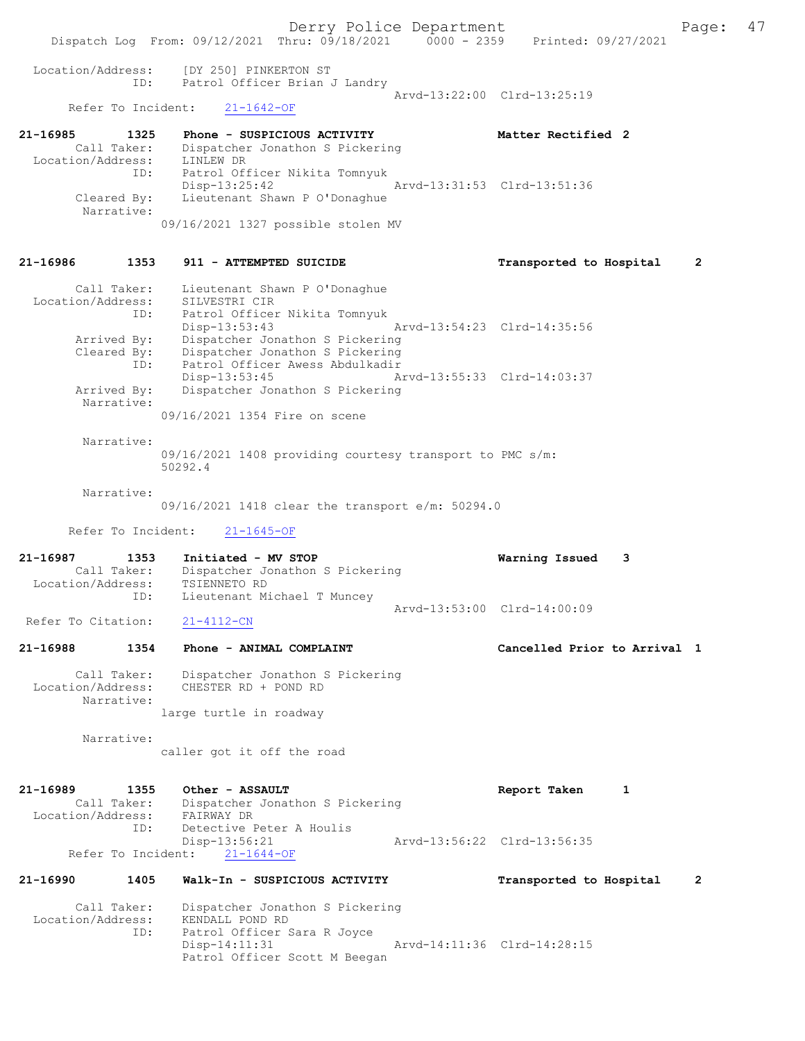Location/Address: [DY 250] PINKERTON ST
ID: Patrol Officer Brian J Landry
Arvd-13:22:00 Clrd-13:25:19
Refer To Incident: 21-1642-OF

21-16985 1325 Phone - SUSPICIOUS ACTIVITY Matter Rectified 2
Call Taker: Dispatcher Jonathon S Pickering
Location/Address: LINLEW DR
ID: Patrol Officer Nikita Tomnyuk
Disp-13:25:42 Arvd-13:31:53 Clrd-13:51:36
Cleared By: Lieutenant Shawn P O'Donaghue
Narrative:
09/16/2021 1327 possible stolen MV

21-16986 1353 911 - ATTEMPTED SUICIDE Transported to Hospital 2

Call Taker: Lieutenant Shawn P O'Donaghue
Location/Address: SILVESTRI CIR
ID: Patrol Officer Nikita Tomnyuk
Disp-13:53:43 Arvd-13:54:23 Clrd-14:35:56
Arrived By: Dispatcher Jonathon S Pickering
Cleared By: Dispatcher Jonathon S Pickering
ID: Patrol Officer Awess Abdulkadir
Disp-13:53:45 Arvd-13:55:33 Clrd-14:03:37
Arrived By: Dispatcher Jonathon S Pickering
Narrative:
09/16/2021 1354 Fire on scene

Narrative:
09/16/2021 1408 providing courtesy transport to PMC s/m: 50292.4

Narrative:
09/16/2021 1418 clear the transport e/m: 50294.0

Refer To Incident: 21-1645-OF

21-16987 1353 Initiated - MV STOP Warning Issued 3
Call Taker: Dispatcher Jonathon S Pickering
Location/Address: TSIENNETO RD
ID: Lieutenant Michael T Muncey
Arvd-13:53:00 Clrd-14:00:09
Refer To Citation: 21-4112-CN

21-16988 1354 Phone - ANIMAL COMPLAINT Cancelled Prior to Arrival 1

Call Taker: Dispatcher Jonathon S Pickering
Location/Address: CHESTER RD + POND RD
Narrative:
large turtle in roadway

Narrative:
caller got it off the road

21-16989 1355 Other - ASSAULT Report Taken 1
Call Taker: Dispatcher Jonathon S Pickering
Location/Address: FAIRWAY DR
ID: Detective Peter A Houlis
Disp-13:56:21 Arvd-13:56:22 Clrd-13:56:35
Refer To Incident: 21-1644-OF

21-16990 1405 Walk-In - SUSPICIOUS ACTIVITY Transported to Hospital 2

Call Taker: Dispatcher Jonathon S Pickering
Location/Address: KENDALL POND RD
ID: Patrol Officer Sara R Joyce
Disp-14:11:31 Arvd-14:11:36 Clrd-14:28:15
Patrol Officer Scott M Beegan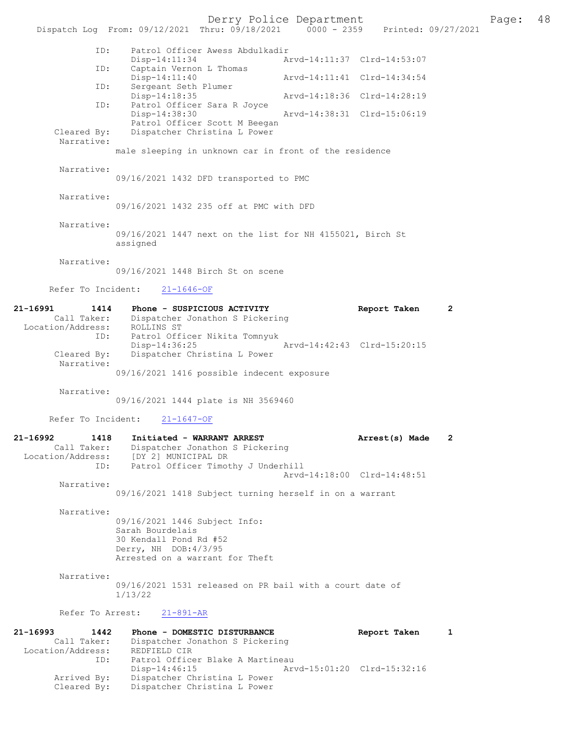```
            ID:     Patrol Officer Awess Abdulkadir
                    Disp-14:11:34                Arvd-14:11:37  Clrd-14:53:07
            ID:     Captain Vernon L Thomas
                    Disp-14:11:40                Arvd-14:11:41  Clrd-14:34:54
            ID:     Sergeant Seth Plumer
                    Disp-14:18:35                Arvd-14:18:36  Clrd-14:28:19
            ID:     Patrol Officer Sara R Joyce
                    Disp-14:38:30                Arvd-14:38:31  Clrd-15:06:19
                    Patrol Officer Scott M Beegan
       Cleared By:  Dispatcher Christina L Power
        Narrative:
                male sleeping in unknown car in front of the residence

        Narrative:
                09/16/2021 1432 DFD transported to PMC

        Narrative:
                09/16/2021 1432 235 off at PMC with DFD

        Narrative:
                09/16/2021 1447 next on the list for NH 4155021, Birch St
                assigned

        Narrative:
                09/16/2021 1448 Birch St on scene

      Refer To Incident:    21-1646-OF

21-16991        1414    Phone - SUSPICIOUS ACTIVITY                Report Taken      2
        Call Taker:     Dispatcher Jonathon S Pickering
  Location/Address:     ROLLINS ST
                ID:     Patrol Officer Nikita Tomnyuk
                        Disp-14:36:25                Arvd-14:42:43  Clrd-15:20:15
       Cleared By:      Dispatcher Christina L Power
        Narrative:
                09/16/2021 1416 possible indecent exposure

        Narrative:
                09/16/2021 1444 plate is NH 3569460

      Refer To Incident:    21-1647-OF

21-16992        1418    Initiated - WARRANT ARREST                 Arrest(s) Made    2
        Call Taker:     Dispatcher Jonathon S Pickering
  Location/Address:     [DY 2] MUNICIPAL DR
                ID:     Patrol Officer Timothy J Underhill
                                                     Arvd-14:18:00  Clrd-14:48:51
        Narrative:
                09/16/2021 1418 Subject turning herself in on a warrant

        Narrative:
                09/16/2021 1446 Subject Info:
                Sarah Bourdelais
                30 Kendall Pond Rd #52
                Derry, NH  DOB:4/3/95
                Arrested on a warrant for Theft

        Narrative:
                09/16/2021 1531 released on PR bail with a court date of
                1/13/22

        Refer To Arrest:    21-891-AR

21-16993        1442    Phone - DOMESTIC DISTURBANCE               Report Taken      1
        Call Taker:     Dispatcher Jonathon S Pickering
  Location/Address:     REDFIELD CIR
                ID:     Patrol Officer Blake A Martineau
                        Disp-14:46:15                Arvd-15:01:20  Clrd-15:32:16
       Arrived By:      Dispatcher Christina L Power
       Cleared By:      Dispatcher Christina L Power
```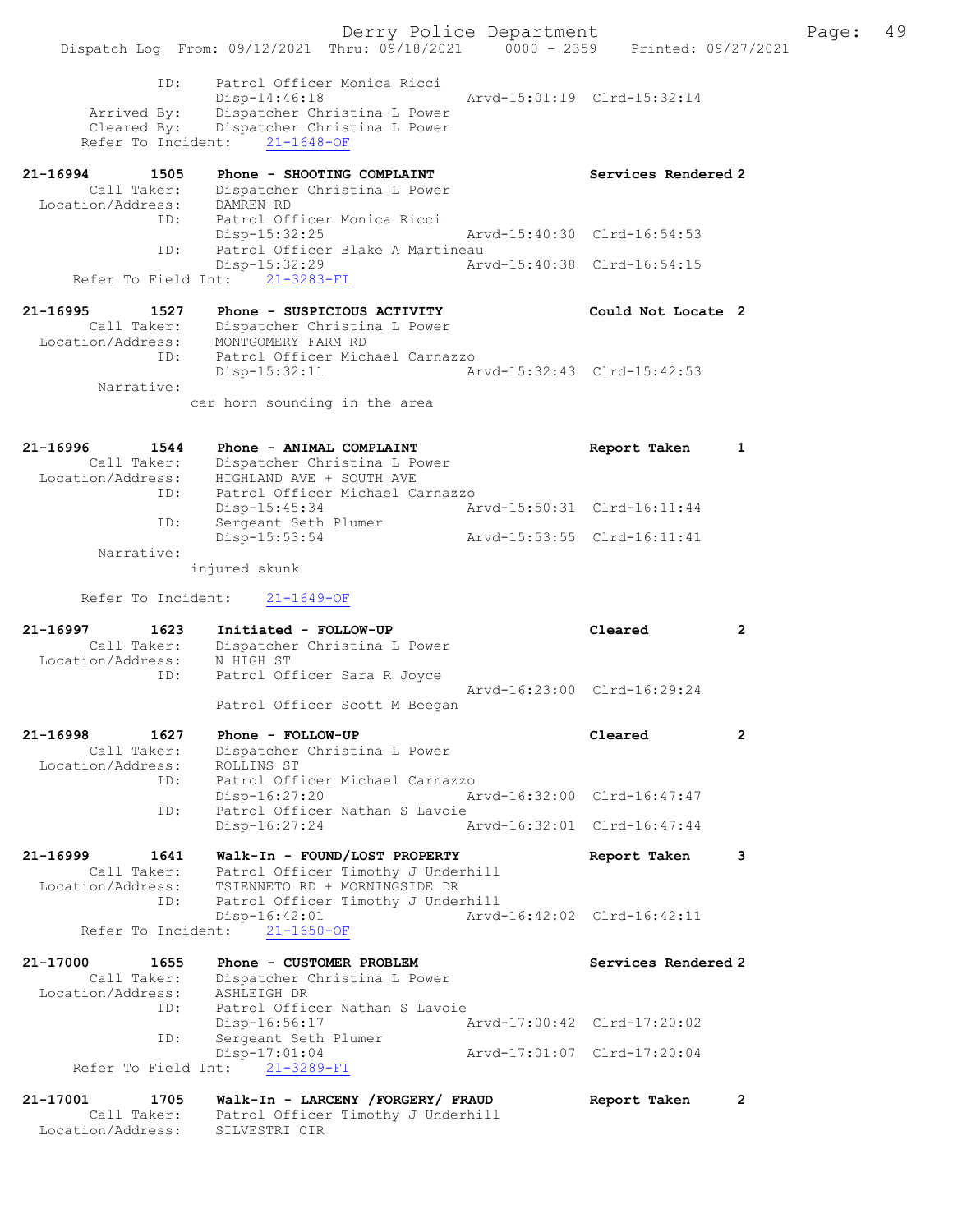```
            ID:     Patrol Officer Monica Ricci
                    Disp-14:46:18                 Arvd-15:01:19  Clrd-15:32:14
       Arrived By:  Dispatcher Christina L Power
       Cleared By:  Dispatcher Christina L Power
      Refer To Incident:   21-1648-OF

21-16994        1505    Phone - SHOOTING COMPLAINT                Services Rendered 2
          Call Taker:   Dispatcher Christina L Power
    Location/Address:   DAMREN RD
                  ID:   Patrol Officer Monica Ricci
                        Disp-15:32:25                 Arvd-15:40:30  Clrd-16:54:53
                  ID:   Patrol Officer Blake A Martineau
                        Disp-15:32:29                 Arvd-15:40:38  Clrd-16:54:15
      Refer To Field Int:   21-3283-FI

21-16995        1527    Phone - SUSPICIOUS ACTIVITY               Could Not Locate  2
          Call Taker:   Dispatcher Christina L Power
    Location/Address:   MONTGOMERY FARM RD
                  ID:   Patrol Officer Michael Carnazzo
                        Disp-15:32:11                 Arvd-15:32:43  Clrd-15:42:53
           Narrative:
                    car horn sounding in the area


21-16996        1544    Phone - ANIMAL COMPLAINT                  Report Taken      1
          Call Taker:   Dispatcher Christina L Power
    Location/Address:   HIGHLAND AVE + SOUTH AVE
                  ID:   Patrol Officer Michael Carnazzo
                        Disp-15:45:34                 Arvd-15:50:31  Clrd-16:11:44
                  ID:   Sergeant Seth Plumer
                        Disp-15:53:54                 Arvd-15:53:55  Clrd-16:11:41
           Narrative:
                    injured skunk

      Refer To Incident:   21-1649-OF

21-16997        1623    Initiated - FOLLOW-UP                     Cleared           2
          Call Taker:   Dispatcher Christina L Power
    Location/Address:   N HIGH ST
                  ID:   Patrol Officer Sara R Joyce
                                                      Arvd-16:23:00  Clrd-16:29:24
                        Patrol Officer Scott M Beegan

21-16998        1627    Phone - FOLLOW-UP                         Cleared           2
          Call Taker:   Dispatcher Christina L Power
    Location/Address:   ROLLINS ST
                  ID:   Patrol Officer Michael Carnazzo
                        Disp-16:27:20                 Arvd-16:32:00  Clrd-16:47:47
                  ID:   Patrol Officer Nathan S Lavoie
                        Disp-16:27:24                 Arvd-16:32:01  Clrd-16:47:44

21-16999        1641    Walk-In - FOUND/LOST PROPERTY             Report Taken      3
          Call Taker:   Patrol Officer Timothy J Underhill
    Location/Address:   TSIENNETO RD + MORNINGSIDE DR
                  ID:   Patrol Officer Timothy J Underhill
                        Disp-16:42:01                 Arvd-16:42:02  Clrd-16:42:11
      Refer To Incident:   21-1650-OF

21-17000        1655    Phone - CUSTOMER PROBLEM                  Services Rendered 2
          Call Taker:   Dispatcher Christina L Power
    Location/Address:   ASHLEIGH DR
                  ID:   Patrol Officer Nathan S Lavoie
                        Disp-16:56:17                 Arvd-17:00:42  Clrd-17:20:02
                  ID:   Sergeant Seth Plumer
                        Disp-17:01:04                 Arvd-17:01:07  Clrd-17:20:04
      Refer To Field Int:   21-3289-FI

21-17001        1705    Walk-In - LARCENY /FORGERY/ FRAUD         Report Taken      2
          Call Taker:   Patrol Officer Timothy J Underhill
    Location/Address:   SILVESTRI CIR
```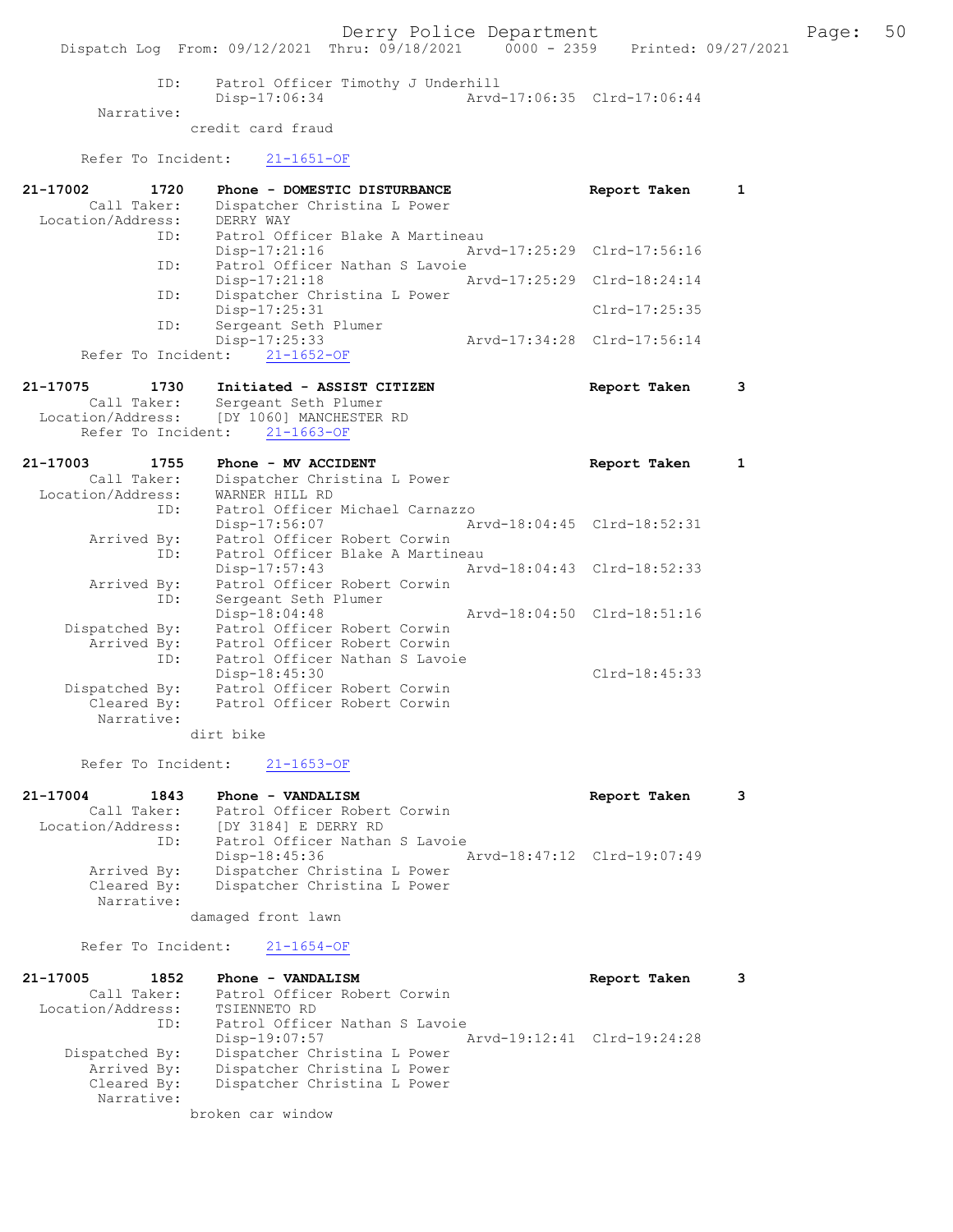ID: Patrol Officer Timothy J Underhill
Disp-17:06:34 Arvd-17:06:35 Clrd-17:06:44

Narrative:
credit card fraud

Refer To Incident: 21-1651-OF

**21-17002 1720 Phone - DOMESTIC DISTURBANCE Report Taken 1**

Call Taker: Dispatcher Christina L Power
Location/Address: DERRY WAY
ID: Patrol Officer Blake A Martineau
Disp-17:21:16 Arvd-17:25:29 Clrd-17:56:16
ID: Patrol Officer Nathan S Lavoie
Disp-17:21:18 Arvd-17:25:29 Clrd-18:24:14
ID: Dispatcher Christina L Power
Disp-17:25:31 Clrd-17:25:35
ID: Sergeant Seth Plumer
Disp-17:25:33 Arvd-17:34:28 Clrd-17:56:14
Refer To Incident: 21-1652-OF

**21-17075 1730 Initiated - ASSIST CITIZEN Report Taken 3**

Call Taker: Sergeant Seth Plumer
Location/Address: [DY 1060] MANCHESTER RD
Refer To Incident: 21-1663-OF

**21-17003 1755 Phone - MV ACCIDENT Report Taken 1**

Call Taker: Dispatcher Christina L Power
Location/Address: WARNER HILL RD
ID: Patrol Officer Michael Carnazzo
Disp-17:56:07 Arvd-18:04:45 Clrd-18:52:31
Arrived By: Patrol Officer Robert Corwin
ID: Patrol Officer Blake A Martineau
Disp-17:57:43 Arvd-18:04:43 Clrd-18:52:33
Arrived By: Patrol Officer Robert Corwin
ID: Sergeant Seth Plumer
Disp-18:04:48 Arvd-18:04:50 Clrd-18:51:16
Dispatched By: Patrol Officer Robert Corwin
Arrived By: Patrol Officer Robert Corwin
ID: Patrol Officer Nathan S Lavoie
Disp-18:45:30 Clrd-18:45:33
Dispatched By: Patrol Officer Robert Corwin
Cleared By: Patrol Officer Robert Corwin

Narrative:
dirt bike

Refer To Incident: 21-1653-OF

**21-17004 1843 Phone - VANDALISM Report Taken 3**

Call Taker: Patrol Officer Robert Corwin
Location/Address: [DY 3184] E DERRY RD
ID: Patrol Officer Nathan S Lavoie
Disp-18:45:36 Arvd-18:47:12 Clrd-19:07:49
Arrived By: Dispatcher Christina L Power
Cleared By: Dispatcher Christina L Power

Narrative:
damaged front lawn

Refer To Incident: 21-1654-OF

**21-17005 1852 Phone - VANDALISM Report Taken 3**

Call Taker: Patrol Officer Robert Corwin
Location/Address: TSIENNETO RD
ID: Patrol Officer Nathan S Lavoie
Disp-19:07:57 Arvd-19:12:41 Clrd-19:24:28
Dispatched By: Dispatcher Christina L Power
Arrived By: Dispatcher Christina L Power
Cleared By: Dispatcher Christina L Power

Narrative:
broken car window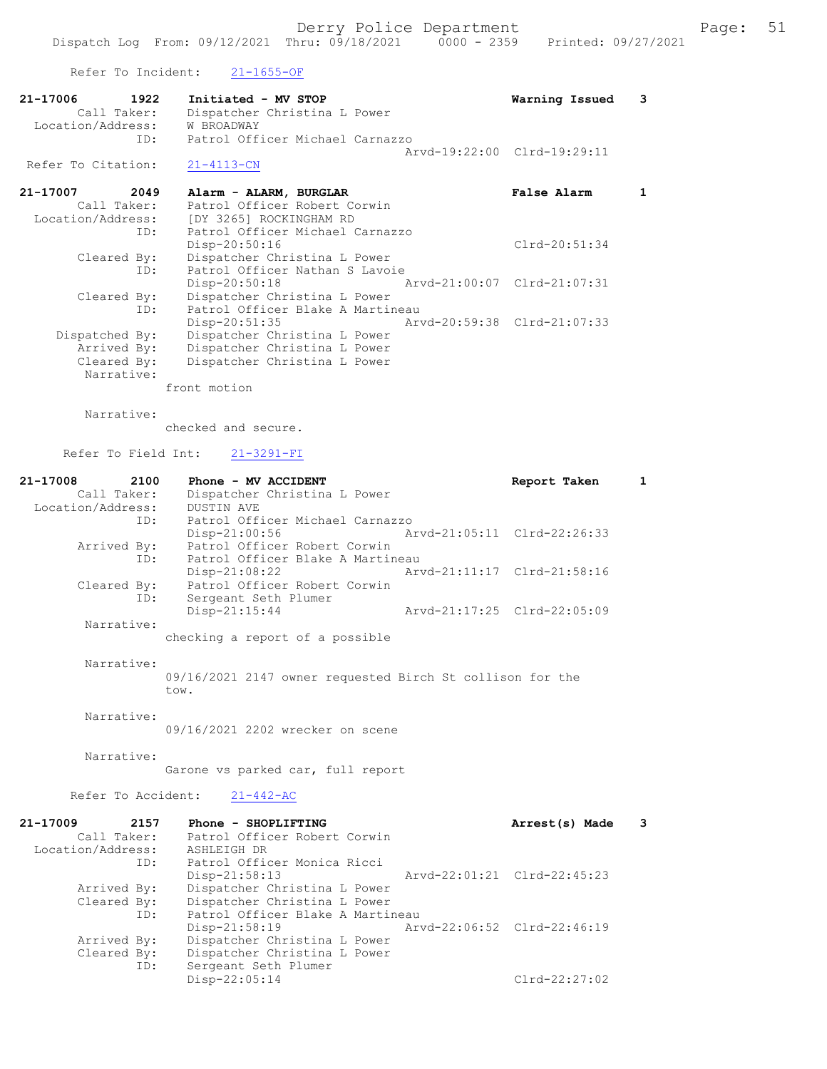Refer To Incident: 21-1655-OF

**21-17006 1922 Initiated - MV STOP** **Warning Issued 3**
Call Taker: Dispatcher Christina L Power
Location/Address: W BROADWAY
ID: Patrol Officer Michael Carnazzo
Arvd-19:22:00 Clrd-19:29:11
Refer To Citation: 21-4113-CN

**21-17007 2049 Alarm - ALARM, BURGLAR** **False Alarm 1**
Call Taker: Patrol Officer Robert Corwin
Location/Address: [DY 3265] ROCKINGHAM RD
ID: Patrol Officer Michael Carnazzo
Disp-20:50:16 Clrd-20:51:34
Cleared By: Dispatcher Christina L Power
ID: Patrol Officer Nathan S Lavoie
Disp-20:50:18 Arvd-21:00:07 Clrd-21:07:31
Cleared By: Dispatcher Christina L Power
ID: Patrol Officer Blake A Martineau
Disp-20:51:35 Arvd-20:59:38 Clrd-21:07:33
Dispatched By: Dispatcher Christina L Power
Arrived By: Dispatcher Christina L Power
Cleared By: Dispatcher Christina L Power
Narrative:
front motion

Narrative:
checked and secure.

Refer To Field Int: 21-3291-FI

**21-17008 2100 Phone - MV ACCIDENT** **Report Taken 1**
Call Taker: Dispatcher Christina L Power
Location/Address: DUSTIN AVE
ID: Patrol Officer Michael Carnazzo
Disp-21:00:56 Arvd-21:05:11 Clrd-22:26:33
Arrived By: Patrol Officer Robert Corwin
ID: Patrol Officer Blake A Martineau
Disp-21:08:22 Arvd-21:11:17 Clrd-21:58:16
Cleared By: Patrol Officer Robert Corwin
ID: Sergeant Seth Plumer
Disp-21:15:44 Arvd-21:17:25 Clrd-22:05:09
Narrative:
checking a report of a possible

Narrative:
09/16/2021 2147 owner requested Birch St collison for the tow.

Narrative:
09/16/2021 2202 wrecker on scene

Narrative:
Garone vs parked car, full report

Refer To Accident: 21-442-AC

**21-17009 2157 Phone - SHOPLIFTING** **Arrest(s) Made 3**
Call Taker: Patrol Officer Robert Corwin
Location/Address: ASHLEIGH DR
ID: Patrol Officer Monica Ricci
Disp-21:58:13 Arvd-22:01:21 Clrd-22:45:23
Arrived By: Dispatcher Christina L Power
Cleared By: Dispatcher Christina L Power
ID: Patrol Officer Blake A Martineau
Disp-21:58:19 Arvd-22:06:52 Clrd-22:46:19
Arrived By: Dispatcher Christina L Power
Cleared By: Dispatcher Christina L Power
ID: Sergeant Seth Plumer
Disp-22:05:14 Clrd-22:27:02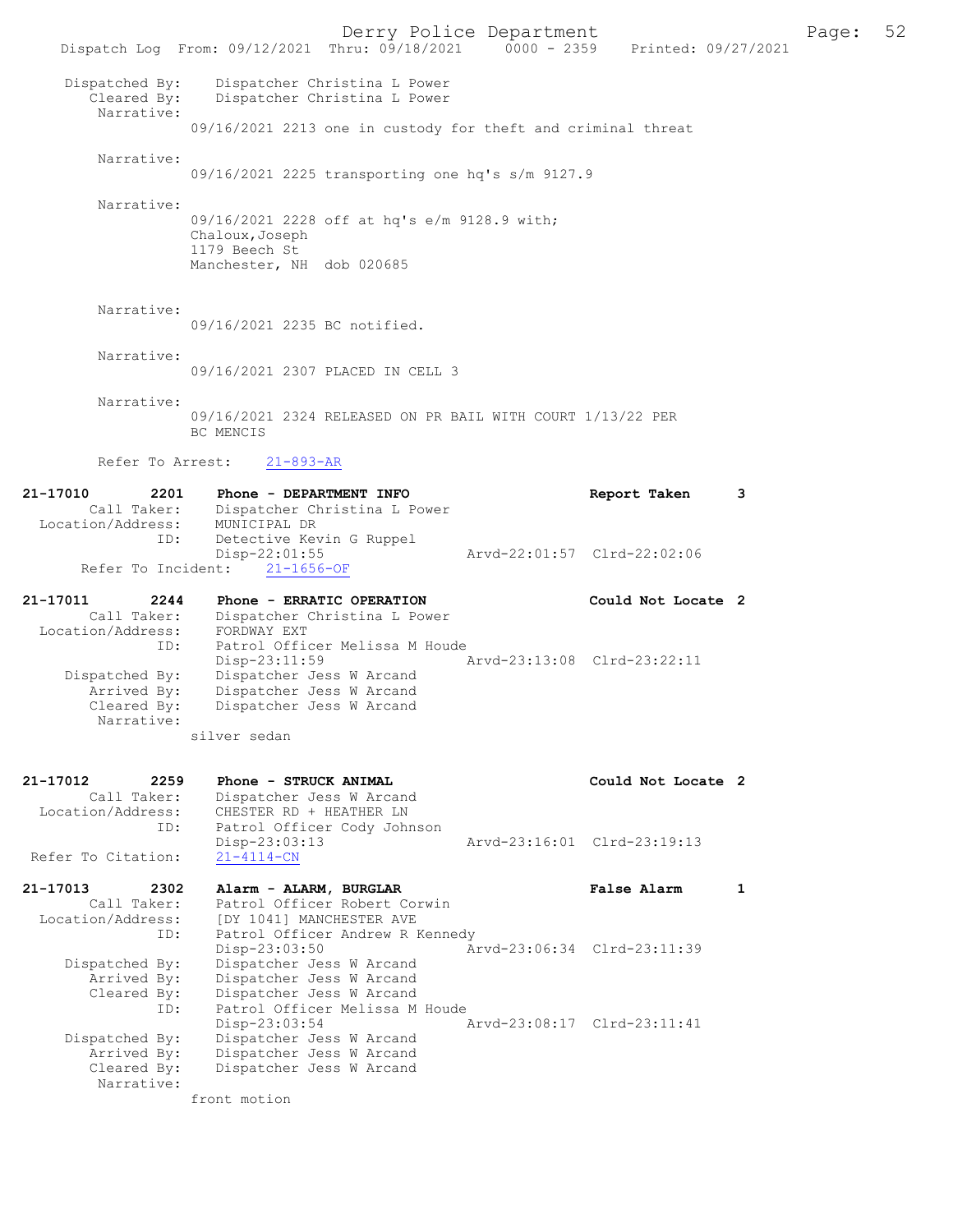```
    Dispatched By:    Dispatcher Christina L Power
      Cleared By:    Dispatcher Christina L Power
        Narrative:
                09/16/2021 2213 one in custody for theft and criminal threat

        Narrative:
                09/16/2021 2225 transporting one hq's s/m 9127.9

        Narrative:
                09/16/2021 2228 off at hq's e/m 9128.9 with;
                Chaloux,Joseph
                1179 Beech St
                Manchester, NH  dob 020685

        Narrative:
                09/16/2021 2235 BC notified.

        Narrative:
                09/16/2021 2307 PLACED IN CELL 3

        Narrative:
                09/16/2021 2324 RELEASED ON PR BAIL WITH COURT 1/13/22 PER
                BC MENCIS

        Refer To Arrest:    21-893-AR

21-17010        2201    Phone - DEPARTMENT INFO                    Report Taken        3
        Call Taker:    Dispatcher Christina L Power
  Location/Address:    MUNICIPAL DR
               ID:    Detective Kevin G Ruppel
                      Disp-22:01:55                Arvd-22:01:57  Clrd-22:02:06
      Refer To Incident:    21-1656-OF

21-17011        2244    Phone - ERRATIC OPERATION                  Could Not Locate  2
        Call Taker:    Dispatcher Christina L Power
  Location/Address:    FORDWAY EXT
               ID:    Patrol Officer Melissa M Houde
                      Disp-23:11:59                Arvd-23:13:08  Clrd-23:22:11
    Dispatched By:    Dispatcher Jess W Arcand
       Arrived By:    Dispatcher Jess W Arcand
      Cleared By:    Dispatcher Jess W Arcand
        Narrative:
                silver sedan

21-17012        2259    Phone - STRUCK ANIMAL                      Could Not Locate  2
        Call Taker:    Dispatcher Jess W Arcand
  Location/Address:    CHESTER RD + HEATHER LN
               ID:    Patrol Officer Cody Johnson
                      Disp-23:03:13                Arvd-23:16:01  Clrd-23:19:13
 Refer To Citation:    21-4114-CN

21-17013        2302    Alarm - ALARM, BURGLAR                     False Alarm         1
        Call Taker:    Patrol Officer Robert Corwin
  Location/Address:    [DY 1041] MANCHESTER AVE
               ID:    Patrol Officer Andrew R Kennedy
                      Disp-23:03:50                Arvd-23:06:34  Clrd-23:11:39
    Dispatched By:    Dispatcher Jess W Arcand
       Arrived By:    Dispatcher Jess W Arcand
      Cleared By:    Dispatcher Jess W Arcand
               ID:    Patrol Officer Melissa M Houde
                      Disp-23:03:54                Arvd-23:08:17  Clrd-23:11:41
    Dispatched By:    Dispatcher Jess W Arcand
       Arrived By:    Dispatcher Jess W Arcand
      Cleared By:    Dispatcher Jess W Arcand
        Narrative:
                front motion
```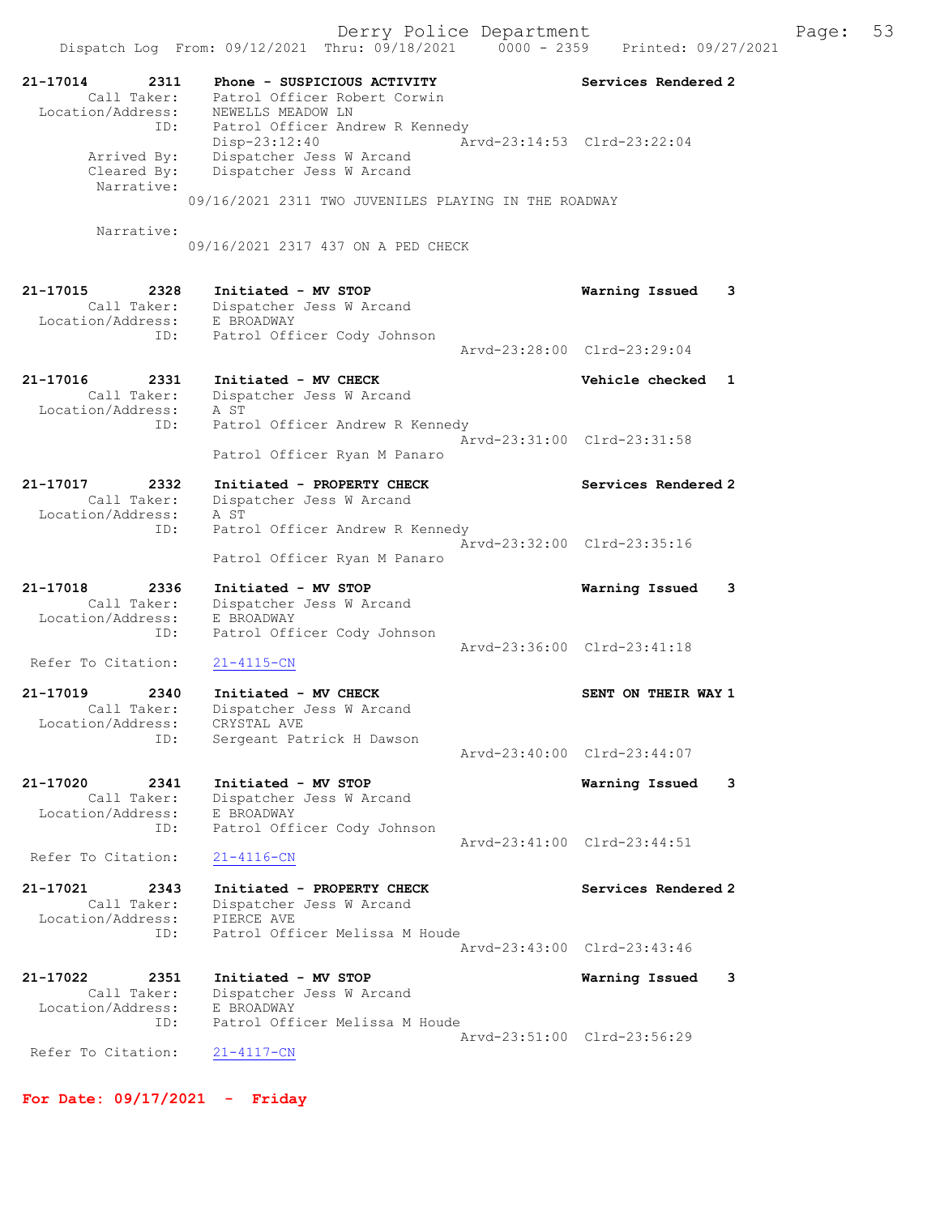Derry Police Department

Dispatch Log From: 09/12/2021 Thru: 09/18/2021 0000 - 2359 Printed: 09/27/2021

**21-17014 2311 Phone - SUSPICIOUS ACTIVITY** **Services Rendered 2**
Call Taker: Patrol Officer Robert Corwin
Location/Address: NEWELLS MEADOW LN
ID: Patrol Officer Andrew R Kennedy
Disp-23:12:40 Arvd-23:14:53 Clrd-23:22:04
Arrived By: Dispatcher Jess W Arcand
Cleared By: Dispatcher Jess W Arcand
Narrative:
09/16/2021 2311 TWO JUVENILES PLAYING IN THE ROADWAY

Narrative:
09/16/2021 2317 437 ON A PED CHECK

**21-17015 2328 Initiated - MV STOP** **Warning Issued 3**
Call Taker: Dispatcher Jess W Arcand
Location/Address: E BROADWAY
ID: Patrol Officer Cody Johnson
Arvd-23:28:00 Clrd-23:29:04

**21-17016 2331 Initiated - MV CHECK** **Vehicle checked 1**
Call Taker: Dispatcher Jess W Arcand
Location/Address: A ST
ID: Patrol Officer Andrew R Kennedy
Arvd-23:31:00 Clrd-23:31:58
Patrol Officer Ryan M Panaro

**21-17017 2332 Initiated - PROPERTY CHECK** **Services Rendered 2**
Call Taker: Dispatcher Jess W Arcand
Location/Address: A ST
ID: Patrol Officer Andrew R Kennedy
Arvd-23:32:00 Clrd-23:35:16
Patrol Officer Ryan M Panaro

**21-17018 2336 Initiated - MV STOP** **Warning Issued 3**
Call Taker: Dispatcher Jess W Arcand
Location/Address: E BROADWAY
ID: Patrol Officer Cody Johnson
Arvd-23:36:00 Clrd-23:41:18
Refer To Citation: 21-4115-CN

**21-17019 2340 Initiated - MV CHECK** **SENT ON THEIR WAY 1**
Call Taker: Dispatcher Jess W Arcand
Location/Address: CRYSTAL AVE
ID: Sergeant Patrick H Dawson
Arvd-23:40:00 Clrd-23:44:07

**21-17020 2341 Initiated - MV STOP** **Warning Issued 3**
Call Taker: Dispatcher Jess W Arcand
Location/Address: E BROADWAY
ID: Patrol Officer Cody Johnson
Arvd-23:41:00 Clrd-23:44:51
Refer To Citation: 21-4116-CN

**21-17021 2343 Initiated - PROPERTY CHECK** **Services Rendered 2**
Call Taker: Dispatcher Jess W Arcand
Location/Address: PIERCE AVE
ID: Patrol Officer Melissa M Houde
Arvd-23:43:00 Clrd-23:43:46

**21-17022 2351 Initiated - MV STOP** **Warning Issued 3**
Call Taker: Dispatcher Jess W Arcand
Location/Address: E BROADWAY
ID: Patrol Officer Melissa M Houde
Arvd-23:51:00 Clrd-23:56:29
Refer To Citation: 21-4117-CN

**For Date: 09/17/2021 - Friday**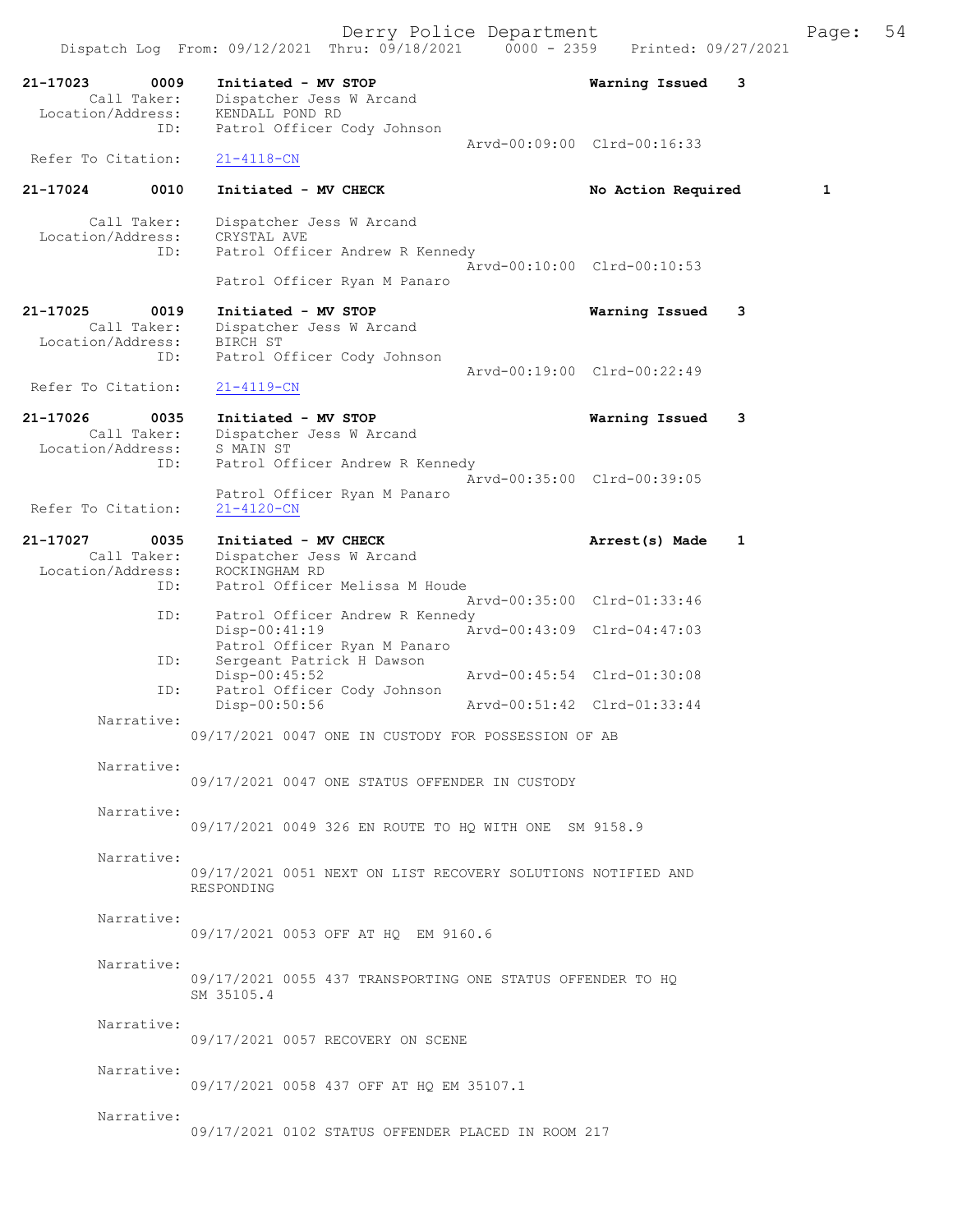21-17023 0009 Initiated - MV STOP Warning Issued 3
Call Taker: Dispatcher Jess W Arcand
Location/Address: KENDALL POND RD
ID: Patrol Officer Cody Johnson
Arvd-00:09:00 Clrd-00:16:33
Refer To Citation: 21-4118-CN

21-17024 0010 Initiated - MV CHECK No Action Required 1
Call Taker: Dispatcher Jess W Arcand
Location/Address: CRYSTAL AVE
ID: Patrol Officer Andrew R Kennedy
Arvd-00:10:00 Clrd-00:10:53
Patrol Officer Ryan M Panaro

21-17025 0019 Initiated - MV STOP Warning Issued 3
Call Taker: Dispatcher Jess W Arcand
Location/Address: BIRCH ST
ID: Patrol Officer Cody Johnson
Arvd-00:19:00 Clrd-00:22:49
Refer To Citation: 21-4119-CN

21-17026 0035 Initiated - MV STOP Warning Issued 3
Call Taker: Dispatcher Jess W Arcand
Location/Address: S MAIN ST
ID: Patrol Officer Andrew R Kennedy
Arvd-00:35:00 Clrd-00:39:05
Patrol Officer Ryan M Panaro
Refer To Citation: 21-4120-CN

21-17027 0035 Initiated - MV CHECK Arrest(s) Made 1
Call Taker: Dispatcher Jess W Arcand
Location/Address: ROCKINGHAM RD
ID: Patrol Officer Melissa M Houde
Arvd-00:35:00 Clrd-01:33:46
ID: Patrol Officer Andrew R Kennedy
Disp-00:41:19 Arvd-00:43:09 Clrd-04:47:03
Patrol Officer Ryan M Panaro
ID: Sergeant Patrick H Dawson
Disp-00:45:52 Arvd-00:45:54 Clrd-01:30:08
ID: Patrol Officer Cody Johnson
Disp-00:50:56 Arvd-00:51:42 Clrd-01:33:44

Narrative:
09/17/2021 0047 ONE IN CUSTODY FOR POSSESSION OF AB

Narrative:
09/17/2021 0047 ONE STATUS OFFENDER IN CUSTODY

Narrative:
09/17/2021 0049 326 EN ROUTE TO HQ WITH ONE SM 9158.9

Narrative:
09/17/2021 0051 NEXT ON LIST RECOVERY SOLUTIONS NOTIFIED AND RESPONDING

Narrative:
09/17/2021 0053 OFF AT HQ EM 9160.6

Narrative:
09/17/2021 0055 437 TRANSPORTING ONE STATUS OFFENDER TO HQ SM 35105.4

Narrative:
09/17/2021 0057 RECOVERY ON SCENE

Narrative:
09/17/2021 0058 437 OFF AT HQ EM 35107.1

Narrative:
09/17/2021 0102 STATUS OFFENDER PLACED IN ROOM 217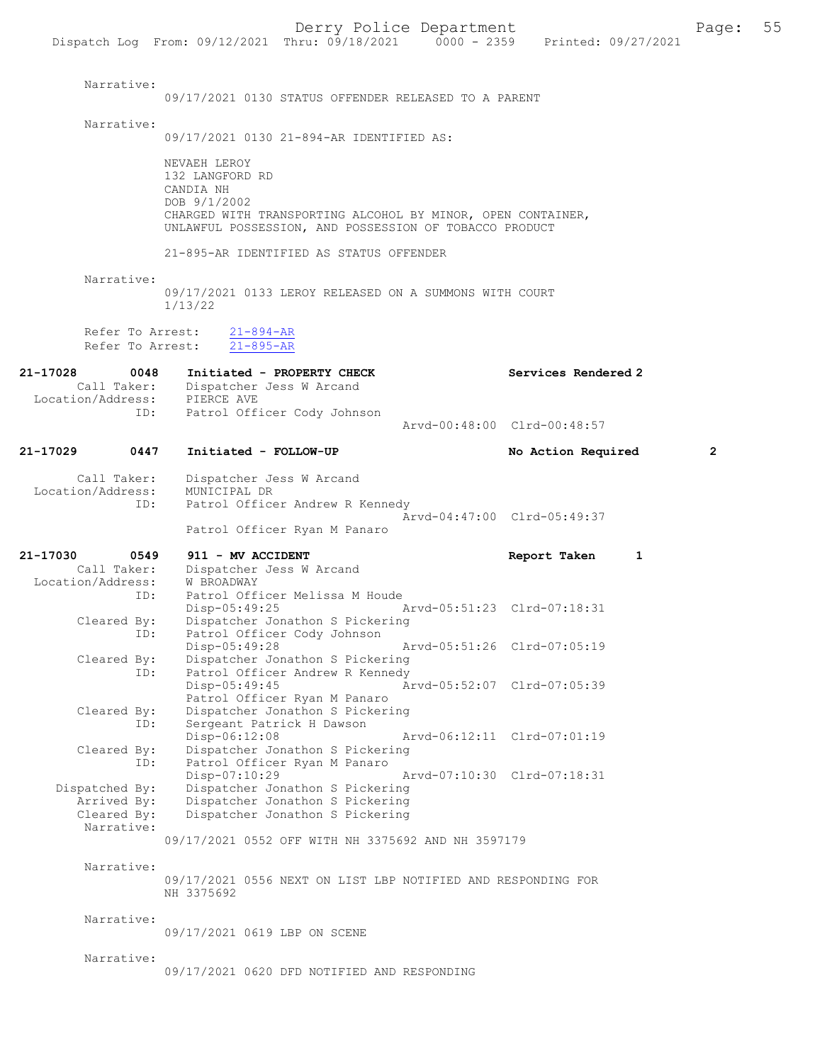Narrative:
09/17/2021 0130 STATUS OFFENDER RELEASED TO A PARENT

Narrative:
09/17/2021 0130 21-894-AR IDENTIFIED AS:

NEVAEH LEROY
132 LANGFORD RD
CANDIA NH
DOB 9/1/2002
CHARGED WITH TRANSPORTING ALCOHOL BY MINOR, OPEN CONTAINER, UNLAWFUL POSSESSION, AND POSSESSION OF TOBACCO PRODUCT

21-895-AR IDENTIFIED AS STATUS OFFENDER

Narrative:
09/17/2021 0133 LEROY RELEASED ON A SUMMONS WITH COURT 1/13/22

Refer To Arrest: 21-894-AR
Refer To Arrest: 21-895-AR

**21-17028 0048 Initiated - PROPERTY CHECK** — Services Rendered 2
Call Taker: Dispatcher Jess W Arcand
Location/Address: PIERCE AVE
ID: Patrol Officer Cody Johnson
Arvd-00:48:00 Clrd-00:48:57

**21-17029 0447 Initiated - FOLLOW-UP** — No Action Required 2
Call Taker: Dispatcher Jess W Arcand
Location/Address: MUNICIPAL DR
ID: Patrol Officer Andrew R Kennedy
Arvd-04:47:00 Clrd-05:49:37
Patrol Officer Ryan M Panaro

**21-17030 0549 911 - MV ACCIDENT** — Report Taken 1
Call Taker: Dispatcher Jess W Arcand
Location/Address: W BROADWAY
ID: Patrol Officer Melissa M Houde
Disp-05:49:25 Arvd-05:51:23 Clrd-07:18:31
Cleared By: Dispatcher Jonathon S Pickering
ID: Patrol Officer Cody Johnson
Disp-05:49:28 Arvd-05:51:26 Clrd-07:05:19
Cleared By: Dispatcher Jonathon S Pickering
ID: Patrol Officer Andrew R Kennedy
Disp-05:49:45 Arvd-05:52:07 Clrd-07:05:39
Patrol Officer Ryan M Panaro
Cleared By: Dispatcher Jonathon S Pickering
ID: Sergeant Patrick H Dawson
Disp-06:12:08 Arvd-06:12:11 Clrd-07:01:19
Cleared By: Dispatcher Jonathon S Pickering
ID: Patrol Officer Ryan M Panaro
Disp-07:10:29 Arvd-07:10:30 Clrd-07:18:31
Dispatched By: Dispatcher Jonathon S Pickering
Arrived By: Dispatcher Jonathon S Pickering
Cleared By: Dispatcher Jonathon S Pickering
Narrative:
09/17/2021 0552 OFF WITH NH 3375692 AND NH 3597179

Narrative:
09/17/2021 0556 NEXT ON LIST LBP NOTIFIED AND RESPONDING FOR NH 3375692

Narrative:
09/17/2021 0619 LBP ON SCENE

Narrative:
09/17/2021 0620 DFD NOTIFIED AND RESPONDING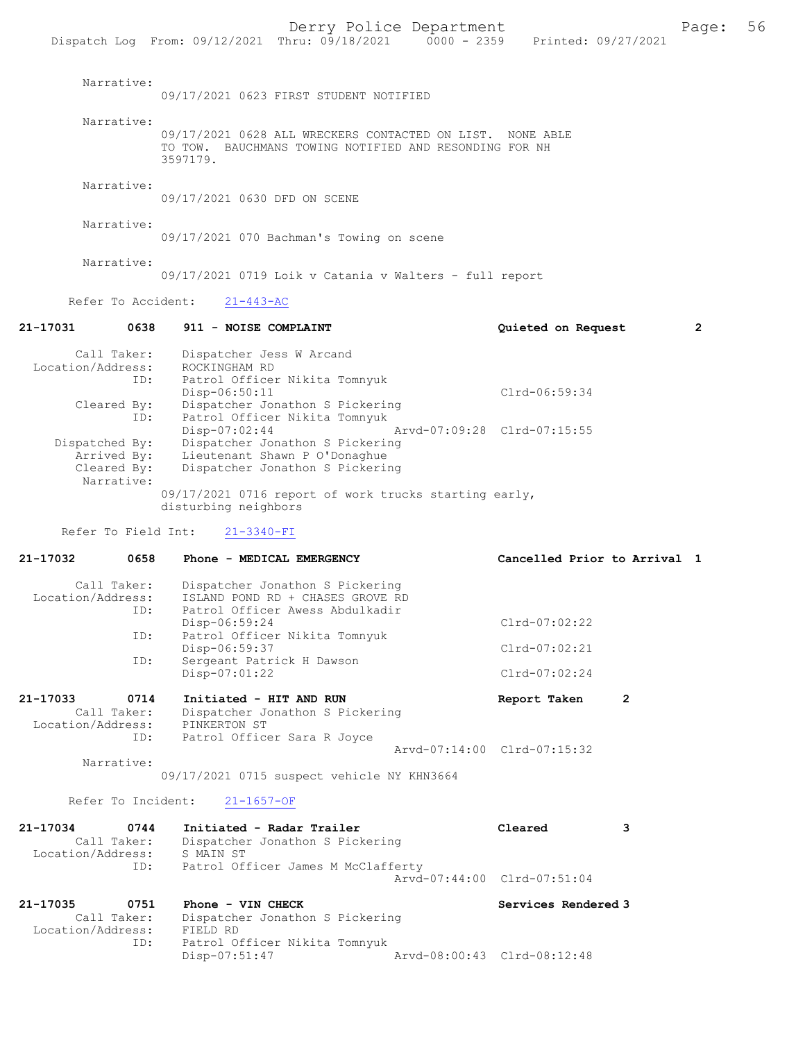Narrative:
09/17/2021 0623 FIRST STUDENT NOTIFIED

Narrative:
09/17/2021 0628 ALL WRECKERS CONTACTED ON LIST. NONE ABLE TO TOW. BAUCHMANS TOWING NOTIFIED AND RESONDING FOR NH 3597179.

Narrative:
09/17/2021 0630 DFD ON SCENE

Narrative:
09/17/2021 070 Bachman's Towing on scene

Narrative:
09/17/2021 0719 Loik v Catania v Walters - full report

Refer To Accident: 21-443-AC

**21-17031 0638 911 - NOISE COMPLAINT — Quieted on Request 2**

Call Taker: Dispatcher Jess W Arcand
Location/Address: ROCKINGHAM RD
ID: Patrol Officer Nikita Tomnyuk
Disp-06:50:11 Clrd-06:59:34
Cleared By: Dispatcher Jonathon S Pickering
ID: Patrol Officer Nikita Tomnyuk
Disp-07:02:44 Arvd-07:09:28 Clrd-07:15:55
Dispatched By: Dispatcher Jonathon S Pickering
Arrived By: Lieutenant Shawn P O'Donaghue
Cleared By: Dispatcher Jonathon S Pickering
Narrative:
09/17/2021 0716 report of work trucks starting early, disturbing neighbors

Refer To Field Int: 21-3340-FI

**21-17032 0658 Phone - MEDICAL EMERGENCY — Cancelled Prior to Arrival 1**

Call Taker: Dispatcher Jonathon S Pickering
Location/Address: ISLAND POND RD + CHASES GROVE RD
ID: Patrol Officer Awess Abdulkadir
Disp-06:59:24 Clrd-07:02:22
ID: Patrol Officer Nikita Tomnyuk
Disp-06:59:37 Clrd-07:02:21
ID: Sergeant Patrick H Dawson
Disp-07:01:22 Clrd-07:02:24

**21-17033 0714 Initiated - HIT AND RUN — Report Taken 2**

Call Taker: Dispatcher Jonathon S Pickering
Location/Address: PINKERTON ST
ID: Patrol Officer Sara R Joyce
Arvd-07:14:00 Clrd-07:15:32
Narrative:
09/17/2021 0715 suspect vehicle NY KHN3664

Refer To Incident: 21-1657-OF

**21-17034 0744 Initiated - Radar Trailer — Cleared 3**

Call Taker: Dispatcher Jonathon S Pickering
Location/Address: S MAIN ST
ID: Patrol Officer James M McClafferty
Arvd-07:44:00 Clrd-07:51:04

**21-17035 0751 Phone - VIN CHECK — Services Rendered 3**

Call Taker: Dispatcher Jonathon S Pickering
Location/Address: FIELD RD
ID: Patrol Officer Nikita Tomnyuk
Disp-07:51:47 Arvd-08:00:43 Clrd-08:12:48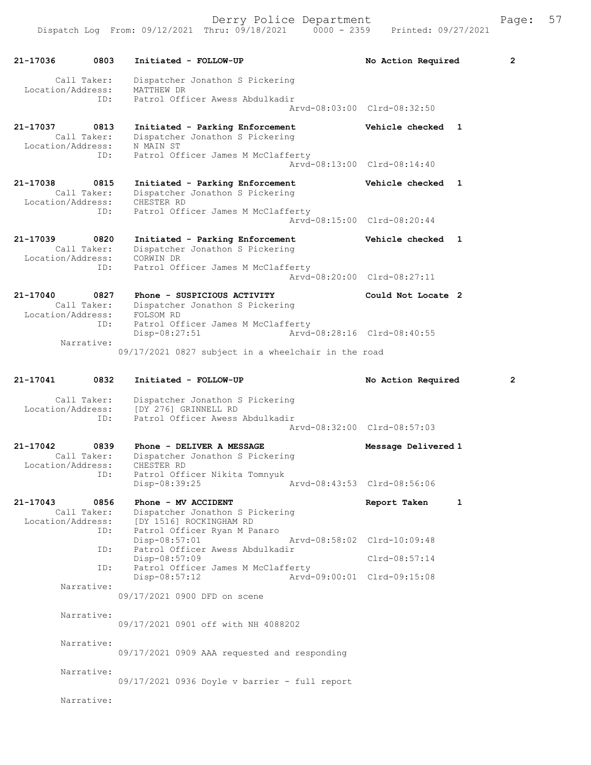**21-17036 0803 Initiated - FOLLOW-UP** — **No Action Required** 2

Call Taker: Dispatcher Jonathon S Pickering
Location/Address: MATTHEW DR
ID: Patrol Officer Awess Abdulkadir
Arvd-08:03:00 Clrd-08:32:50

**21-17037 0813 Initiated - Parking Enforcement** — **Vehicle checked** 1

Call Taker: Dispatcher Jonathon S Pickering
Location/Address: N MAIN ST
ID: Patrol Officer James M McClafferty
Arvd-08:13:00 Clrd-08:14:40

**21-17038 0815 Initiated - Parking Enforcement** — **Vehicle checked** 1

Call Taker: Dispatcher Jonathon S Pickering
Location/Address: CHESTER RD
ID: Patrol Officer James M McClafferty
Arvd-08:15:00 Clrd-08:20:44

**21-17039 0820 Initiated - Parking Enforcement** — **Vehicle checked** 1

Call Taker: Dispatcher Jonathon S Pickering
Location/Address: CORWIN DR
ID: Patrol Officer James M McClafferty
Arvd-08:20:00 Clrd-08:27:11

**21-17040 0827 Phone - SUSPICIOUS ACTIVITY** — **Could Not Locate** 2

Call Taker: Dispatcher Jonathon S Pickering
Location/Address: FOLSOM RD
ID: Patrol Officer James M McClafferty
Disp-08:27:51 Arvd-08:28:16 Clrd-08:40:55
Narrative:
09/17/2021 0827 subject in a wheelchair in the road

**21-17041 0832 Initiated - FOLLOW-UP** — **No Action Required** 2

Call Taker: Dispatcher Jonathon S Pickering
Location/Address: [DY 276] GRINNELL RD
ID: Patrol Officer Awess Abdulkadir
Arvd-08:32:00 Clrd-08:57:03

**21-17042 0839 Phone - DELIVER A MESSAGE** — **Message Delivered** 1

Call Taker: Dispatcher Jonathon S Pickering
Location/Address: CHESTER RD
ID: Patrol Officer Nikita Tomnyuk
Disp-08:39:25 Arvd-08:43:53 Clrd-08:56:06

**21-17043 0856 Phone - MV ACCIDENT** — **Report Taken** 1

Call Taker: Dispatcher Jonathon S Pickering
Location/Address: [DY 1516] ROCKINGHAM RD
ID: Patrol Officer Ryan M Panaro
Disp-08:57:01 Arvd-08:58:02 Clrd-10:09:48
ID: Patrol Officer Awess Abdulkadir
Disp-08:57:09 Clrd-08:57:14
ID: Patrol Officer James M McClafferty
Disp-08:57:12 Arvd-09:00:01 Clrd-09:15:08
Narrative:
09/17/2021 0900 DFD on scene
Narrative:
09/17/2021 0901 off with NH 4088202
Narrative:
09/17/2021 0909 AAA requested and responding
Narrative:
09/17/2021 0936 Doyle v barrier - full report
Narrative: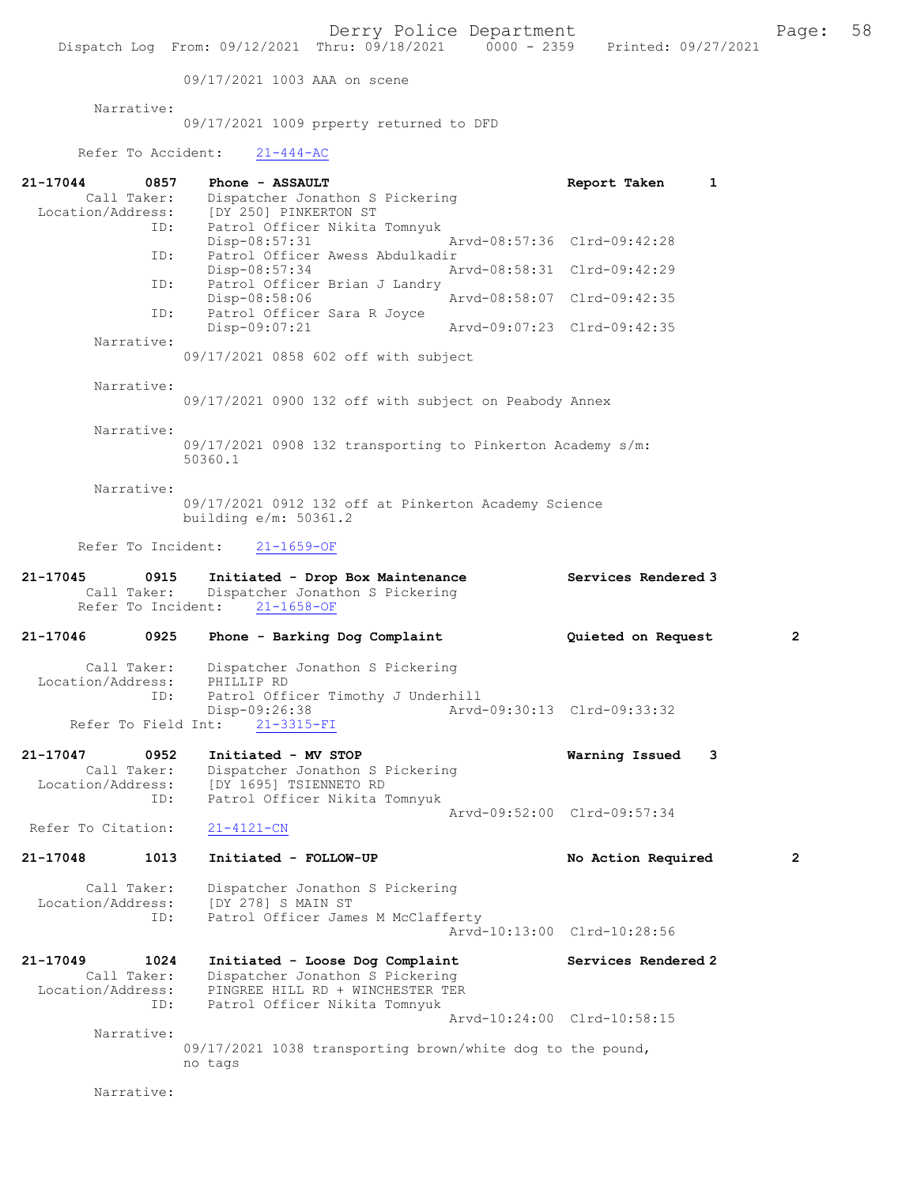09/17/2021 1003 AAA on scene

Narrative:
09/17/2021 1009 prperty returned to DFD

Refer To Accident: 21-444-AC

**21-17044 0857 Phone - ASSAULT** — Report Taken 1

Call Taker: Dispatcher Jonathon S Pickering
Location/Address: [DY 250] PINKERTON ST
ID: Patrol Officer Nikita Tomnyuk
Disp-08:57:31 Arvd-08:57:36 Clrd-09:42:28
ID: Patrol Officer Awess Abdulkadir
Disp-08:57:34 Arvd-08:58:31 Clrd-09:42:29
ID: Patrol Officer Brian J Landry
Disp-08:58:06 Arvd-08:58:07 Clrd-09:42:35
ID: Patrol Officer Sara R Joyce
Disp-09:07:21 Arvd-09:07:23 Clrd-09:42:35

Narrative:
09/17/2021 0858 602 off with subject

Narrative:
09/17/2021 0900 132 off with subject on Peabody Annex

Narrative:
09/17/2021 0908 132 transporting to Pinkerton Academy s/m: 50360.1

Narrative:
09/17/2021 0912 132 off at Pinkerton Academy Science building e/m: 50361.2

Refer To Incident: 21-1659-OF

**21-17045 0915 Initiated - Drop Box Maintenance** — Services Rendered 3

Call Taker: Dispatcher Jonathon S Pickering
Refer To Incident: 21-1658-OF

**21-17046 0925 Phone - Barking Dog Complaint** — Quieted on Request 2

Call Taker: Dispatcher Jonathon S Pickering
Location/Address: PHILLIP RD
ID: Patrol Officer Timothy J Underhill
Disp-09:26:38 Arvd-09:30:13 Clrd-09:33:32
Refer To Field Int: 21-3315-FI

**21-17047 0952 Initiated - MV STOP** — Warning Issued 3

Call Taker: Dispatcher Jonathon S Pickering
Location/Address: [DY 1695] TSIENNETO RD
ID: Patrol Officer Nikita Tomnyuk
Arvd-09:52:00 Clrd-09:57:34
Refer To Citation: 21-4121-CN

**21-17048 1013 Initiated - FOLLOW-UP** — No Action Required 2

Call Taker: Dispatcher Jonathon S Pickering
Location/Address: [DY 278] S MAIN ST
ID: Patrol Officer James M McClafferty
Arvd-10:13:00 Clrd-10:28:56

**21-17049 1024 Initiated - Loose Dog Complaint** — Services Rendered 2

Call Taker: Dispatcher Jonathon S Pickering
Location/Address: PINGREE HILL RD + WINCHESTER TER
ID: Patrol Officer Nikita Tomnyuk
Arvd-10:24:00 Clrd-10:58:15

Narrative:
09/17/2021 1038 transporting brown/white dog to the pound, no tags

Narrative: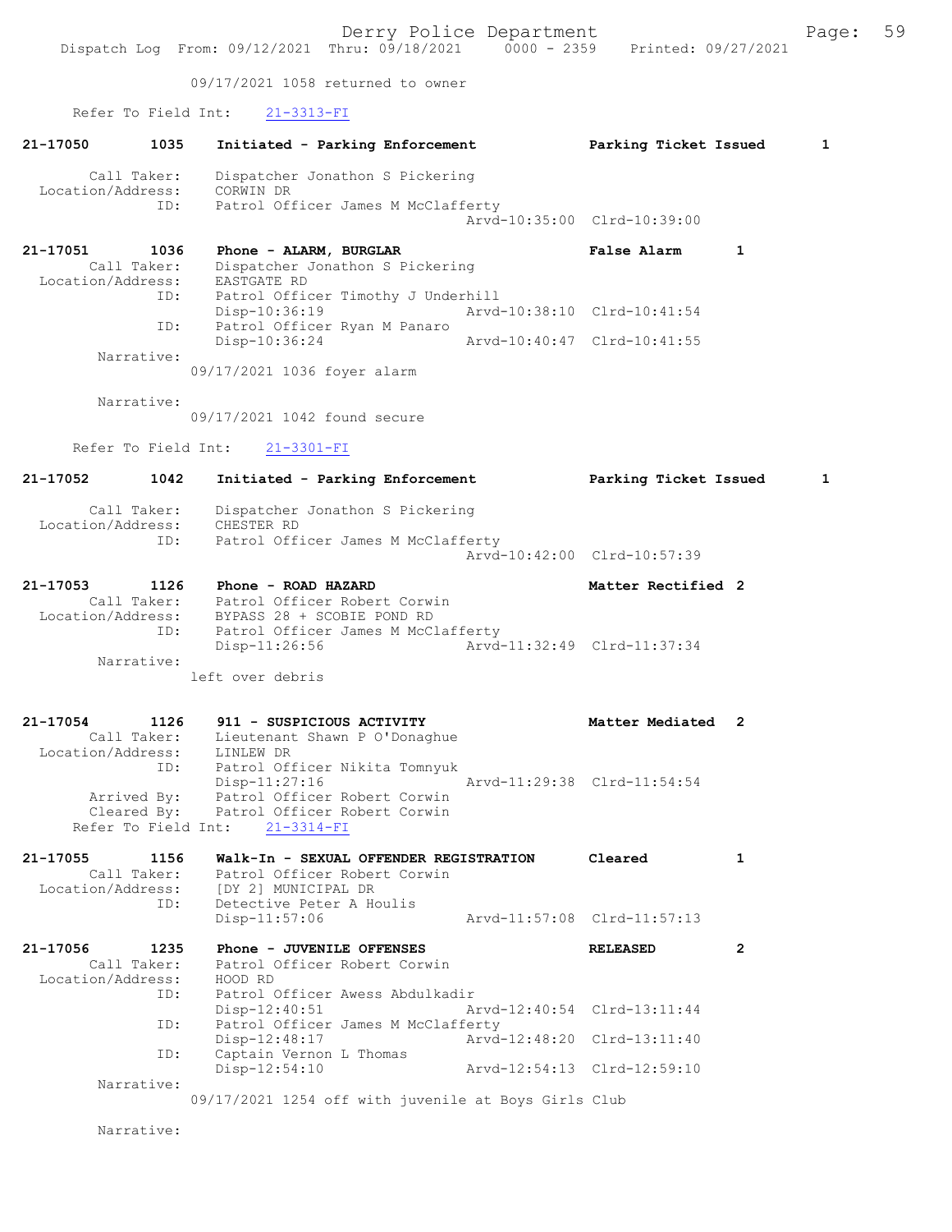09/17/2021 1058 returned to owner

Refer To Field Int: 21-3313-FI

**21-17050 1035 Initiated - Parking Enforcement — Parking Ticket Issued 1**

Call Taker: Dispatcher Jonathon S Pickering
Location/Address: CORWIN DR
ID: Patrol Officer James M McClafferty
Arvd-10:35:00 Clrd-10:39:00

**21-17051 1036 Phone - ALARM, BURGLAR — False Alarm 1**

Call Taker: Dispatcher Jonathon S Pickering
Location/Address: EASTGATE RD
ID: Patrol Officer Timothy J Underhill
Disp-10:36:19 Arvd-10:38:10 Clrd-10:41:54
ID: Patrol Officer Ryan M Panaro
Disp-10:36:24 Arvd-10:40:47 Clrd-10:41:55
Narrative:
09/17/2021 1036 foyer alarm

Narrative:
09/17/2021 1042 found secure

Refer To Field Int: 21-3301-FI

**21-17052 1042 Initiated - Parking Enforcement — Parking Ticket Issued 1**

Call Taker: Dispatcher Jonathon S Pickering
Location/Address: CHESTER RD
ID: Patrol Officer James M McClafferty
Arvd-10:42:00 Clrd-10:57:39

**21-17053 1126 Phone - ROAD HAZARD — Matter Rectified 2**

Call Taker: Patrol Officer Robert Corwin
Location/Address: BYPASS 28 + SCOBIE POND RD
ID: Patrol Officer James M McClafferty
Disp-11:26:56 Arvd-11:32:49 Clrd-11:37:34
Narrative:
left over debris

**21-17054 1126 911 - SUSPICIOUS ACTIVITY — Matter Mediated 2**

Call Taker: Lieutenant Shawn P O'Donaghue
Location/Address: LINLEW DR
ID: Patrol Officer Nikita Tomnyuk
Disp-11:27:16 Arvd-11:29:38 Clrd-11:54:54
Arrived By: Patrol Officer Robert Corwin
Cleared By: Patrol Officer Robert Corwin
Refer To Field Int: 21-3314-FI

**21-17055 1156 Walk-In - SEXUAL OFFENDER REGISTRATION — Cleared 1**

Call Taker: Patrol Officer Robert Corwin
Location/Address: [DY 2] MUNICIPAL DR
ID: Detective Peter A Houlis
Disp-11:57:06 Arvd-11:57:08 Clrd-11:57:13

**21-17056 1235 Phone - JUVENILE OFFENSES — RELEASED 2**

Call Taker: Patrol Officer Robert Corwin
Location/Address: HOOD RD
ID: Patrol Officer Awess Abdulkadir
Disp-12:40:51 Arvd-12:40:54 Clrd-13:11:44
ID: Patrol Officer James M McClafferty
Disp-12:48:17 Arvd-12:48:20 Clrd-13:11:40
ID: Captain Vernon L Thomas
Disp-12:54:10 Arvd-12:54:13 Clrd-12:59:10
Narrative:
09/17/2021 1254 off with juvenile at Boys Girls Club

Narrative: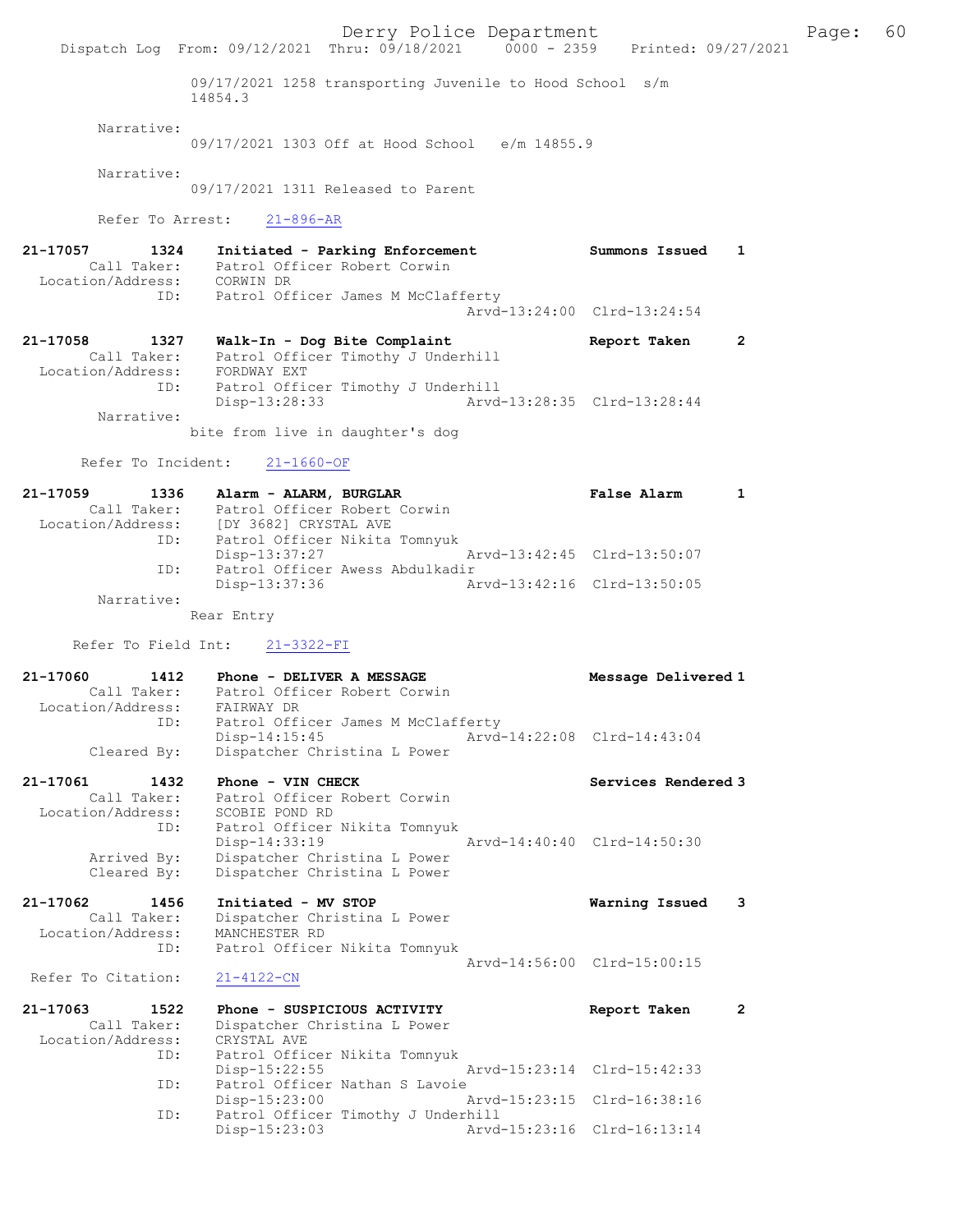09/17/2021 1258 transporting Juvenile to Hood School s/m 14854.3

Narrative:
09/17/2021 1303 Off at Hood School e/m 14855.9

Narrative:
09/17/2021 1311 Released to Parent

Refer To Arrest: 21-896-AR

**21-17057 1324 Initiated - Parking Enforcement — Summons Issued 1**
Call Taker: Patrol Officer Robert Corwin
Location/Address: CORWIN DR
ID: Patrol Officer James M McClafferty
Arvd-13:24:00 Clrd-13:24:54

**21-17058 1327 Walk-In - Dog Bite Complaint — Report Taken 2**
Call Taker: Patrol Officer Timothy J Underhill
Location/Address: FORDWAY EXT
ID: Patrol Officer Timothy J Underhill
Disp-13:28:33 Arvd-13:28:35 Clrd-13:28:44
Narrative:
bite from live in daughter's dog

Refer To Incident: 21-1660-OF

**21-17059 1336 Alarm - ALARM, BURGLAR — False Alarm 1**
Call Taker: Patrol Officer Robert Corwin
Location/Address: [DY 3682] CRYSTAL AVE
ID: Patrol Officer Nikita Tomnyuk
Disp-13:37:27 Arvd-13:42:45 Clrd-13:50:07
ID: Patrol Officer Awess Abdulkadir
Disp-13:37:36 Arvd-13:42:16 Clrd-13:50:05
Narrative:
Rear Entry

Refer To Field Int: 21-3322-FI

**21-17060 1412 Phone - DELIVER A MESSAGE — Message Delivered 1**
Call Taker: Patrol Officer Robert Corwin
Location/Address: FAIRWAY DR
ID: Patrol Officer James M McClafferty
Disp-14:15:45 Arvd-14:22:08 Clrd-14:43:04
Cleared By: Dispatcher Christina L Power

**21-17061 1432 Phone - VIN CHECK — Services Rendered 3**
Call Taker: Patrol Officer Robert Corwin
Location/Address: SCOBIE POND RD
ID: Patrol Officer Nikita Tomnyuk
Disp-14:33:19 Arvd-14:40:40 Clrd-14:50:30
Arrived By: Dispatcher Christina L Power
Cleared By: Dispatcher Christina L Power

**21-17062 1456 Initiated - MV STOP — Warning Issued 3**
Call Taker: Dispatcher Christina L Power
Location/Address: MANCHESTER RD
ID: Patrol Officer Nikita Tomnyuk
Arvd-14:56:00 Clrd-15:00:15
Refer To Citation: 21-4122-CN

**21-17063 1522 Phone - SUSPICIOUS ACTIVITY — Report Taken 2**
Call Taker: Dispatcher Christina L Power
Location/Address: CRYSTAL AVE
ID: Patrol Officer Nikita Tomnyuk
Disp-15:22:55 Arvd-15:23:14 Clrd-15:42:33
ID: Patrol Officer Nathan S Lavoie
Disp-15:23:00 Arvd-15:23:15 Clrd-16:38:16
ID: Patrol Officer Timothy J Underhill
Disp-15:23:03 Arvd-15:23:16 Clrd-16:13:14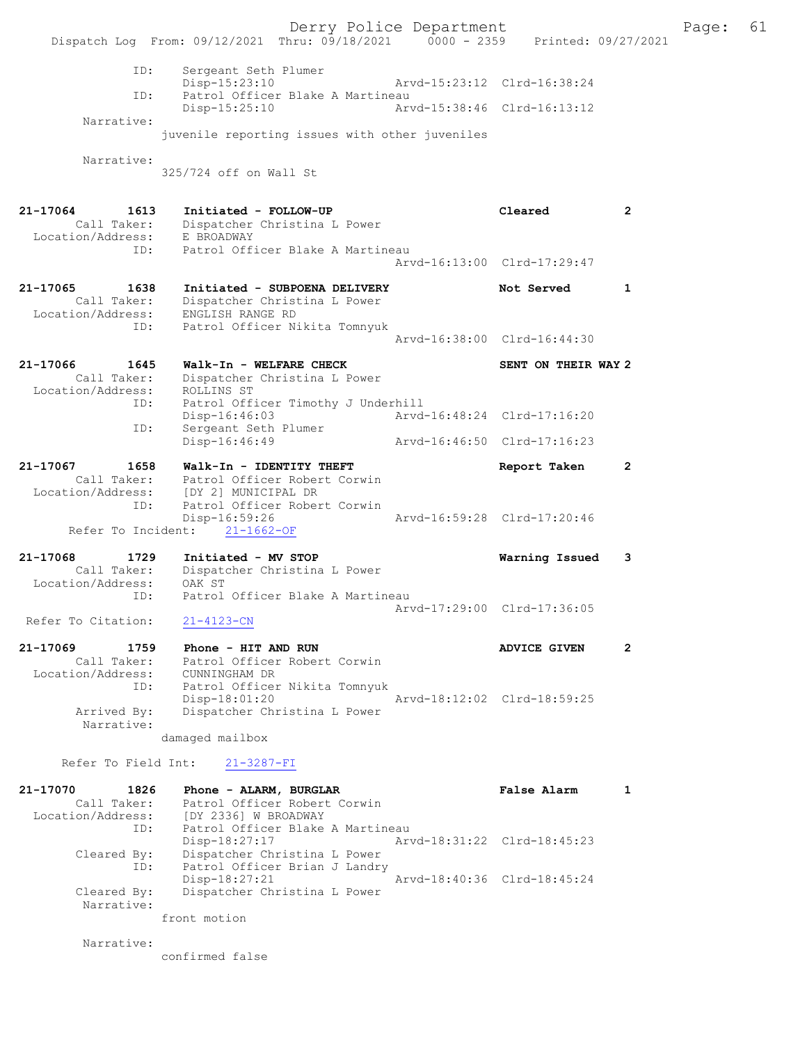```
            ID:     Sergeant Seth Plumer
                    Disp-15:23:10                Arvd-15:23:12  Clrd-16:38:24
            ID:     Patrol Officer Blake A Martineau
                    Disp-15:25:10                Arvd-15:38:46  Clrd-16:13:12
     Narrative:
                  juvenile reporting issues with other juveniles

     Narrative:
                  325/724 off on Wall St


21-17064        1613    Initiated - FOLLOW-UP                      Cleared           2
       Call Taker:      Dispatcher Christina L Power
  Location/Address:     E BROADWAY
               ID:      Patrol Officer Blake A Martineau
                                                 Arvd-16:13:00  Clrd-17:29:47

21-17065        1638    Initiated - SUBPOENA DELIVERY              Not Served        1
       Call Taker:      Dispatcher Christina L Power
  Location/Address:     ENGLISH RANGE RD
               ID:      Patrol Officer Nikita Tomnyuk
                                                 Arvd-16:38:00  Clrd-16:44:30

21-17066        1645    Walk-In - WELFARE CHECK                    SENT ON THEIR WAY 2
       Call Taker:      Dispatcher Christina L Power
  Location/Address:     ROLLINS ST
               ID:      Patrol Officer Timothy J Underhill
                        Disp-16:46:03            Arvd-16:48:24  Clrd-17:16:20
               ID:      Sergeant Seth Plumer
                        Disp-16:46:49            Arvd-16:46:50  Clrd-17:16:23

21-17067        1658    Walk-In - IDENTITY THEFT                   Report Taken      2
       Call Taker:      Patrol Officer Robert Corwin
  Location/Address:     [DY 2] MUNICIPAL DR
               ID:      Patrol Officer Robert Corwin
                        Disp-16:59:26            Arvd-16:59:28  Clrd-17:20:46
     Refer To Incident:     21-1662-OF

21-17068        1729    Initiated - MV STOP                        Warning Issued    3
       Call Taker:      Dispatcher Christina L Power
  Location/Address:     OAK ST
               ID:      Patrol Officer Blake A Martineau
                                                 Arvd-17:29:00  Clrd-17:36:05
  Refer To Citation:    21-4123-CN

21-17069        1759    Phone - HIT AND RUN                        ADVICE GIVEN      2
       Call Taker:      Patrol Officer Robert Corwin
  Location/Address:     CUNNINGHAM DR
               ID:      Patrol Officer Nikita Tomnyuk
                        Disp-18:01:20            Arvd-18:12:02  Clrd-18:59:25
       Arrived By:      Dispatcher Christina L Power
        Narrative:
                  damaged mailbox

     Refer To Field Int:    21-3287-FI

21-17070        1826    Phone - ALARM, BURGLAR                     False Alarm       1
       Call Taker:      Patrol Officer Robert Corwin
  Location/Address:     [DY 2336] W BROADWAY
               ID:      Patrol Officer Blake A Martineau
                        Disp-18:27:17            Arvd-18:31:22  Clrd-18:45:23
       Cleared By:      Dispatcher Christina L Power
               ID:      Patrol Officer Brian J Landry
                        Disp-18:27:21            Arvd-18:40:36  Clrd-18:45:24
       Cleared By:      Dispatcher Christina L Power
        Narrative:
                  front motion

        Narrative:
                  confirmed false
```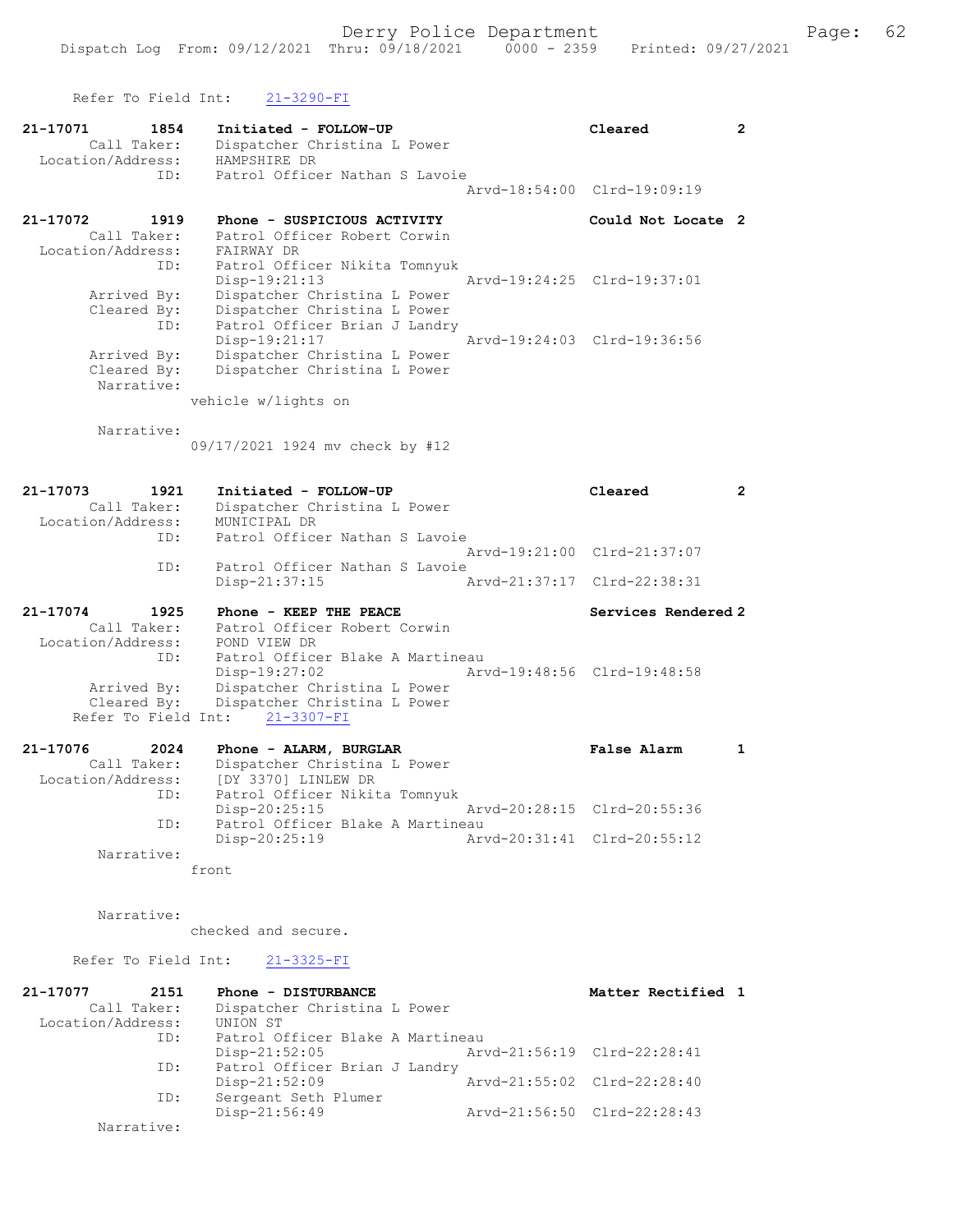Refer To Field Int: 21-3290-FI

```
21-17071        1854    Initiated - FOLLOW-UP                      Cleared          2
         Call Taker:    Dispatcher Christina L Power
   Location/Address:    HAMPSHIRE DR
                ID:     Patrol Officer Nathan S Lavoie
                                                  Arvd-18:54:00  Clrd-19:09:19

21-17072        1919    Phone - SUSPICIOUS ACTIVITY                Could Not Locate 2
         Call Taker:    Patrol Officer Robert Corwin
   Location/Address:    FAIRWAY DR
                ID:     Patrol Officer Nikita Tomnyuk
                        Disp-19:21:13             Arvd-19:24:25  Clrd-19:37:01
         Arrived By:    Dispatcher Christina L Power
         Cleared By:    Dispatcher Christina L Power
                ID:     Patrol Officer Brian J Landry
                        Disp-19:21:17             Arvd-19:24:03  Clrd-19:36:56
         Arrived By:    Dispatcher Christina L Power
         Cleared By:    Dispatcher Christina L Power
          Narrative:
                      vehicle w/lights on

          Narrative:
                      09/17/2021 1924 mv check by #12

21-17073        1921    Initiated - FOLLOW-UP                      Cleared          2
         Call Taker:    Dispatcher Christina L Power
   Location/Address:    MUNICIPAL DR
                ID:     Patrol Officer Nathan S Lavoie
                                                  Arvd-19:21:00  Clrd-21:37:07
                ID:     Patrol Officer Nathan S Lavoie
                        Disp-21:37:15             Arvd-21:37:17  Clrd-22:38:31

21-17074        1925    Phone - KEEP THE PEACE                     Services Rendered 2
         Call Taker:    Patrol Officer Robert Corwin
   Location/Address:    POND VIEW DR
                ID:     Patrol Officer Blake A Martineau
                        Disp-19:27:02             Arvd-19:48:56  Clrd-19:48:58
         Arrived By:    Dispatcher Christina L Power
         Cleared By:    Dispatcher Christina L Power
   Refer To Field Int:    21-3307-FI

21-17076        2024    Phone - ALARM, BURGLAR                     False Alarm      1
         Call Taker:    Dispatcher Christina L Power
   Location/Address:    [DY 3370] LINLEW DR
                ID:     Patrol Officer Nikita Tomnyuk
                        Disp-20:25:15             Arvd-20:28:15  Clrd-20:55:36
                ID:     Patrol Officer Blake A Martineau
                        Disp-20:25:19             Arvd-20:31:41  Clrd-20:55:12
          Narrative:
                      front

          Narrative:
                      checked and secure.

   Refer To Field Int:    21-3325-FI

21-17077        2151    Phone - DISTURBANCE                        Matter Rectified 1
         Call Taker:    Dispatcher Christina L Power
   Location/Address:    UNION ST
                ID:     Patrol Officer Blake A Martineau
                        Disp-21:52:05             Arvd-21:56:19  Clrd-22:28:41
                ID:     Patrol Officer Brian J Landry
                        Disp-21:52:09             Arvd-21:55:02  Clrd-22:28:40
                ID:     Sergeant Seth Plumer
                        Disp-21:56:49             Arvd-21:56:50  Clrd-22:28:43
          Narrative:
```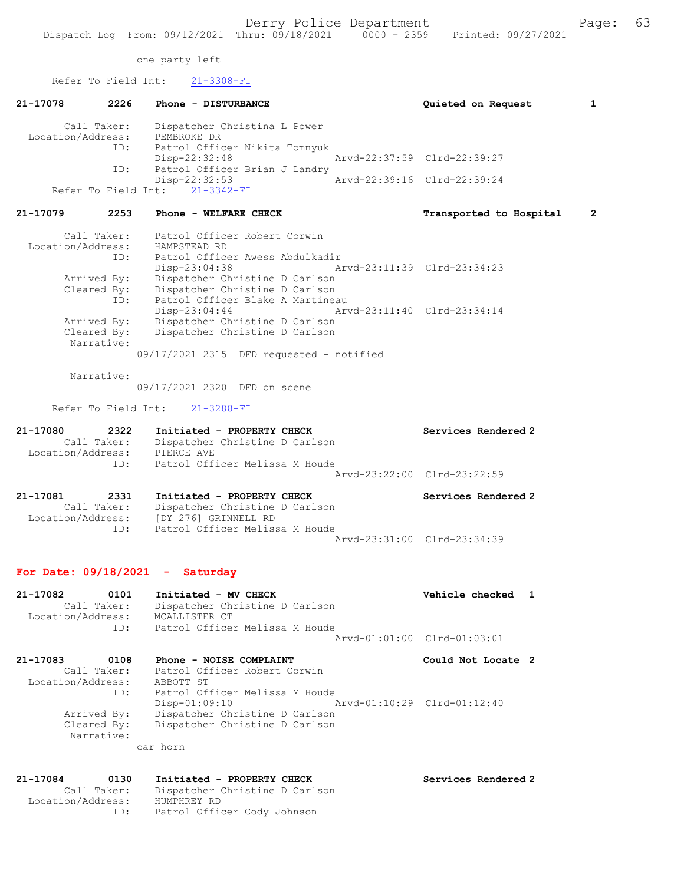one party left

Refer To Field Int: 21-3308-FI

**21-17078 2226 Phone - DISTURBANCE Quieted on Request 1**

Call Taker: Dispatcher Christina L Power
Location/Address: PEMBROKE DR
ID: Patrol Officer Nikita Tomnyuk
Disp-22:32:48 Arvd-22:37:59 Clrd-22:39:27
ID: Patrol Officer Brian J Landry
Disp-22:32:53 Arvd-22:39:16 Clrd-22:39:24
Refer To Field Int: 21-3342-FI

**21-17079 2253 Phone - WELFARE CHECK Transported to Hospital 2**

Call Taker: Patrol Officer Robert Corwin
Location/Address: HAMPSTEAD RD
ID: Patrol Officer Awess Abdulkadir
Disp-23:04:38 Arvd-23:11:39 Clrd-23:34:23
Arrived By: Dispatcher Christine D Carlson
Cleared By: Dispatcher Christine D Carlson
ID: Patrol Officer Blake A Martineau
Disp-23:04:44 Arvd-23:11:40 Clrd-23:34:14
Arrived By: Dispatcher Christine D Carlson
Cleared By: Dispatcher Christine D Carlson
Narrative:
09/17/2021 2315 DFD requested - notified

Narrative:
09/17/2021 2320 DFD on scene

Refer To Field Int: 21-3288-FI

**21-17080 2322 Initiated - PROPERTY CHECK Services Rendered 2**
Call Taker: Dispatcher Christine D Carlson
Location/Address: PIERCE AVE
ID: Patrol Officer Melissa M Houde
Arvd-23:22:00 Clrd-23:22:59

**21-17081 2331 Initiated - PROPERTY CHECK Services Rendered 2**
Call Taker: Dispatcher Christine D Carlson
Location/Address: [DY 276] GRINNELL RD
ID: Patrol Officer Melissa M Houde
Arvd-23:31:00 Clrd-23:34:39

## For Date: 09/18/2021 - Saturday

**21-17082 0101 Initiated - MV CHECK Vehicle checked 1**
Call Taker: Dispatcher Christine D Carlson
Location/Address: MCALLISTER CT
ID: Patrol Officer Melissa M Houde
Arvd-01:01:00 Clrd-01:03:01

**21-17083 0108 Phone - NOISE COMPLAINT Could Not Locate 2**
Call Taker: Patrol Officer Robert Corwin
Location/Address: ABBOTT ST
ID: Patrol Officer Melissa M Houde
Disp-01:09:10 Arvd-01:10:29 Clrd-01:12:40
Arrived By: Dispatcher Christine D Carlson
Cleared By: Dispatcher Christine D Carlson
Narrative:
car horn

**21-17084 0130 Initiated - PROPERTY CHECK Services Rendered 2**
Call Taker: Dispatcher Christine D Carlson
Location/Address: HUMPHREY RD
ID: Patrol Officer Cody Johnson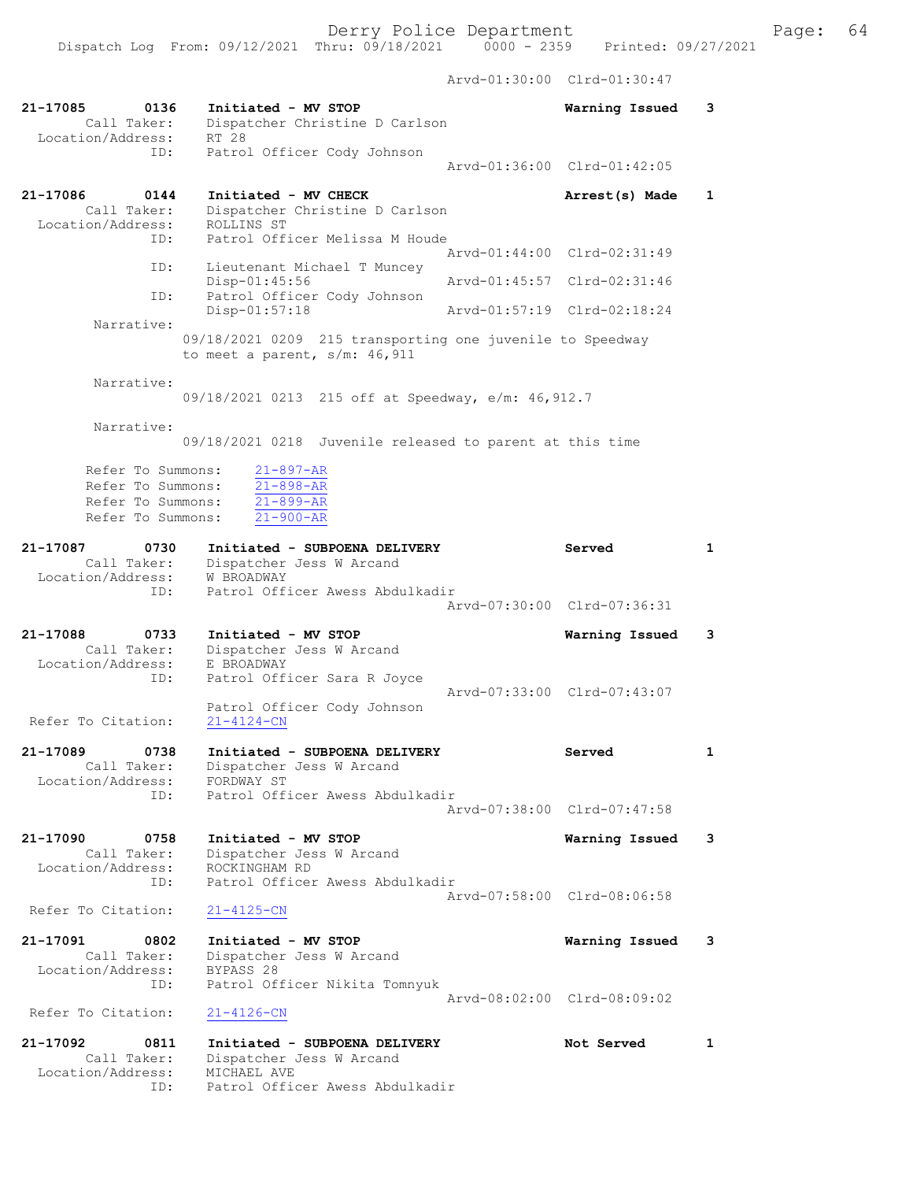Arvd-01:30:00 Clrd-01:30:47

**21-17085** 0136 **Initiated - MV STOP** **Warning Issued** 3
Call Taker: Dispatcher Christine D Carlson
Location/Address: RT 28
ID: Patrol Officer Cody Johnson
Arvd-01:36:00 Clrd-01:42:05

**21-17086** 0144 **Initiated - MV CHECK** **Arrest(s) Made** 1
Call Taker: Dispatcher Christine D Carlson
Location/Address: ROLLINS ST
ID: Patrol Officer Melissa M Houde
Arvd-01:44:00 Clrd-02:31:49
ID: Lieutenant Michael T Muncey
Disp-01:45:56 Arvd-01:45:57 Clrd-02:31:46
ID: Patrol Officer Cody Johnson
Disp-01:57:18 Arvd-01:57:19 Clrd-02:18:24
Narrative:
09/18/2021 0209 215 transporting one juvenile to Speedway to meet a parent, s/m: 46,911

Narrative:
09/18/2021 0213 215 off at Speedway, e/m: 46,912.7

Narrative:
09/18/2021 0218 Juvenile released to parent at this time

Refer To Summons: 21-897-AR
Refer To Summons: 21-898-AR
Refer To Summons: 21-899-AR
Refer To Summons: 21-900-AR

**21-17087** 0730 **Initiated - SUBPOENA DELIVERY** **Served** 1
Call Taker: Dispatcher Jess W Arcand
Location/Address: W BROADWAY
ID: Patrol Officer Awess Abdulkadir
Arvd-07:30:00 Clrd-07:36:31

**21-17088** 0733 **Initiated - MV STOP** **Warning Issued** 3
Call Taker: Dispatcher Jess W Arcand
Location/Address: E BROADWAY
ID: Patrol Officer Sara R Joyce
Arvd-07:33:00 Clrd-07:43:07
Patrol Officer Cody Johnson
Refer To Citation: 21-4124-CN

**21-17089** 0738 **Initiated - SUBPOENA DELIVERY** **Served** 1
Call Taker: Dispatcher Jess W Arcand
Location/Address: FORDWAY ST
ID: Patrol Officer Awess Abdulkadir
Arvd-07:38:00 Clrd-07:47:58

**21-17090** 0758 **Initiated - MV STOP** **Warning Issued** 3
Call Taker: Dispatcher Jess W Arcand
Location/Address: ROCKINGHAM RD
ID: Patrol Officer Awess Abdulkadir
Arvd-07:58:00 Clrd-08:06:58
Refer To Citation: 21-4125-CN

**21-17091** 0802 **Initiated - MV STOP** **Warning Issued** 3
Call Taker: Dispatcher Jess W Arcand
Location/Address: BYPASS 28
ID: Patrol Officer Nikita Tomnyuk
Arvd-08:02:00 Clrd-08:09:02
Refer To Citation: 21-4126-CN

**21-17092** 0811 **Initiated - SUBPOENA DELIVERY** **Not Served** 1
Call Taker: Dispatcher Jess W Arcand
Location/Address: MICHAEL AVE
ID: Patrol Officer Awess Abdulkadir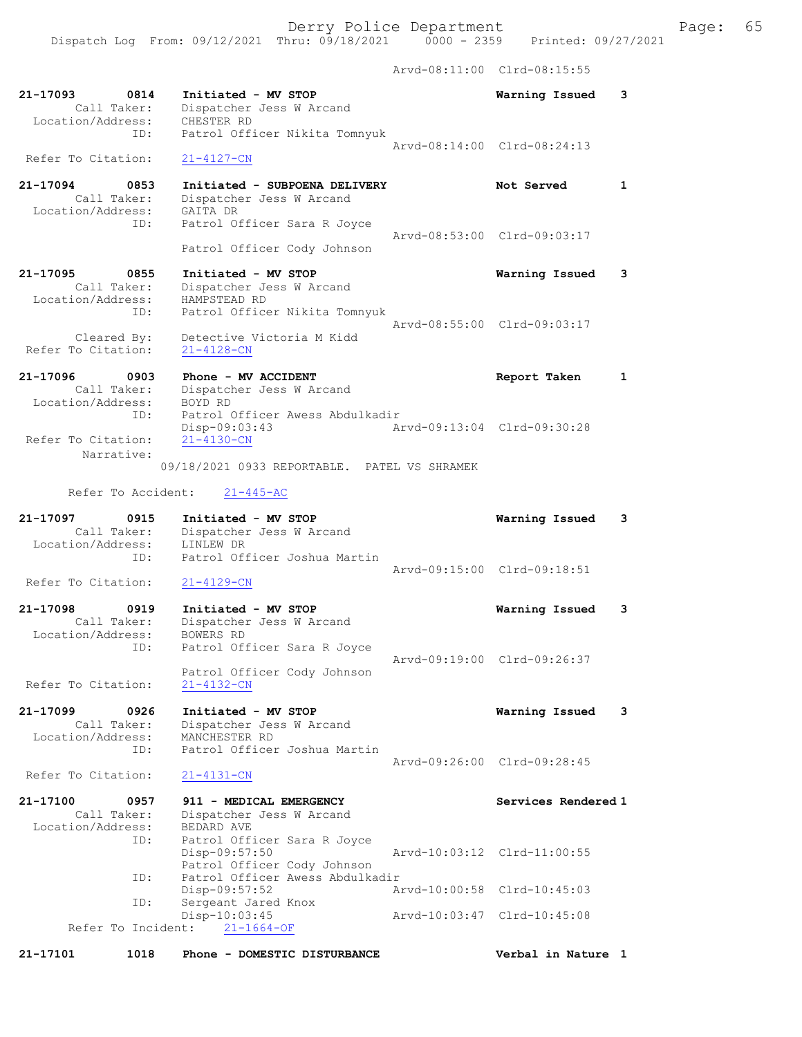Arvd-08:11:00 Clrd-08:15:55

```
21-17093        0814    Initiated - MV STOP                         Warning Issued    3
        Call Taker:     Dispatcher Jess W Arcand
  Location/Address:     CHESTER RD
               ID:      Patrol Officer Nikita Tomnyuk
                                                     Arvd-08:14:00  Clrd-08:24:13
 Refer To Citation:     21-4127-CN

21-17094        0853    Initiated - SUBPOENA DELIVERY               Not Served        1
        Call Taker:     Dispatcher Jess W Arcand
  Location/Address:     GAITA DR
               ID:      Patrol Officer Sara R Joyce
                                                     Arvd-08:53:00  Clrd-09:03:17
                        Patrol Officer Cody Johnson

21-17095        0855    Initiated - MV STOP                         Warning Issued    3
        Call Taker:     Dispatcher Jess W Arcand
  Location/Address:     HAMPSTEAD RD
               ID:      Patrol Officer Nikita Tomnyuk
                                                     Arvd-08:55:00  Clrd-09:03:17
        Cleared By:     Detective Victoria M Kidd
 Refer To Citation:     21-4128-CN

21-17096        0903    Phone - MV ACCIDENT                         Report Taken      1
        Call Taker:     Dispatcher Jess W Arcand
  Location/Address:     BOYD RD
               ID:      Patrol Officer Awess Abdulkadir
                        Disp-09:03:43                Arvd-09:13:04  Clrd-09:30:28
 Refer To Citation:     21-4130-CN
         Narrative:
                    09/18/2021 0933 REPORTABLE.  PATEL VS SHRAMEK

       Refer To Accident:     21-445-AC

21-17097        0915    Initiated - MV STOP                         Warning Issued    3
        Call Taker:     Dispatcher Jess W Arcand
  Location/Address:     LINLEW DR
               ID:      Patrol Officer Joshua Martin
                                                     Arvd-09:15:00  Clrd-09:18:51
 Refer To Citation:     21-4129-CN

21-17098        0919    Initiated - MV STOP                         Warning Issued    3
        Call Taker:     Dispatcher Jess W Arcand
  Location/Address:     BOWERS RD
               ID:      Patrol Officer Sara R Joyce
                                                     Arvd-09:19:00  Clrd-09:26:37
                        Patrol Officer Cody Johnson
 Refer To Citation:     21-4132-CN

21-17099        0926    Initiated - MV STOP                         Warning Issued    3
        Call Taker:     Dispatcher Jess W Arcand
  Location/Address:     MANCHESTER RD
               ID:      Patrol Officer Joshua Martin
                                                     Arvd-09:26:00  Clrd-09:28:45
 Refer To Citation:     21-4131-CN

21-17100        0957    911 - MEDICAL EMERGENCY                     Services Rendered 1
        Call Taker:     Dispatcher Jess W Arcand
  Location/Address:     BEDARD AVE
               ID:      Patrol Officer Sara R Joyce
                        Disp-09:57:50                Arvd-10:03:12  Clrd-11:00:55
                        Patrol Officer Cody Johnson
               ID:      Patrol Officer Awess Abdulkadir
                        Disp-09:57:52                Arvd-10:00:58  Clrd-10:45:03
               ID:      Sergeant Jared Knox
                        Disp-10:03:45                Arvd-10:03:47  Clrd-10:45:08
       Refer To Incident:     21-1664-OF

21-17101        1018    Phone - DOMESTIC DISTURBANCE                Verbal in Nature  1
```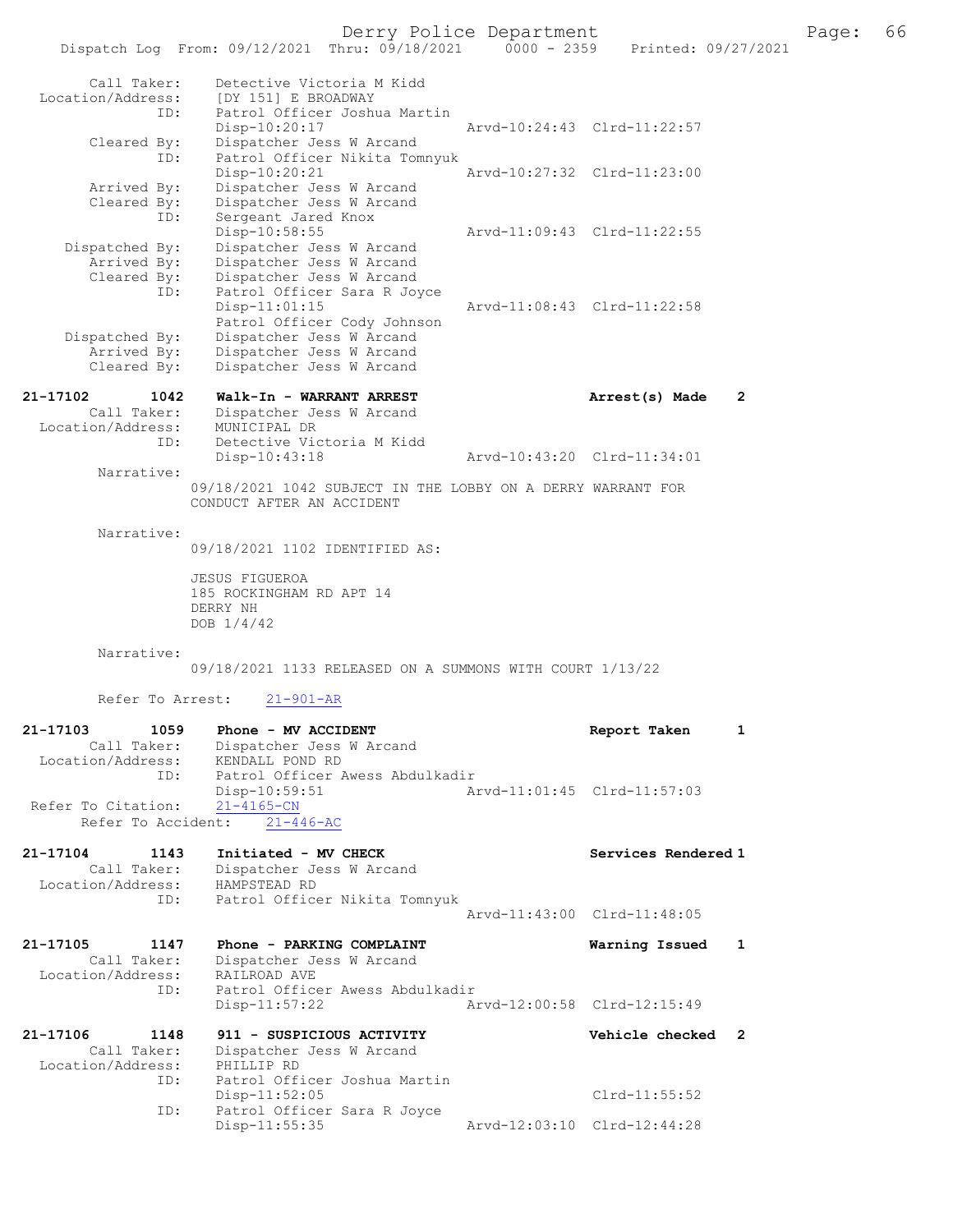```
    Call Taker:    Detective Victoria M Kidd
 Location/Address:    [DY 151] E BROADWAY
               ID:    Patrol Officer Joshua Martin
                      Disp-10:20:17                 Arvd-10:24:43  Clrd-11:22:57
       Cleared By:    Dispatcher Jess W Arcand
               ID:    Patrol Officer Nikita Tomnyuk
                      Disp-10:20:21                 Arvd-10:27:32  Clrd-11:23:00
       Arrived By:    Dispatcher Jess W Arcand
       Cleared By:    Dispatcher Jess W Arcand
               ID:    Sergeant Jared Knox
                      Disp-10:58:55                 Arvd-11:09:43  Clrd-11:22:55
    Dispatched By:    Dispatcher Jess W Arcand
       Arrived By:    Dispatcher Jess W Arcand
       Cleared By:    Dispatcher Jess W Arcand
               ID:    Patrol Officer Sara R Joyce
                      Disp-11:01:15                 Arvd-11:08:43  Clrd-11:22:58
                      Patrol Officer Cody Johnson
    Dispatched By:    Dispatcher Jess W Arcand
       Arrived By:    Dispatcher Jess W Arcand
       Cleared By:    Dispatcher Jess W Arcand

21-17102        1042    Walk-In - WARRANT ARREST                    Arrest(s) Made    2
       Call Taker:    Dispatcher Jess W Arcand
 Location/Address:    MUNICIPAL DR
               ID:    Detective Victoria M Kidd
                      Disp-10:43:18                 Arvd-10:43:20  Clrd-11:34:01
        Narrative:
                   09/18/2021 1042 SUBJECT IN THE LOBBY ON A DERRY WARRANT FOR
                   CONDUCT AFTER AN ACCIDENT

        Narrative:
                   09/18/2021 1102 IDENTIFIED AS:

                   JESUS FIGUEROA
                   185 ROCKINGHAM RD APT 14
                   DERRY NH
                   DOB 1/4/42

        Narrative:
                   09/18/2021 1133 RELEASED ON A SUMMONS WITH COURT 1/13/22

        Refer To Arrest:    21-901-AR

21-17103        1059    Phone - MV ACCIDENT                         Report Taken      1
       Call Taker:    Dispatcher Jess W Arcand
 Location/Address:    KENDALL POND RD
               ID:    Patrol Officer Awess Abdulkadir
                      Disp-10:59:51                 Arvd-11:01:45  Clrd-11:57:03
 Refer To Citation:    21-4165-CN
      Refer To Accident:    21-446-AC

21-17104        1143    Initiated - MV CHECK                        Services Rendered 1
       Call Taker:    Dispatcher Jess W Arcand
 Location/Address:    HAMPSTEAD RD
               ID:    Patrol Officer Nikita Tomnyuk
                                                    Arvd-11:43:00  Clrd-11:48:05

21-17105        1147    Phone - PARKING COMPLAINT                   Warning Issued    1
       Call Taker:    Dispatcher Jess W Arcand
 Location/Address:    RAILROAD AVE
               ID:    Patrol Officer Awess Abdulkadir
                      Disp-11:57:22                 Arvd-12:00:58  Clrd-12:15:49

21-17106        1148    911 - SUSPICIOUS ACTIVITY                   Vehicle checked   2
       Call Taker:    Dispatcher Jess W Arcand
 Location/Address:    PHILLIP RD
               ID:    Patrol Officer Joshua Martin
                      Disp-11:52:05                                Clrd-11:55:52
               ID:    Patrol Officer Sara R Joyce
                      Disp-11:55:35                 Arvd-12:03:10  Clrd-12:44:28
```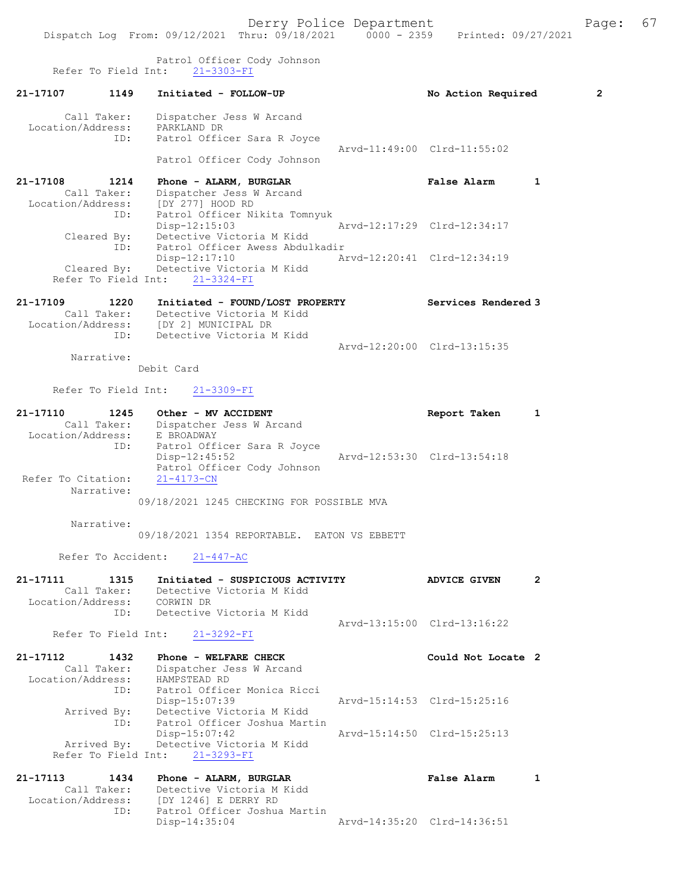Patrol Officer Cody Johnson
Refer To Field Int: 21-3303-FI

**21-17107 1149 Initiated - FOLLOW-UP** **No Action Required 2**

Call Taker: Dispatcher Jess W Arcand
Location/Address: PARKLAND DR
ID: Patrol Officer Sara R Joyce
Arvd-11:49:00 Clrd-11:55:02
Patrol Officer Cody Johnson

**21-17108 1214 Phone - ALARM, BURGLAR** **False Alarm 1**
Call Taker: Dispatcher Jess W Arcand
Location/Address: [DY 277] HOOD RD
ID: Patrol Officer Nikita Tomnyuk
Disp-12:15:03 Arvd-12:17:29 Clrd-12:34:17
Cleared By: Detective Victoria M Kidd
ID: Patrol Officer Awess Abdulkadir
Disp-12:17:10 Arvd-12:20:41 Clrd-12:34:19
Cleared By: Detective Victoria M Kidd
Refer To Field Int: 21-3324-FI

**21-17109 1220 Initiated - FOUND/LOST PROPERTY** **Services Rendered 3**
Call Taker: Detective Victoria M Kidd
Location/Address: [DY 2] MUNICIPAL DR
ID: Detective Victoria M Kidd
Arvd-12:20:00 Clrd-13:15:35
Narrative:
Debit Card

Refer To Field Int: 21-3309-FI

**21-17110 1245 Other - MV ACCIDENT** **Report Taken 1**
Call Taker: Dispatcher Jess W Arcand
Location/Address: E BROADWAY
ID: Patrol Officer Sara R Joyce
Disp-12:45:52 Arvd-12:53:30 Clrd-13:54:18
Patrol Officer Cody Johnson
Refer To Citation: 21-4173-CN
Narrative:
09/18/2021 1245 CHECKING FOR POSSIBLE MVA

Narrative:
09/18/2021 1354 REPORTABLE. EATON VS EBBETT

Refer To Accident: 21-447-AC

**21-17111 1315 Initiated - SUSPICIOUS ACTIVITY** **ADVICE GIVEN 2**
Call Taker: Detective Victoria M Kidd
Location/Address: CORWIN DR
ID: Detective Victoria M Kidd
Arvd-13:15:00 Clrd-13:16:22
Refer To Field Int: 21-3292-FI

**21-17112 1432 Phone - WELFARE CHECK** **Could Not Locate 2**
Call Taker: Dispatcher Jess W Arcand
Location/Address: HAMPSTEAD RD
ID: Patrol Officer Monica Ricci
Disp-15:07:39 Arvd-15:14:53 Clrd-15:25:16
Arrived By: Detective Victoria M Kidd
ID: Patrol Officer Joshua Martin
Disp-15:07:42 Arvd-15:14:50 Clrd-15:25:13
Arrived By: Detective Victoria M Kidd
Refer To Field Int: 21-3293-FI

**21-17113 1434 Phone - ALARM, BURGLAR** **False Alarm 1**
Call Taker: Detective Victoria M Kidd
Location/Address: [DY 1246] E DERRY RD
ID: Patrol Officer Joshua Martin
Disp-14:35:04 Arvd-14:35:20 Clrd-14:36:51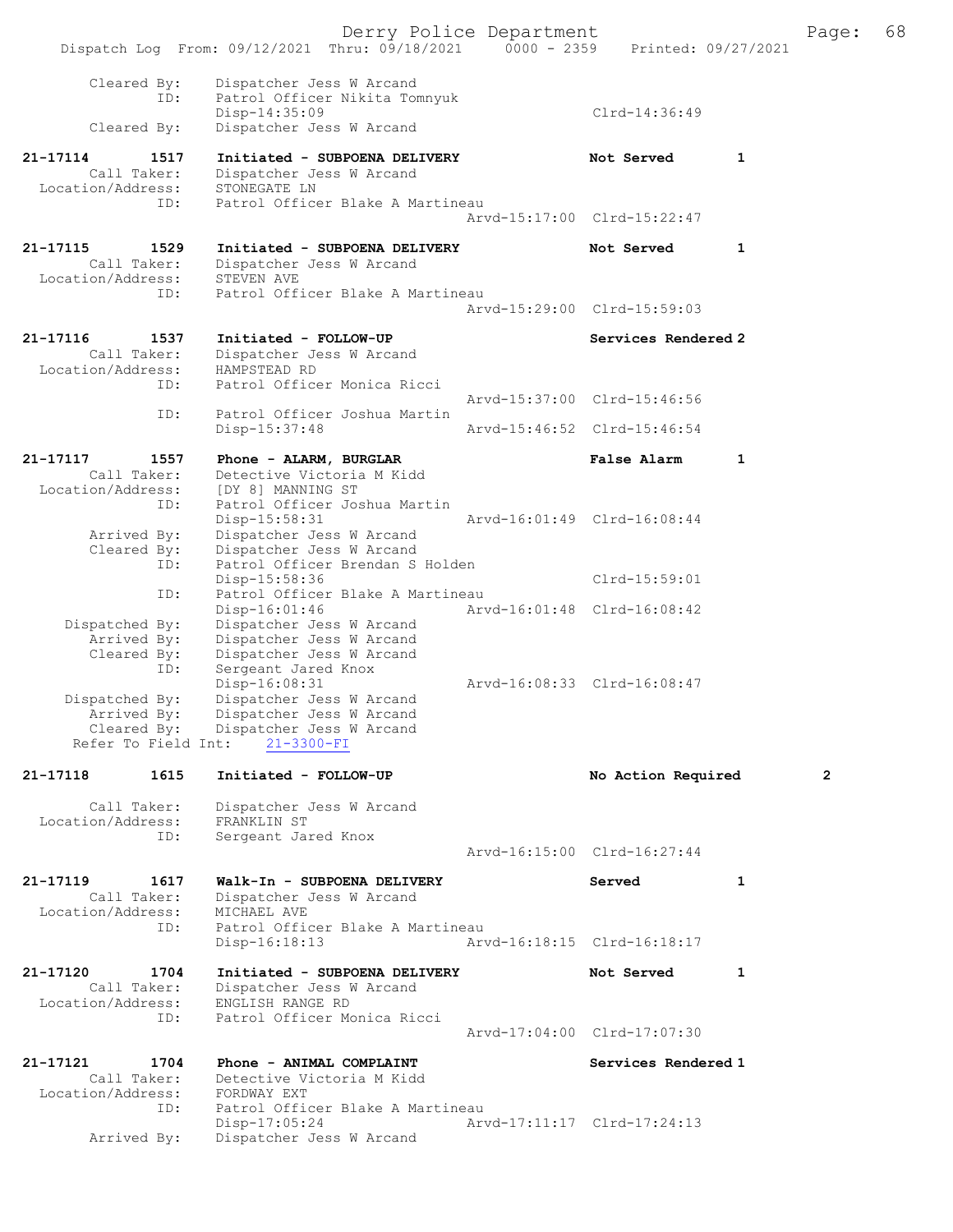Cleared By: Dispatcher Jess W Arcand
ID: Patrol Officer Nikita Tomnyuk
Disp-14:35:09 Clrd-14:36:49
Cleared By: Dispatcher Jess W Arcand

21-17114 1517 Initiated - SUBPOENA DELIVERY Not Served 1
Call Taker: Dispatcher Jess W Arcand
Location/Address: STONEGATE LN
ID: Patrol Officer Blake A Martineau
Arvd-15:17:00 Clrd-15:22:47

21-17115 1529 Initiated - SUBPOENA DELIVERY Not Served 1
Call Taker: Dispatcher Jess W Arcand
Location/Address: STEVEN AVE
ID: Patrol Officer Blake A Martineau
Arvd-15:29:00 Clrd-15:59:03

21-17116 1537 Initiated - FOLLOW-UP Services Rendered 2
Call Taker: Dispatcher Jess W Arcand
Location/Address: HAMPSTEAD RD
ID: Patrol Officer Monica Ricci
Arvd-15:37:00 Clrd-15:46:56
ID: Patrol Officer Joshua Martin
Disp-15:37:48 Arvd-15:46:52 Clrd-15:46:54

21-17117 1557 Phone - ALARM, BURGLAR False Alarm 1
Call Taker: Detective Victoria M Kidd
Location/Address: [DY 8] MANNING ST
ID: Patrol Officer Joshua Martin
Disp-15:58:31 Arvd-16:01:49 Clrd-16:08:44
Arrived By: Dispatcher Jess W Arcand
Cleared By: Dispatcher Jess W Arcand
ID: Patrol Officer Brendan S Holden
Disp-15:58:36 Clrd-15:59:01
ID: Patrol Officer Blake A Martineau
Disp-16:01:46 Arvd-16:01:48 Clrd-16:08:42
Dispatched By: Dispatcher Jess W Arcand
Arrived By: Dispatcher Jess W Arcand
Cleared By: Dispatcher Jess W Arcand
ID: Sergeant Jared Knox
Disp-16:08:31 Arvd-16:08:33 Clrd-16:08:47
Dispatched By: Dispatcher Jess W Arcand
Arrived By: Dispatcher Jess W Arcand
Cleared By: Dispatcher Jess W Arcand
Refer To Field Int: 21-3300-FI

21-17118 1615 Initiated - FOLLOW-UP No Action Required 2
Call Taker: Dispatcher Jess W Arcand
Location/Address: FRANKLIN ST
ID: Sergeant Jared Knox
Arvd-16:15:00 Clrd-16:27:44

21-17119 1617 Walk-In - SUBPOENA DELIVERY Served 1
Call Taker: Dispatcher Jess W Arcand
Location/Address: MICHAEL AVE
ID: Patrol Officer Blake A Martineau
Disp-16:18:13 Arvd-16:18:15 Clrd-16:18:17

21-17120 1704 Initiated - SUBPOENA DELIVERY Not Served 1
Call Taker: Dispatcher Jess W Arcand
Location/Address: ENGLISH RANGE RD
ID: Patrol Officer Monica Ricci
Arvd-17:04:00 Clrd-17:07:30

21-17121 1704 Phone - ANIMAL COMPLAINT Services Rendered 1
Call Taker: Detective Victoria M Kidd
Location/Address: FORDWAY EXT
ID: Patrol Officer Blake A Martineau
Disp-17:05:24 Arvd-17:11:17 Clrd-17:24:13
Arrived By: Dispatcher Jess W Arcand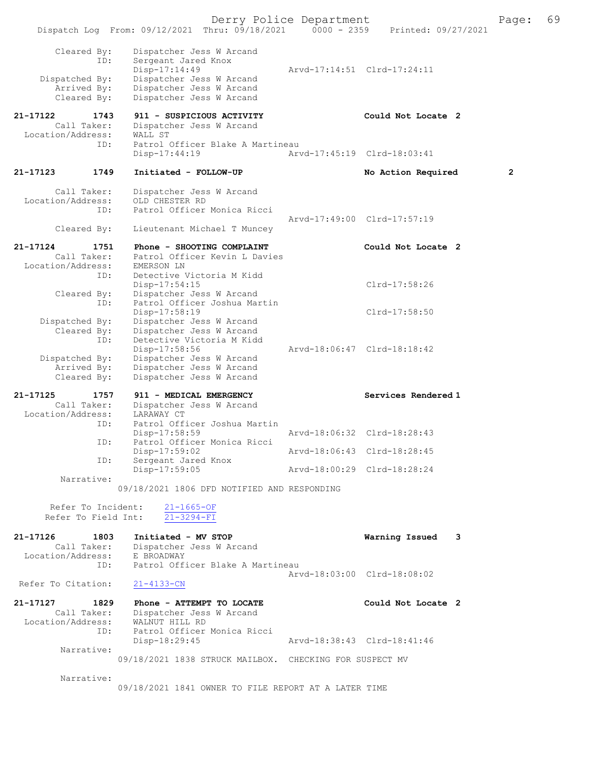```
        Cleared By:     Dispatcher Jess W Arcand
               ID:      Sergeant Jared Knox
                        Disp-17:14:49                 Arvd-17:14:51  Clrd-17:24:11
     Dispatched By:     Dispatcher Jess W Arcand
        Arrived By:     Dispatcher Jess W Arcand
        Cleared By:     Dispatcher Jess W Arcand

21-17122        1743    911 - SUSPICIOUS ACTIVITY                    Could Not Locate 2
       Call Taker:      Dispatcher Jess W Arcand
  Location/Address:     WALL ST
               ID:      Patrol Officer Blake A Martineau
                        Disp-17:44:19                 Arvd-17:45:19  Clrd-18:03:41

21-17123        1749    Initiated - FOLLOW-UP                        No Action Required        2

       Call Taker:      Dispatcher Jess W Arcand
  Location/Address:     OLD CHESTER RD
               ID:      Patrol Officer Monica Ricci
                                                      Arvd-17:49:00  Clrd-17:57:19
        Cleared By:     Lieutenant Michael T Muncey

21-17124        1751    Phone - SHOOTING COMPLAINT                   Could Not Locate 2
       Call Taker:      Patrol Officer Kevin L Davies
  Location/Address:     EMERSON LN
               ID:      Detective Victoria M Kidd
                        Disp-17:54:15                                Clrd-17:58:26
        Cleared By:     Dispatcher Jess W Arcand
               ID:      Patrol Officer Joshua Martin
                        Disp-17:58:19                                Clrd-17:58:50
     Dispatched By:     Dispatcher Jess W Arcand
        Cleared By:     Dispatcher Jess W Arcand
               ID:      Detective Victoria M Kidd
                        Disp-17:58:56                 Arvd-18:06:47  Clrd-18:18:42
     Dispatched By:     Dispatcher Jess W Arcand
        Arrived By:     Dispatcher Jess W Arcand
        Cleared By:     Dispatcher Jess W Arcand

21-17125        1757    911 - MEDICAL EMERGENCY                      Services Rendered 1
       Call Taker:      Dispatcher Jess W Arcand
  Location/Address:     LARAWAY CT
               ID:      Patrol Officer Joshua Martin
                        Disp-17:58:59                 Arvd-18:06:32  Clrd-18:28:43
               ID:      Patrol Officer Monica Ricci
                        Disp-17:59:02                 Arvd-18:06:43  Clrd-18:28:45
               ID:      Sergeant Jared Knox
                        Disp-17:59:05                 Arvd-18:00:29  Clrd-18:28:24
         Narrative:
                    09/18/2021 1806 DFD NOTIFIED AND RESPONDING

       Refer To Incident:     21-1665-OF
       Refer To Field Int:    21-3294-FI

21-17126        1803    Initiated - MV STOP                          Warning Issued    3
       Call Taker:      Dispatcher Jess W Arcand
  Location/Address:     E BROADWAY
               ID:      Patrol Officer Blake A Martineau
                                                      Arvd-18:03:00  Clrd-18:08:02
  Refer To Citation:    21-4133-CN

21-17127        1829    Phone - ATTEMPT TO LOCATE                    Could Not Locate 2
       Call Taker:      Dispatcher Jess W Arcand
  Location/Address:     WALNUT HILL RD
               ID:      Patrol Officer Monica Ricci
                        Disp-18:29:45                 Arvd-18:38:43  Clrd-18:41:46
         Narrative:
                    09/18/2021 1838 STRUCK MAILBOX.  CHECKING FOR SUSPECT MV

         Narrative:
                    09/18/2021 1841 OWNER TO FILE REPORT AT A LATER TIME
```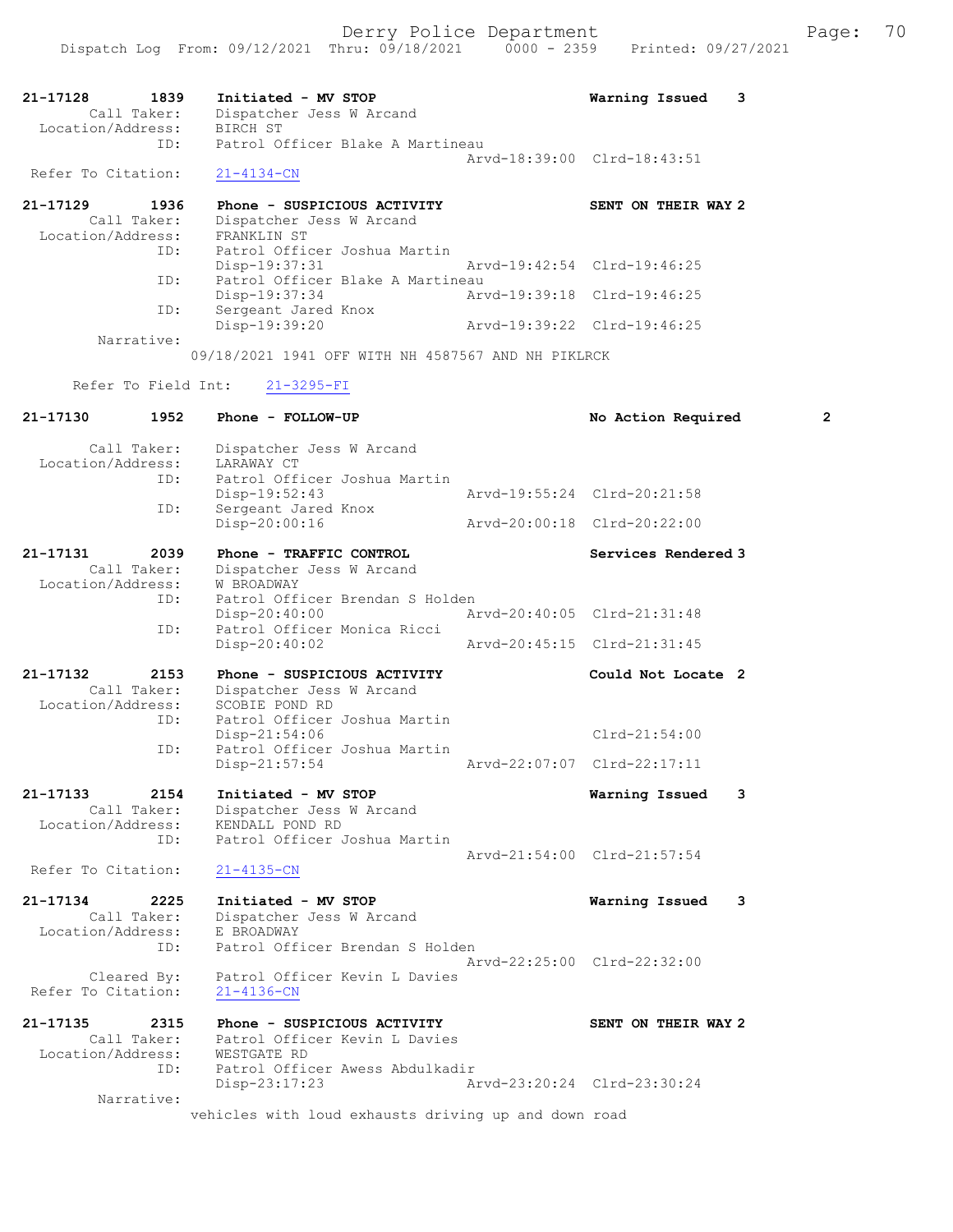```
21-17128        1839    Initiated - MV STOP                        Warning Issued   3
        Call Taker:     Dispatcher Jess W Arcand
  Location/Address:     BIRCH ST
                ID:     Patrol Officer Blake A Martineau
                                                  Arvd-18:39:00  Clrd-18:43:51
 Refer To Citation:     21-4134-CN

21-17129        1936    Phone - SUSPICIOUS ACTIVITY                SENT ON THEIR WAY 2
        Call Taker:     Dispatcher Jess W Arcand
  Location/Address:     FRANKLIN ST
                ID:     Patrol Officer Joshua Martin
                        Disp-19:37:31             Arvd-19:42:54  Clrd-19:46:25
                ID:     Patrol Officer Blake A Martineau
                        Disp-19:37:34             Arvd-19:39:18  Clrd-19:46:25
                ID:     Sergeant Jared Knox
                        Disp-19:39:20             Arvd-19:39:22  Clrd-19:46:25
         Narrative:
                      09/18/2021 1941 OFF WITH NH 4587567 AND NH PIKLRCK

      Refer To Field Int:    21-3295-FI

21-17130        1952    Phone - FOLLOW-UP                          No Action Required        2

        Call Taker:     Dispatcher Jess W Arcand
  Location/Address:     LARAWAY CT
                ID:     Patrol Officer Joshua Martin
                        Disp-19:52:43             Arvd-19:55:24  Clrd-20:21:58
                ID:     Sergeant Jared Knox
                        Disp-20:00:16             Arvd-20:00:18  Clrd-20:22:00

21-17131        2039    Phone - TRAFFIC CONTROL                    Services Rendered 3
        Call Taker:     Dispatcher Jess W Arcand
  Location/Address:     W BROADWAY
                ID:     Patrol Officer Brendan S Holden
                        Disp-20:40:00             Arvd-20:40:05  Clrd-21:31:48
                ID:     Patrol Officer Monica Ricci
                        Disp-20:40:02             Arvd-20:45:15  Clrd-21:31:45

21-17132        2153    Phone - SUSPICIOUS ACTIVITY                Could Not Locate  2
        Call Taker:     Dispatcher Jess W Arcand
  Location/Address:     SCOBIE POND RD
                ID:     Patrol Officer Joshua Martin
                        Disp-21:54:06                            Clrd-21:54:00
                ID:     Patrol Officer Joshua Martin
                        Disp-21:57:54             Arvd-22:07:07  Clrd-22:17:11

21-17133        2154    Initiated - MV STOP                        Warning Issued   3
        Call Taker:     Dispatcher Jess W Arcand
  Location/Address:     KENDALL POND RD
                ID:     Patrol Officer Joshua Martin
                                                  Arvd-21:54:00  Clrd-21:57:54
 Refer To Citation:     21-4135-CN

21-17134        2225    Initiated - MV STOP                        Warning Issued   3
        Call Taker:     Dispatcher Jess W Arcand
  Location/Address:     E BROADWAY
                ID:     Patrol Officer Brendan S Holden
                                                  Arvd-22:25:00  Clrd-22:32:00
        Cleared By:     Patrol Officer Kevin L Davies
 Refer To Citation:     21-4136-CN

21-17135        2315    Phone - SUSPICIOUS ACTIVITY                SENT ON THEIR WAY 2
        Call Taker:     Patrol Officer Kevin L Davies
  Location/Address:     WESTGATE RD
                ID:     Patrol Officer Awess Abdulkadir
                        Disp-23:17:23             Arvd-23:20:24  Clrd-23:30:24
         Narrative:
                      vehicles with loud exhausts driving up and down road
```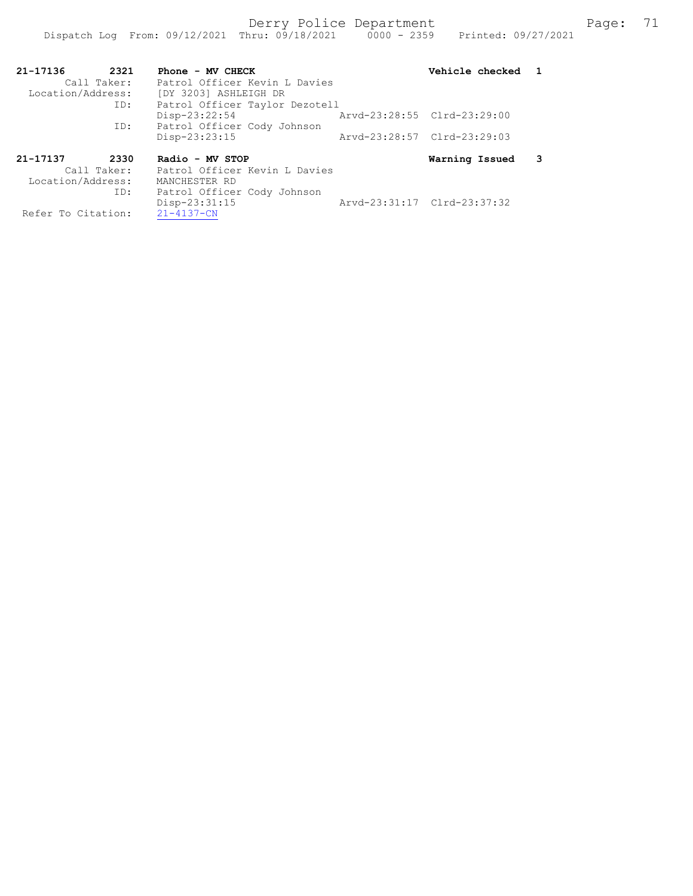**21-17136 2321 Phone - MV CHECK** **Vehicle checked 1**

Call Taker: Patrol Officer Kevin L Davies
Location/Address: [DY 3203] ASHLEIGH DR
ID: Patrol Officer Taylor Dezotell
Disp-23:22:54 Arvd-23:28:55 Clrd-23:29:00
ID: Patrol Officer Cody Johnson
Disp-23:23:15 Arvd-23:28:57 Clrd-23:29:03

**21-17137 2330 Radio - MV STOP** **Warning Issued 3**

Call Taker: Patrol Officer Kevin L Davies
Location/Address: MANCHESTER RD
ID: Patrol Officer Cody Johnson
Disp-23:31:15 Arvd-23:31:17 Clrd-23:37:32
Refer To Citation: 21-4137-CN